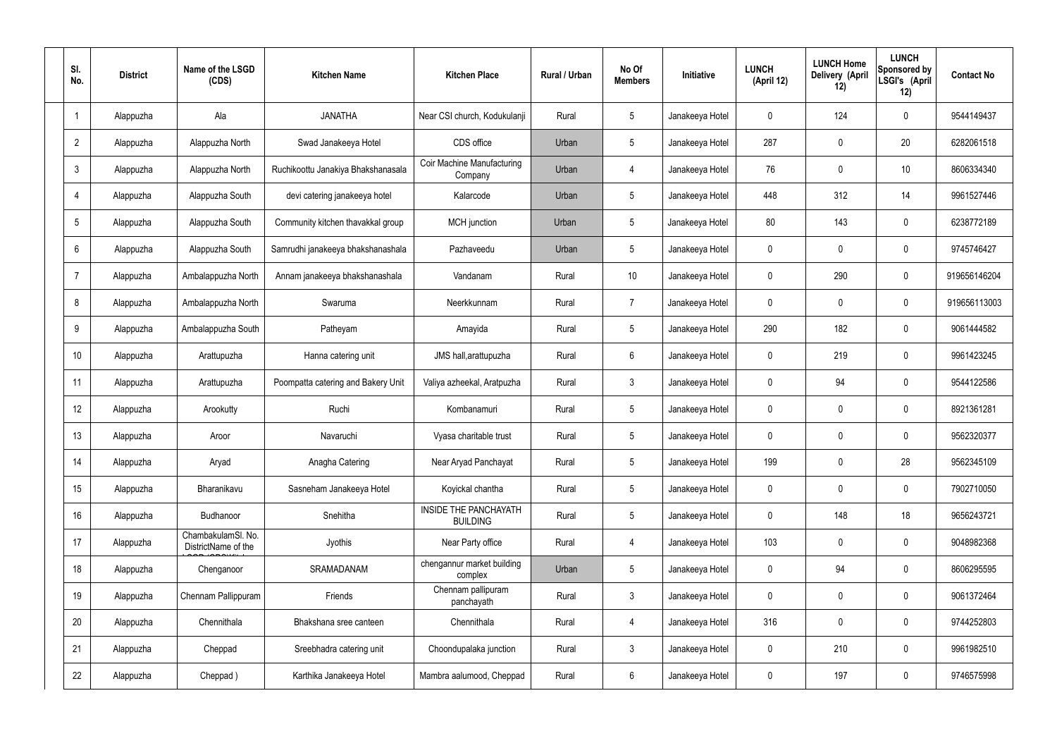| Sl. No. | District | Name of the LSGD (CDS) | Kitchen Name | Kitchen Place | Rural / Urban | No Of Members | Initiative | LUNCH (April 12) | LUNCH Home Delivery (April 12) | LUNCH Sponsored by LSGI's (April 12) | Contact No |
|---|---|---|---|---|---|---|---|---|---|---|---|
| 1 | Alappuzha | Ala | JANATHA | Near CSI church, Kodukulanji | Rural | 5 | Janakeeya Hotel | 0 | 124 | 0 | 9544149437 |
| 2 | Alappuzha | Alappuzha North | Swad Janakeeya Hotel | CDS office | Urban | 5 | Janakeeya Hotel | 287 | 0 | 20 | 6282061518 |
| 3 | Alappuzha | Alappuzha North | Ruchikoottu Janakiya Bhakshanasala | Coir Machine Manufacturing Company | Urban | 4 | Janakeeya Hotel | 76 | 0 | 10 | 8606334340 |
| 4 | Alappuzha | Alappuzha South | devi catering janakeeya hotel | Kalarcode | Urban | 5 | Janakeeya Hotel | 448 | 312 | 14 | 9961527446 |
| 5 | Alappuzha | Alappuzha South | Community kitchen thavakkal group | MCH junction | Urban | 5 | Janakeeya Hotel | 80 | 143 | 0 | 6238772189 |
| 6 | Alappuzha | Alappuzha South | Samrudhi janakeeya bhakshanashala | Pazhaveedu | Urban | 5 | Janakeeya Hotel | 0 | 0 | 0 | 9745746427 |
| 7 | Alappuzha | Ambalappuzha North | Annam janakeeya bhakshanashala | Vandanam | Rural | 10 | Janakeeya Hotel | 0 | 290 | 0 | 919656146204 |
| 8 | Alappuzha | Ambalappuzha North | Swaruma | Neerkkunnam | Rural | 7 | Janakeeya Hotel | 0 | 0 | 0 | 919656113003 |
| 9 | Alappuzha | Ambalappuzha South | Patheyam | Amayida | Rural | 5 | Janakeeya Hotel | 290 | 182 | 0 | 9061444582 |
| 10 | Alappuzha | Arattupuzha | Hanna catering unit | JMS hall,arattupuzha | Rural | 6 | Janakeeya Hotel | 0 | 219 | 0 | 9961423245 |
| 11 | Alappuzha | Arattupuzha | Poompatta catering and Bakery Unit | Valiya azheekal, Aratpuzha | Rural | 3 | Janakeeya Hotel | 0 | 94 | 0 | 9544122586 |
| 12 | Alappuzha | Arookutty | Ruchi | Kombanamuri | Rural | 5 | Janakeeya Hotel | 0 | 0 | 0 | 8921361281 |
| 13 | Alappuzha | Aroor | Navaruchi | Vyasa charitable trust | Rural | 5 | Janakeeya Hotel | 0 | 0 | 0 | 9562320377 |
| 14 | Alappuzha | Aryad | Anagha Catering | Near Aryad Panchayat | Rural | 5 | Janakeeya Hotel | 199 | 0 | 28 | 9562345109 |
| 15 | Alappuzha | Bharanikavu | Sasneham Janakeeya Hotel | Koyickal chantha | Rural | 5 | Janakeeya Hotel | 0 | 0 | 0 | 7902710050 |
| 16 | Alappuzha | Budhanoor | Snehitha | INSIDE THE PANCHAYATH BUILDING | Rural | 5 | Janakeeya Hotel | 0 | 148 | 18 | 9656243721 |
| 17 | Alappuzha | ChambakulamSl. No. DistrictName of the | Jyothis | Near Party office | Rural | 4 | Janakeeya Hotel | 103 | 0 | 0 | 9048982368 |
| 18 | Alappuzha | Chenganoor | SRAMADANAM | chengannur market building complex | Urban | 5 | Janakeeya Hotel | 0 | 94 | 0 | 8606295595 |
| 19 | Alappuzha | Chennam Pallippuram | Friends | Chennam pallipuram panchayath | Rural | 3 | Janakeeya Hotel | 0 | 0 | 0 | 9061372464 |
| 20 | Alappuzha | Chennithala | Bhakshana sree canteen | Chennithala | Rural | 4 | Janakeeya Hotel | 316 | 0 | 0 | 9744252803 |
| 21 | Alappuzha | Cheppad | Sreebhadra catering unit | Choondupalaka junction | Rural | 3 | Janakeeya Hotel | 0 | 210 | 0 | 9961982510 |
| 22 | Alappuzha | Cheppad ) | Karthika Janakeeya Hotel | Mambra aalumood, Cheppad | Rural | 6 | Janakeeya Hotel | 0 | 197 | 0 | 9746575998 |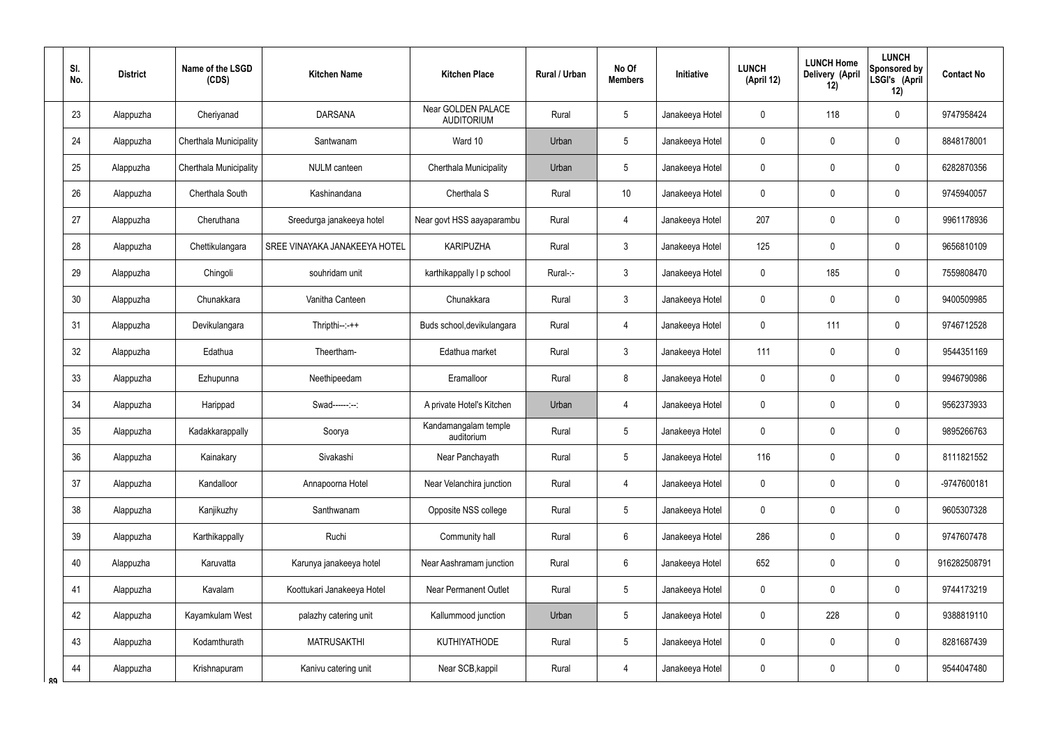| Sl. No. | District | Name of the LSGD (CDS) | Kitchen Name | Kitchen Place | Rural / Urban | No Of Members | Initiative | LUNCH (April 12) | LUNCH Home Delivery (April 12) | LUNCH Sponsored by LSGI's (April 12) | Contact No |
|---|---|---|---|---|---|---|---|---|---|---|---|
| 23 | Alappuzha | Cheriyanad | DARSANA | Near GOLDEN PALACE AUDITORIUM | Rural | 5 | Janakeeya Hotel | 0 | 118 | 0 | 9747958424 |
| 24 | Alappuzha | Cherthala Municipality | Santwanam | Ward 10 | Urban | 5 | Janakeeya Hotel | 0 | 0 | 0 | 8848178001 |
| 25 | Alappuzha | Cherthala Municipality | NULM canteen | Cherthala Municipality | Urban | 5 | Janakeeya Hotel | 0 | 0 | 0 | 6282870356 |
| 26 | Alappuzha | Cherthala South | Kashinandana | Cherthala S | Rural | 10 | Janakeeya Hotel | 0 | 0 | 0 | 9745940057 |
| 27 | Alappuzha | Cheruthana | Sreedurga janakeeya hotel | Near govt HSS aayaparambu | Rural | 4 | Janakeeya Hotel | 207 | 0 | 0 | 9961178936 |
| 28 | Alappuzha | Chettikulangara | SREE VINAYAKA JANAKEEYA HOTEL | KARIPUZHA | Rural | 3 | Janakeeya Hotel | 125 | 0 | 0 | 9656810109 |
| 29 | Alappuzha | Chingoli | souhridam unit | karthikappally l p school | Rural-:- | 3 | Janakeeya Hotel | 0 | 185 | 0 | 7559808470 |
| 30 | Alappuzha | Chunakkara | Vanitha Canteen | Chunakkara | Rural | 3 | Janakeeya Hotel | 0 | 0 | 0 | 9400509985 |
| 31 | Alappuzha | Devikulangara | Thripthi--:-++ | Buds school,devikulangara | Rural | 4 | Janakeeya Hotel | 0 | 111 | 0 | 9746712528 |
| 32 | Alappuzha | Edathua | Theertham- | Edathua market | Rural | 3 | Janakeeya Hotel | 111 | 0 | 0 | 9544351169 |
| 33 | Alappuzha | Ezhupunna | Neethipeedam | Eramalloor | Rural | 8 | Janakeeya Hotel | 0 | 0 | 0 | 9946790986 |
| 34 | Alappuzha | Harippad | Swad------:--: | A private Hotel's Kitchen | Urban | 4 | Janakeeya Hotel | 0 | 0 | 0 | 9562373933 |
| 35 | Alappuzha | Kadakkarappally | Soorya | Kandamangalam temple auditorium | Rural | 5 | Janakeeya Hotel | 0 | 0 | 0 | 9895266763 |
| 36 | Alappuzha | Kainakary | Sivakashi | Near Panchayath | Rural | 5 | Janakeeya Hotel | 116 | 0 | 0 | 8111821552 |
| 37 | Alappuzha | Kandalloor | Annapoorna Hotel | Near Velanchira junction | Rural | 4 | Janakeeya Hotel | 0 | 0 | 0 | -9747600181 |
| 38 | Alappuzha | Kanjikuzhy | Santhwanam | Opposite NSS college | Rural | 5 | Janakeeya Hotel | 0 | 0 | 0 | 9605307328 |
| 39 | Alappuzha | Karthikappally | Ruchi | Community hall | Rural | 6 | Janakeeya Hotel | 286 | 0 | 0 | 9747607478 |
| 40 | Alappuzha | Karuvatta | Karunya janakeeya hotel | Near Aashramam junction | Rural | 6 | Janakeeya Hotel | 652 | 0 | 0 | 916282508791 |
| 41 | Alappuzha | Kavalam | Koottukari Janakeeya Hotel | Near Permanent Outlet | Rural | 5 | Janakeeya Hotel | 0 | 0 | 0 | 9744173219 |
| 42 | Alappuzha | Kayamkulam West | palazhy catering unit | Kallummood junction | Urban | 5 | Janakeeya Hotel | 0 | 228 | 0 | 9388819110 |
| 43 | Alappuzha | Kodamthurath | MATRUSAKTHI | KUTHIYATHODE | Rural | 5 | Janakeeya Hotel | 0 | 0 | 0 | 8281687439 |
| 44 | Alappuzha | Krishnapuram | Kanivu catering unit | Near SCB,kappil | Rural | 4 | Janakeeya Hotel | 0 | 0 | 0 | 9544047480 |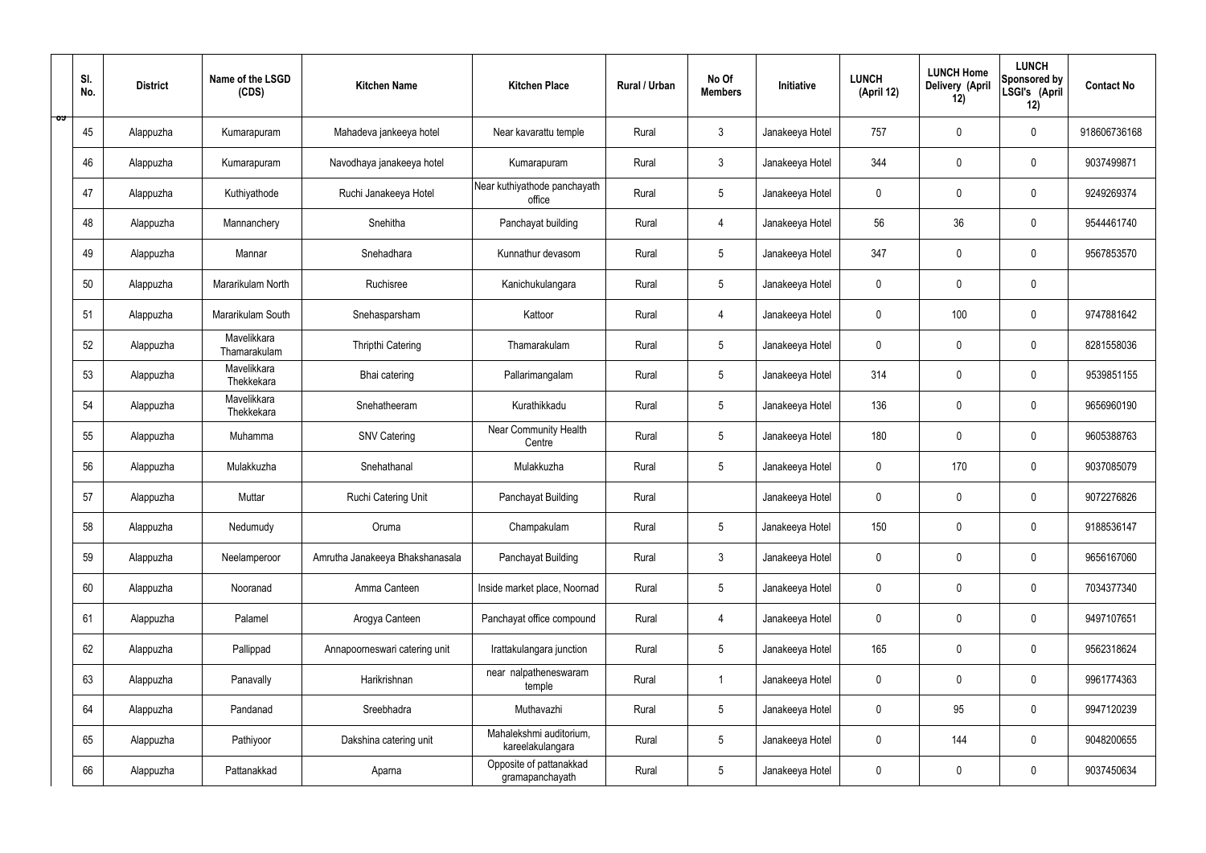| Sl. No. | District | Name of the LSGD (CDS) | Kitchen Name | Kitchen Place | Rural / Urban | No Of Members | Initiative | LUNCH (April 12) | LUNCH Home Delivery (April 12) | LUNCH Sponsored by LSGI's (April 12) | Contact No |
|---|---|---|---|---|---|---|---|---|---|---|---|
| 45 | Alappuzha | Kumarapuram | Mahadeva jankeeya hotel | Near kavarattu temple | Rural | 3 | Janakeeya Hotel | 757 | 0 | 0 | 918606736168 |
| 46 | Alappuzha | Kumarapuram | Navodhaya janakeeya hotel | Kumarapuram | Rural | 3 | Janakeeya Hotel | 344 | 0 | 0 | 9037499871 |
| 47 | Alappuzha | Kuthiyathode | Ruchi Janakeeya Hotel | Near kuthiyathode panchayath office | Rural | 5 | Janakeeya Hotel | 0 | 0 | 0 | 9249269374 |
| 48 | Alappuzha | Mannanchery | Snehitha | Panchayat building | Rural | 4 | Janakeeya Hotel | 56 | 36 | 0 | 9544461740 |
| 49 | Alappuzha | Mannar | Snehadhara | Kunnathur devasom | Rural | 5 | Janakeeya Hotel | 347 | 0 | 0 | 9567853570 |
| 50 | Alappuzha | Mararikulam North | Ruchisree | Kanichukulangara | Rural | 5 | Janakeeya Hotel | 0 | 0 | 0 | |
| 51 | Alappuzha | Mararikulam South | Snehasparsham | Kattoor | Rural | 4 | Janakeeya Hotel | 0 | 100 | 0 | 9747881642 |
| 52 | Alappuzha | Mavelikkara Thamarakulam | Thripthi Catering | Thamarakulam | Rural | 5 | Janakeeya Hotel | 0 | 0 | 0 | 8281558036 |
| 53 | Alappuzha | Mavelikkara Thekkekara | Bhai catering | Pallarimangalam | Rural | 5 | Janakeeya Hotel | 314 | 0 | 0 | 9539851155 |
| 54 | Alappuzha | Mavelikkara Thekkekara | Snehatheeram | Kurathikkadu | Rural | 5 | Janakeeya Hotel | 136 | 0 | 0 | 9656960190 |
| 55 | Alappuzha | Muhamma | SNV Catering | Near Community Health Centre | Rural | 5 | Janakeeya Hotel | 180 | 0 | 0 | 9605388763 |
| 56 | Alappuzha | Mulakkuzha | Snehathanal | Mulakkuzha | Rural | 5 | Janakeeya Hotel | 0 | 170 | 0 | 9037085079 |
| 57 | Alappuzha | Muttar | Ruchi Catering Unit | Panchayat Building | Rural | | Janakeeya Hotel | 0 | 0 | 0 | 9072276826 |
| 58 | Alappuzha | Nedumudy | Oruma | Champakulam | Rural | 5 | Janakeeya Hotel | 150 | 0 | 0 | 9188536147 |
| 59 | Alappuzha | Neelamperoor | Amrutha Janakeeya Bhakshanasala | Panchayat Building | Rural | 3 | Janakeeya Hotel | 0 | 0 | 0 | 9656167060 |
| 60 | Alappuzha | Nooranad | Amma Canteen | Inside market place, Noornad | Rural | 5 | Janakeeya Hotel | 0 | 0 | 0 | 7034377340 |
| 61 | Alappuzha | Palamel | Arogya Canteen | Panchayat office compound | Rural | 4 | Janakeeya Hotel | 0 | 0 | 0 | 9497107651 |
| 62 | Alappuzha | Pallippad | Annapoorneswari catering unit | Irattakulangara junction | Rural | 5 | Janakeeya Hotel | 165 | 0 | 0 | 9562318624 |
| 63 | Alappuzha | Panavally | Harikrishnan | near nalpatheneswaram temple | Rural | 1 | Janakeeya Hotel | 0 | 0 | 0 | 9961774363 |
| 64 | Alappuzha | Pandanad | Sreebhadra | Muthavazhi | Rural | 5 | Janakeeya Hotel | 0 | 95 | 0 | 9947120239 |
| 65 | Alappuzha | Pathiyoor | Dakshina catering unit | Mahalekshmi auditorium, kareelakulangara | Rural | 5 | Janakeeya Hotel | 0 | 144 | 0 | 9048200655 |
| 66 | Alappuzha | Pattanakkad | Aparna | Opposite of pattanakkad gramapanchayath | Rural | 5 | Janakeeya Hotel | 0 | 0 | 0 | 9037450634 |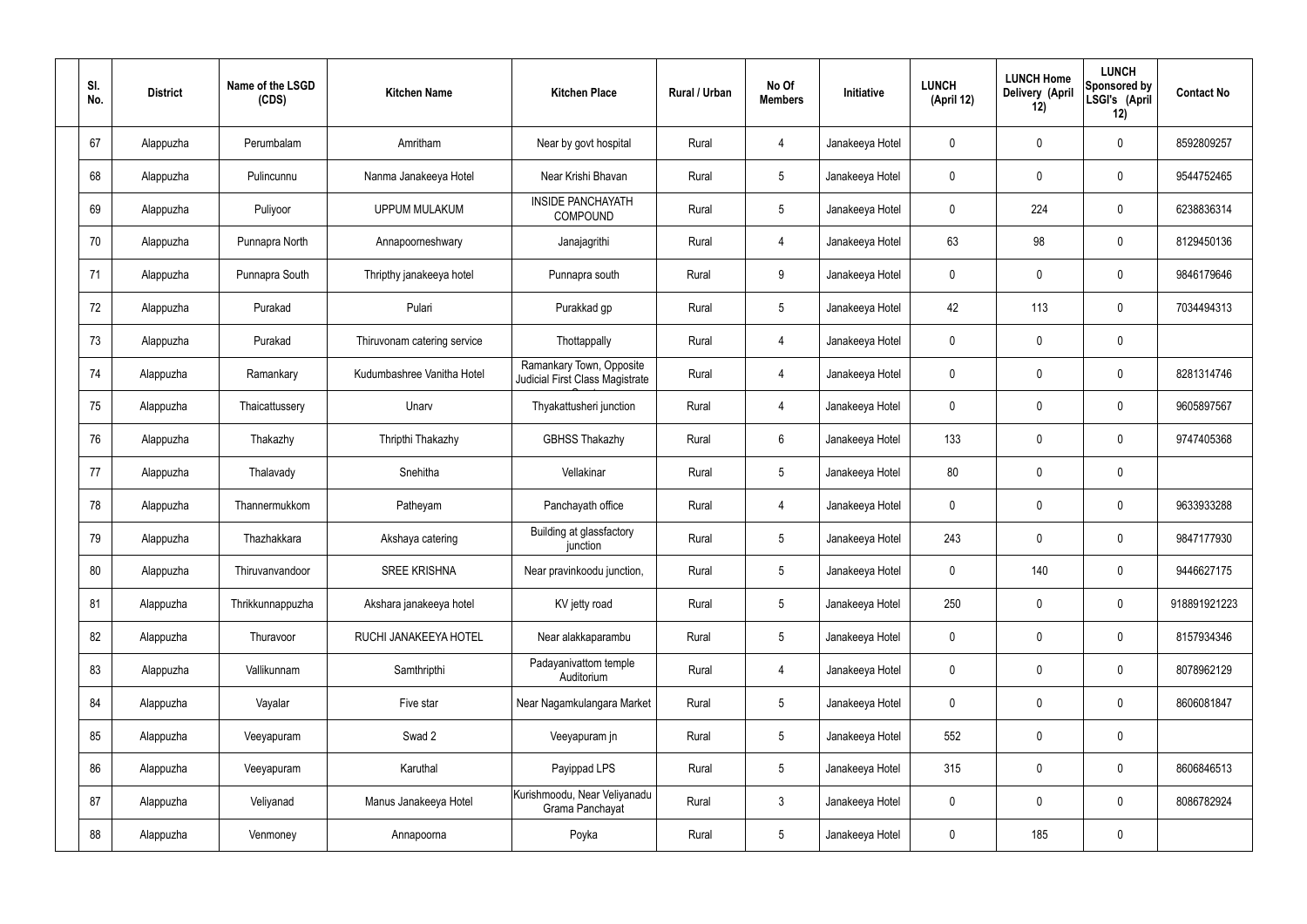| Sl. No. | District | Name of the LSGD (CDS) | Kitchen Name | Kitchen Place | Rural / Urban | No Of Members | Initiative | LUNCH (April 12) | LUNCH Home Delivery (April 12) | LUNCH Sponsored by LSGI's (April 12) | Contact No |
|---|---|---|---|---|---|---|---|---|---|---|---|
| 67 | Alappuzha | Perumbalam | Amritham | Near by govt hospital | Rural | 4 | Janakeeya Hotel | 0 | 0 | 0 | 8592809257 |
| 68 | Alappuzha | Pulincunnu | Nanma Janakeeya Hotel | Near Krishi Bhavan | Rural | 5 | Janakeeya Hotel | 0 | 0 | 0 | 9544752465 |
| 69 | Alappuzha | Puliyoor | UPPUM MULAKUM | INSIDE PANCHAYATH COMPOUND | Rural | 5 | Janakeeya Hotel | 0 | 224 | 0 | 6238836314 |
| 70 | Alappuzha | Punnapra North | Annapoorneshwary | Janajagrithi | Rural | 4 | Janakeeya Hotel | 63 | 98 | 0 | 8129450136 |
| 71 | Alappuzha | Punnapra South | Thripthy janakeeya hotel | Punnapra south | Rural | 9 | Janakeeya Hotel | 0 | 0 | 0 | 9846179646 |
| 72 | Alappuzha | Purakad | Pulari | Purakkad gp | Rural | 5 | Janakeeya Hotel | 42 | 113 | 0 | 7034494313 |
| 73 | Alappuzha | Purakad | Thiruvonam catering service | Thottappally | Rural | 4 | Janakeeya Hotel | 0 | 0 | 0 | |
| 74 | Alappuzha | Ramankary | Kudumbashree Vanitha Hotel | Ramankary Town, Opposite Judicial First Class Magistrate | Rural | 4 | Janakeeya Hotel | 0 | 0 | 0 | 8281314746 |
| 75 | Alappuzha | Thaicattussery | Unarv | Thyakattusheri junction | Rural | 4 | Janakeeya Hotel | 0 | 0 | 0 | 9605897567 |
| 76 | Alappuzha | Thakazhy | Thripthi Thakazhy | GBHSS Thakazhy | Rural | 6 | Janakeeya Hotel | 133 | 0 | 0 | 9747405368 |
| 77 | Alappuzha | Thalavady | Snehitha | Vellakinar | Rural | 5 | Janakeeya Hotel | 80 | 0 | 0 | |
| 78 | Alappuzha | Thannermukkom | Patheyam | Panchayath office | Rural | 4 | Janakeeya Hotel | 0 | 0 | 0 | 9633933288 |
| 79 | Alappuzha | Thazhakkara | Akshaya catering | Building at glassfactory junction | Rural | 5 | Janakeeya Hotel | 243 | 0 | 0 | 9847177930 |
| 80 | Alappuzha | Thiruvanvandoor | SREE KRISHNA | Near pravinkoodu junction, | Rural | 5 | Janakeeya Hotel | 0 | 140 | 0 | 9446627175 |
| 81 | Alappuzha | Thrikkunnappuzha | Akshara janakeeya hotel | KV jetty road | Rural | 5 | Janakeeya Hotel | 250 | 0 | 0 | 918891921223 |
| 82 | Alappuzha | Thuravoor | RUCHI JANAKEEYA HOTEL | Near alakkaparambu | Rural | 5 | Janakeeya Hotel | 0 | 0 | 0 | 8157934346 |
| 83 | Alappuzha | Vallikunnam | Samthripthi | Padayanivattom temple Auditorium | Rural | 4 | Janakeeya Hotel | 0 | 0 | 0 | 8078962129 |
| 84 | Alappuzha | Vayalar | Five star | Near Nagamkulangara Market | Rural | 5 | Janakeeya Hotel | 0 | 0 | 0 | 8606081847 |
| 85 | Alappuzha | Veeyapuram | Swad 2 | Veeyapuram jn | Rural | 5 | Janakeeya Hotel | 552 | 0 | 0 | |
| 86 | Alappuzha | Veeyapuram | Karuthal | Payippad LPS | Rural | 5 | Janakeeya Hotel | 315 | 0 | 0 | 8606846513 |
| 87 | Alappuzha | Veliyanad | Manus Janakeeya Hotel | Kurishmoodu, Near Veliyanadu Grama Panchayat | Rural | 3 | Janakeeya Hotel | 0 | 0 | 0 | 8086782924 |
| 88 | Alappuzha | Venmoney | Annapoorna | Poyka | Rural | 5 | Janakeeya Hotel | 0 | 185 | 0 | |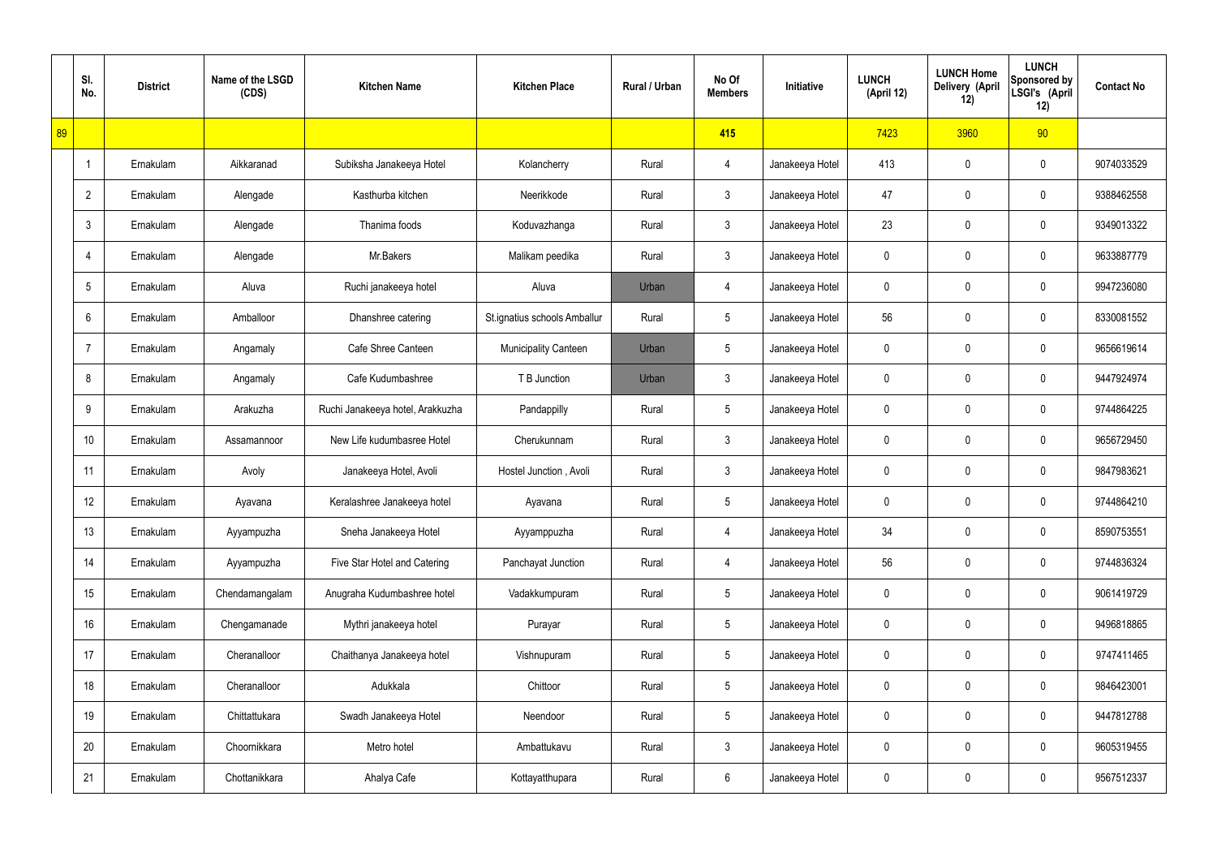| | Sl. No. | District | Name of the LSGD (CDS) | Kitchen Name | Kitchen Place | Rural / Urban | No Of Members | Initiative | LUNCH (April 12) | LUNCH Home Delivery (April 12) | LUNCH Sponsored by LSGI's (April 12) | Contact No |
|---|---|---|---|---|---|---|---|---|---|---|---|---|
| 89 | | | | | | | 415 | | 7423 | 3960 | 90 | |
| | 1 | Ernakulam | Aikkaranad | Subiksha Janakeeya Hotel | Kolancherry | Rural | 4 | Janakeeya Hotel | 413 | 0 | 0 | 9074033529 |
| | 2 | Ernakulam | Alengade | Kasthurba kitchen | Neerikkode | Rural | 3 | Janakeeya Hotel | 47 | 0 | 0 | 9388462558 |
| | 3 | Ernakulam | Alengade | Thanima foods | Koduvazhanga | Rural | 3 | Janakeeya Hotel | 23 | 0 | 0 | 9349013322 |
| | 4 | Ernakulam | Alengade | Mr.Bakers | Malikam peedika | Rural | 3 | Janakeeya Hotel | 0 | 0 | 0 | 9633887779 |
| | 5 | Ernakulam | Aluva | Ruchi janakeeya hotel | Aluva | Urban | 4 | Janakeeya Hotel | 0 | 0 | 0 | 9947236080 |
| | 6 | Ernakulam | Amballoor | Dhanshree catering | St.ignatius schools Amballur | Rural | 5 | Janakeeya Hotel | 56 | 0 | 0 | 8330081552 |
| | 7 | Ernakulam | Angamaly | Cafe Shree Canteen | Municipality Canteen | Urban | 5 | Janakeeya Hotel | 0 | 0 | 0 | 9656619614 |
| | 8 | Ernakulam | Angamaly | Cafe Kudumbashree | T B Junction | Urban | 3 | Janakeeya Hotel | 0 | 0 | 0 | 9447924974 |
| | 9 | Ernakulam | Arakuzha | Ruchi Janakeeya hotel, Arakkuzha | Pandappilly | Rural | 5 | Janakeeya Hotel | 0 | 0 | 0 | 9744864225 |
| | 10 | Ernakulam | Assamannoor | New Life kudumbasree Hotel | Cherukunnam | Rural | 3 | Janakeeya Hotel | 0 | 0 | 0 | 9656729450 |
| | 11 | Ernakulam | Avoly | Janakeeya Hotel, Avoli | Hostel Junction , Avoli | Rural | 3 | Janakeeya Hotel | 0 | 0 | 0 | 9847983621 |
| | 12 | Ernakulam | Ayavana | Keralashree Janakeeya hotel | Ayavana | Rural | 5 | Janakeeya Hotel | 0 | 0 | 0 | 9744864210 |
| | 13 | Ernakulam | Ayyampuzha | Sneha Janakeeya Hotel | Ayyamppuzha | Rural | 4 | Janakeeya Hotel | 34 | 0 | 0 | 8590753551 |
| | 14 | Ernakulam | Ayyampuzha | Five Star Hotel and Catering | Panchayat Junction | Rural | 4 | Janakeeya Hotel | 56 | 0 | 0 | 9744836324 |
| | 15 | Ernakulam | Chendamangalam | Anugraha Kudumbashree hotel | Vadakkumpuram | Rural | 5 | Janakeeya Hotel | 0 | 0 | 0 | 9061419729 |
| | 16 | Ernakulam | Chengamanade | Mythri janakeeya hotel | Purayar | Rural | 5 | Janakeeya Hotel | 0 | 0 | 0 | 9496818865 |
| | 17 | Ernakulam | Cheranalloor | Chaithanya Janakeeya hotel | Vishnupuram | Rural | 5 | Janakeeya Hotel | 0 | 0 | 0 | 9747411465 |
| | 18 | Ernakulam | Cheranalloor | Adukkala | Chittoor | Rural | 5 | Janakeeya Hotel | 0 | 0 | 0 | 9846423001 |
| | 19 | Ernakulam | Chittattukara | Swadh Janakeeya Hotel | Neendoor | Rural | 5 | Janakeeya Hotel | 0 | 0 | 0 | 9447812788 |
| | 20 | Ernakulam | Choornikkara | Metro hotel | Ambattukavu | Rural | 3 | Janakeeya Hotel | 0 | 0 | 0 | 9605319455 |
| | 21 | Ernakulam | Chottanikkara | Ahalya Cafe | Kottayatthupara | Rural | 6 | Janakeeya Hotel | 0 | 0 | 0 | 9567512337 |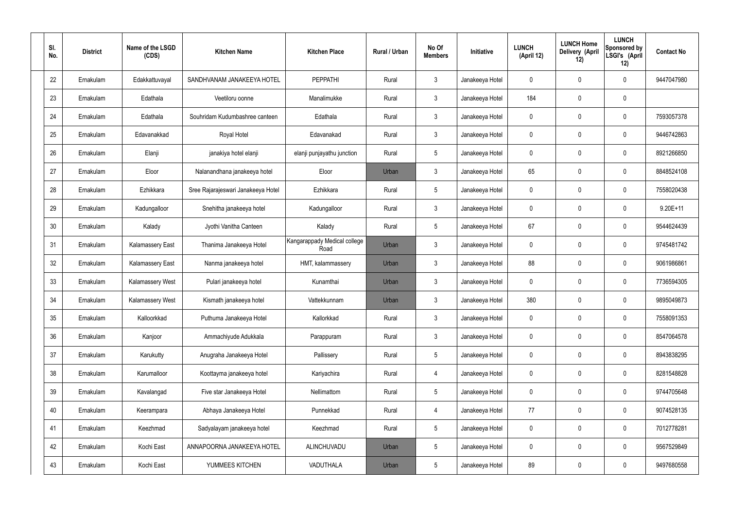| Sl. No. | District | Name of the LSGD (CDS) | Kitchen Name | Kitchen Place | Rural / Urban | No Of Members | Initiative | LUNCH (April 12) | LUNCH Home Delivery (April 12) | LUNCH Sponsored by LSGI's (April 12) | Contact No |
|---|---|---|---|---|---|---|---|---|---|---|---|
| 22 | Ernakulam | Edakkattuvayal | SANDHVANAM JANAKEEYA HOTEL | PEPPATHI | Rural | 3 | Janakeeya Hotel | 0 | 0 | 0 | 9447047980 |
| 23 | Ernakulam | Edathala | Veetiloru oonne | Manalimukke | Rural | 3 | Janakeeya Hotel | 184 | 0 | 0 | |
| 24 | Ernakulam | Edathala | Souhridam Kudumbashree canteen | Edathala | Rural | 3 | Janakeeya Hotel | 0 | 0 | 0 | 7593057378 |
| 25 | Ernakulam | Edavanakkad | Royal Hotel | Edavanakad | Rural | 3 | Janakeeya Hotel | 0 | 0 | 0 | 9446742863 |
| 26 | Ernakulam | Elanji | janakiya hotel elanji | elanji punjayathu junction | Rural | 5 | Janakeeya Hotel | 0 | 0 | 0 | 8921266850 |
| 27 | Ernakulam | Eloor | Nalanandhana janakeeya hotel | Eloor | Urban | 3 | Janakeeya Hotel | 65 | 0 | 0 | 8848524108 |
| 28 | Ernakulam | Ezhikkara | Sree Rajarajeswari Janakeeya Hotel | Ezhikkara | Rural | 5 | Janakeeya Hotel | 0 | 0 | 0 | 7558020438 |
| 29 | Ernakulam | Kadungalloor | Snehitha janakeeya hotel | Kadungalloor | Rural | 3 | Janakeeya Hotel | 0 | 0 | 0 | 9.20E+11 |
| 30 | Ernakulam | Kalady | Jyothi Vanitha Canteen | Kalady | Rural | 5 | Janakeeya Hotel | 67 | 0 | 0 | 9544624439 |
| 31 | Ernakulam | Kalamassery East | Thanima Janakeeya Hotel | Kangarappady Medical college Road | Urban | 3 | Janakeeya Hotel | 0 | 0 | 0 | 9745481742 |
| 32 | Ernakulam | Kalamassery East | Nanma janakeeya hotel | HMT, kalammassery | Urban | 3 | Janakeeya Hotel | 88 | 0 | 0 | 9061986861 |
| 33 | Ernakulam | Kalamassery West | Pulari janakeeya hotel | Kunamthai | Urban | 3 | Janakeeya Hotel | 0 | 0 | 0 | 7736594305 |
| 34 | Ernakulam | Kalamassery West | Kismath janakeeya hotel | Vattekkunnam | Urban | 3 | Janakeeya Hotel | 380 | 0 | 0 | 9895049873 |
| 35 | Ernakulam | Kalloorkkad | Puthuma Janakeeya Hotel | Kallorkkad | Rural | 3 | Janakeeya Hotel | 0 | 0 | 0 | 7558091353 |
| 36 | Ernakulam | Kanjoor | Ammachiyude Adukkala | Parappuram | Rural | 3 | Janakeeya Hotel | 0 | 0 | 0 | 8547064578 |
| 37 | Ernakulam | Karukutty | Anugraha Janakeeya Hotel | Pallissery | Rural | 5 | Janakeeya Hotel | 0 | 0 | 0 | 8943838295 |
| 38 | Ernakulam | Karumalloor | Koottayma janakeeya hotel | Kariyachira | Rural | 4 | Janakeeya Hotel | 0 | 0 | 0 | 8281548828 |
| 39 | Ernakulam | Kavalangad | Five star Janakeeya Hotel | Nellimattom | Rural | 5 | Janakeeya Hotel | 0 | 0 | 0 | 9744705648 |
| 40 | Ernakulam | Keerampara | Abhaya Janakeeya Hotel | Punnekkad | Rural | 4 | Janakeeya Hotel | 77 | 0 | 0 | 9074528135 |
| 41 | Ernakulam | Keezhmad | Sadyalayam janakeeya hotel | Keezhmad | Rural | 5 | Janakeeya Hotel | 0 | 0 | 0 | 7012778281 |
| 42 | Ernakulam | Kochi East | ANNAPOORNA JANAKEEYA HOTEL | ALINCHUVADU | Urban | 5 | Janakeeya Hotel | 0 | 0 | 0 | 9567529849 |
| 43 | Ernakulam | Kochi East | YUMMEES KITCHEN | VADUTHALA | Urban | 5 | Janakeeya Hotel | 89 | 0 | 0 | 9497680558 |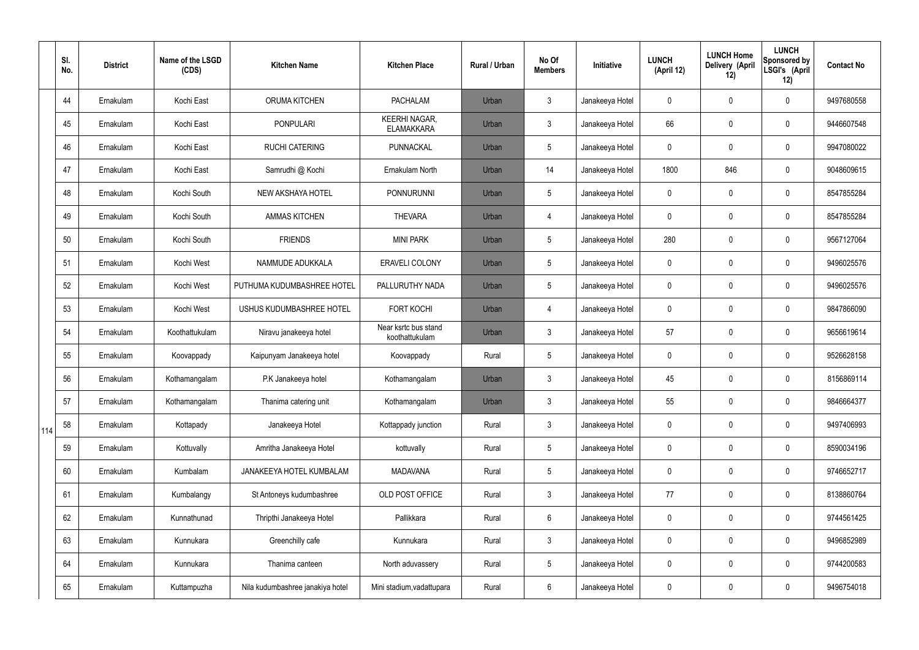| | Sl. No. | District | Name of the LSGD (CDS) | Kitchen Name | Kitchen Place | Rural / Urban | No Of Members | Initiative | LUNCH (April 12) | LUNCH Home Delivery (April 12) | LUNCH Sponsored by LSGI's (April 12) | Contact No |
|---|---|---|---|---|---|---|---|---|---|---|---|---|
| | 44 | Ernakulam | Kochi East | ORUMA KITCHEN | PACHALAM | Urban | 3 | Janakeeya Hotel | 0 | 0 | 0 | 9497680558 |
| | 45 | Ernakulam | Kochi East | PONPULARI | KEERHI NAGAR, ELAMAKKARA | Urban | 3 | Janakeeya Hotel | 66 | 0 | 0 | 9446607548 |
| | 46 | Ernakulam | Kochi East | RUCHI CATERING | PUNNACKAL | Urban | 5 | Janakeeya Hotel | 0 | 0 | 0 | 9947080022 |
| | 47 | Ernakulam | Kochi East | Samrudhi @ Kochi | Ernakulam North | Urban | 14 | Janakeeya Hotel | 1800 | 846 | 0 | 9048609615 |
| | 48 | Ernakulam | Kochi South | NEW AKSHAYA HOTEL | PONNURUNNI | Urban | 5 | Janakeeya Hotel | 0 | 0 | 0 | 8547855284 |
| | 49 | Ernakulam | Kochi South | AMMAS KITCHEN | THEVARA | Urban | 4 | Janakeeya Hotel | 0 | 0 | 0 | 8547855284 |
| | 50 | Ernakulam | Kochi South | FRIENDS | MINI PARK | Urban | 5 | Janakeeya Hotel | 280 | 0 | 0 | 9567127064 |
| | 51 | Ernakulam | Kochi West | NAMMUDE ADUKKALA | ERAVELI COLONY | Urban | 5 | Janakeeya Hotel | 0 | 0 | 0 | 9496025576 |
| | 52 | Ernakulam | Kochi West | PUTHUMA KUDUMBASHREE HOTEL | PALLURUTHY NADA | Urban | 5 | Janakeeya Hotel | 0 | 0 | 0 | 9496025576 |
| | 53 | Ernakulam | Kochi West | USHUS KUDUMBASHREE HOTEL | FORT KOCHI | Urban | 4 | Janakeeya Hotel | 0 | 0 | 0 | 9847866090 |
| | 54 | Ernakulam | Koothattukulam | Niravu janakeeya hotel | Near ksrtc bus stand koothattukulam | Urban | 3 | Janakeeya Hotel | 57 | 0 | 0 | 9656619614 |
| | 55 | Ernakulam | Koovappady | Kaipunyam Janakeeya hotel | Koovappady | Rural | 5 | Janakeeya Hotel | 0 | 0 | 0 | 9526628158 |
| | 56 | Ernakulam | Kothamangalam | P.K Janakeeya hotel | Kothamangalam | Urban | 3 | Janakeeya Hotel | 45 | 0 | 0 | 8156869114 |
| | 57 | Ernakulam | Kothamangalam | Thanima catering unit | Kothamangalam | Urban | 3 | Janakeeya Hotel | 55 | 0 | 0 | 9846664377 |
| 114 | 58 | Ernakulam | Kottapady | Janakeeya Hotel | Kottappady junction | Rural | 3 | Janakeeya Hotel | 0 | 0 | 0 | 9497406993 |
| | 59 | Ernakulam | Kottuvally | Amritha Janakeeya Hotel | kottuvally | Rural | 5 | Janakeeya Hotel | 0 | 0 | 0 | 8590034196 |
| | 60 | Ernakulam | Kumbalam | JANAKEEYA HOTEL KUMBALAM | MADAVANA | Rural | 5 | Janakeeya Hotel | 0 | 0 | 0 | 9746652717 |
| | 61 | Ernakulam | Kumbalangy | St Antoneys kudumbashree | OLD POST OFFICE | Rural | 3 | Janakeeya Hotel | 77 | 0 | 0 | 8138860764 |
| | 62 | Ernakulam | Kunnathunad | Thripthi Janakeeya Hotel | Pallikkara | Rural | 6 | Janakeeya Hotel | 0 | 0 | 0 | 9744561425 |
| | 63 | Ernakulam | Kunnukara | Greenchilly cafe | Kunnukara | Rural | 3 | Janakeeya Hotel | 0 | 0 | 0 | 9496852989 |
| | 64 | Ernakulam | Kunnukara | Thanima canteen | North aduvassery | Rural | 5 | Janakeeya Hotel | 0 | 0 | 0 | 9744200583 |
| | 65 | Ernakulam | Kuttampuzha | Nila kudumbashree janakiya hotel | Mini stadium,vadattupara | Rural | 6 | Janakeeya Hotel | 0 | 0 | 0 | 9496754018 |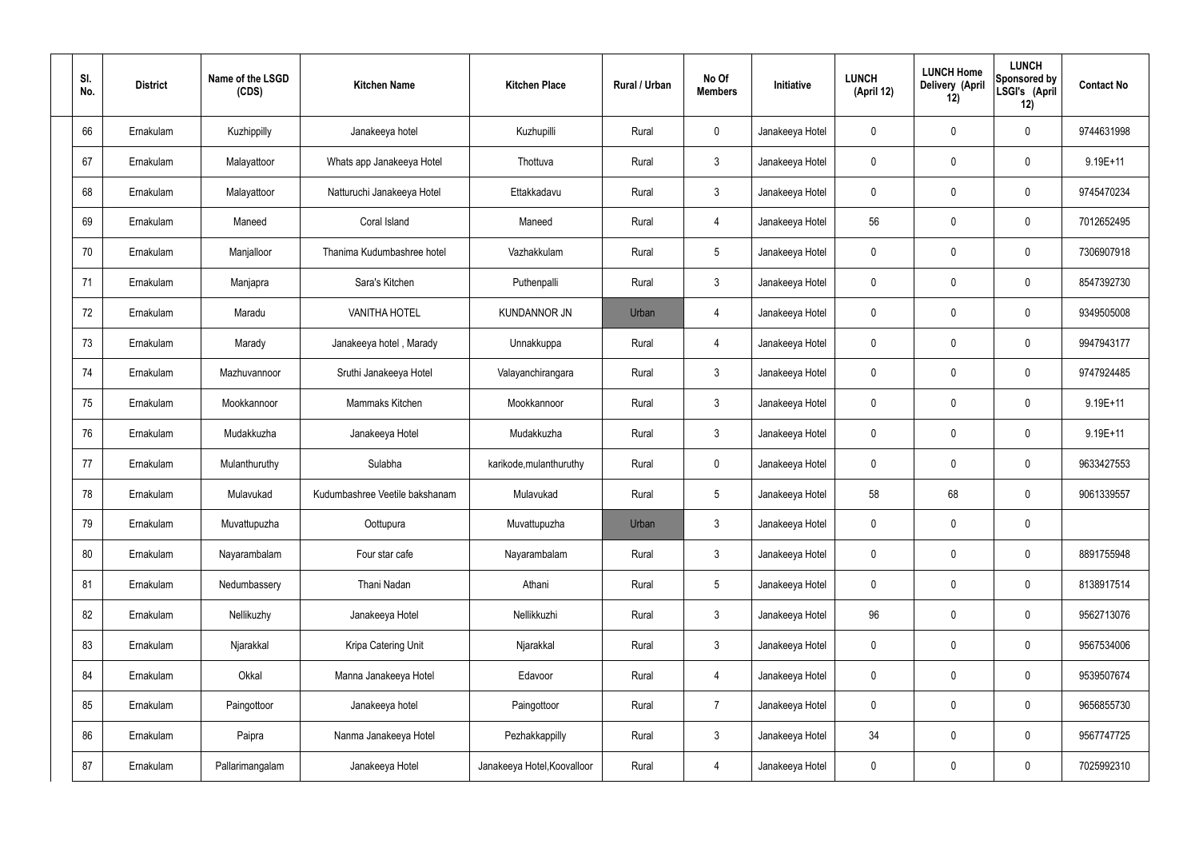| Sl. No. | District | Name of the LSGD (CDS) | Kitchen Name | Kitchen Place | Rural / Urban | No Of Members | Initiative | LUNCH (April 12) | LUNCH Home Delivery (April 12) | LUNCH Sponsored by LSGI's (April 12) | Contact No |
|---|---|---|---|---|---|---|---|---|---|---|---|
| 66 | Ernakulam | Kuzhippilly | Janakeeya hotel | Kuzhupilli | Rural | 0 | Janakeeya Hotel | 0 | 0 | 0 | 9744631998 |
| 67 | Ernakulam | Malayattoor | Whats app Janakeeya Hotel | Thottuva | Rural | 3 | Janakeeya Hotel | 0 | 0 | 0 | 9.19E+11 |
| 68 | Ernakulam | Malayattoor | Natturuchi Janakeeya Hotel | Ettakkadavu | Rural | 3 | Janakeeya Hotel | 0 | 0 | 0 | 9745470234 |
| 69 | Ernakulam | Maneed | Coral Island | Maneed | Rural | 4 | Janakeeya Hotel | 56 | 0 | 0 | 7012652495 |
| 70 | Ernakulam | Manjalloor | Thanima Kudumbashree hotel | Vazhakkulam | Rural | 5 | Janakeeya Hotel | 0 | 0 | 0 | 7306907918 |
| 71 | Ernakulam | Manjapra | Sara's Kitchen | Puthenpalli | Rural | 3 | Janakeeya Hotel | 0 | 0 | 0 | 8547392730 |
| 72 | Ernakulam | Maradu | VANITHA HOTEL | KUNDANNOR JN | Urban | 4 | Janakeeya Hotel | 0 | 0 | 0 | 9349505008 |
| 73 | Ernakulam | Marady | Janakeeya hotel , Marady | Unnakkuppa | Rural | 4 | Janakeeya Hotel | 0 | 0 | 0 | 9947943177 |
| 74 | Ernakulam | Mazhuvannoor | Sruthi Janakeeya Hotel | Valayanchirangara | Rural | 3 | Janakeeya Hotel | 0 | 0 | 0 | 9747924485 |
| 75 | Ernakulam | Mookkannoor | Mammaks Kitchen | Mookkannoor | Rural | 3 | Janakeeya Hotel | 0 | 0 | 0 | 9.19E+11 |
| 76 | Ernakulam | Mudakkuzha | Janakeeya Hotel | Mudakkuzha | Rural | 3 | Janakeeya Hotel | 0 | 0 | 0 | 9.19E+11 |
| 77 | Ernakulam | Mulanthuruthy | Sulabha | karikode,mulanthuruthy | Rural | 0 | Janakeeya Hotel | 0 | 0 | 0 | 9633427553 |
| 78 | Ernakulam | Mulavukad | Kudumbashree Veetile bakshanam | Mulavukad | Rural | 5 | Janakeeya Hotel | 58 | 68 | 0 | 9061339557 |
| 79 | Ernakulam | Muvattupuzha | Oottupura | Muvattupuzha | Urban | 3 | Janakeeya Hotel | 0 | 0 | 0 | |
| 80 | Ernakulam | Nayarambalam | Four star cafe | Nayarambalam | Rural | 3 | Janakeeya Hotel | 0 | 0 | 0 | 8891755948 |
| 81 | Ernakulam | Nedumbassery | Thani Nadan | Athani | Rural | 5 | Janakeeya Hotel | 0 | 0 | 0 | 8138917514 |
| 82 | Ernakulam | Nellikuzhy | Janakeeya Hotel | Nellikkuzhi | Rural | 3 | Janakeeya Hotel | 96 | 0 | 0 | 9562713076 |
| 83 | Ernakulam | Njarakkal | Kripa Catering Unit | Njarakkal | Rural | 3 | Janakeeya Hotel | 0 | 0 | 0 | 9567534006 |
| 84 | Ernakulam | Okkal | Manna Janakeeya Hotel | Edavoor | Rural | 4 | Janakeeya Hotel | 0 | 0 | 0 | 9539507674 |
| 85 | Ernakulam | Paingottoor | Janakeeya hotel | Paingottoor | Rural | 7 | Janakeeya Hotel | 0 | 0 | 0 | 9656855730 |
| 86 | Ernakulam | Paipra | Nanma Janakeeya Hotel | Pezhakkappilly | Rural | 3 | Janakeeya Hotel | 34 | 0 | 0 | 9567747725 |
| 87 | Ernakulam | Pallarimangalam | Janakeeya Hotel | Janakeeya Hotel,Koovalloor | Rural | 4 | Janakeeya Hotel | 0 | 0 | 0 | 7025992310 |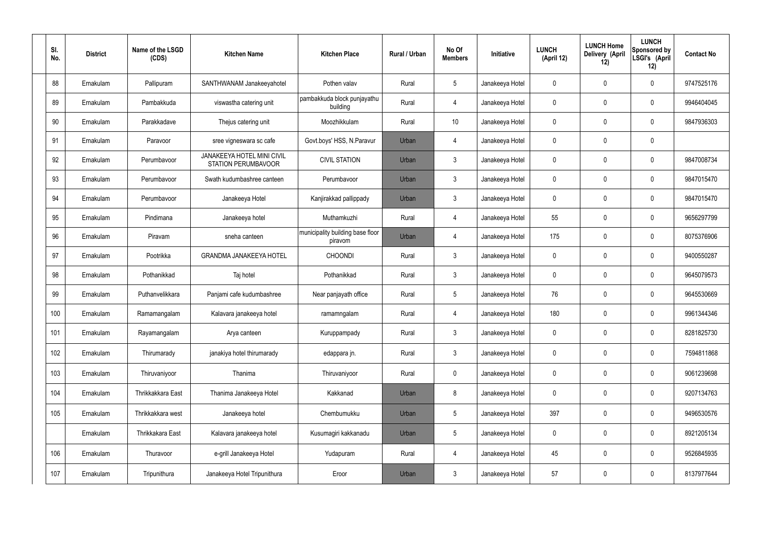| Sl. No. | District | Name of the LSGD (CDS) | Kitchen Name | Kitchen Place | Rural / Urban | No Of Members | Initiative | LUNCH (April 12) | LUNCH Home Delivery (April 12) | LUNCH Sponsored by LSGI's (April 12) | Contact No |
|---|---|---|---|---|---|---|---|---|---|---|---|
| 88 | Ernakulam | Pallipuram | SANTHWANAM Janakeeyahotel | Pothen valav | Rural | 5 | Janakeeya Hotel | 0 | 0 | 0 | 9747525176 |
| 89 | Ernakulam | Pambakkuda | viswastha catering unit | pambakkuda block punjayathu building | Rural | 4 | Janakeeya Hotel | 0 | 0 | 0 | 9946404045 |
| 90 | Ernakulam | Parakkadave | Thejus catering unit | Moozhikkulam | Rural | 10 | Janakeeya Hotel | 0 | 0 | 0 | 9847936303 |
| 91 | Ernakulam | Paravoor | sree vigneswara sc cafe | Govt.boys' HSS, N.Paravur | Urban | 4 | Janakeeya Hotel | 0 | 0 | 0 | |
| 92 | Ernakulam | Perumbavoor | JANAKEEYA HOTEL MINI CIVIL STATION PERUMBAVOOR | CIVIL STATION | Urban | 3 | Janakeeya Hotel | 0 | 0 | 0 | 9847008734 |
| 93 | Ernakulam | Perumbavoor | Swath kudumbashree canteen | Perumbavoor | Urban | 3 | Janakeeya Hotel | 0 | 0 | 0 | 9847015470 |
| 94 | Ernakulam | Perumbavoor | Janakeeya Hotel | Kanjirakkad pallippady | Urban | 3 | Janakeeya Hotel | 0 | 0 | 0 | 9847015470 |
| 95 | Ernakulam | Pindimana | Janakeeya hotel | Muthamkuzhi | Rural | 4 | Janakeeya Hotel | 55 | 0 | 0 | 9656297799 |
| 96 | Ernakulam | Piravam | sneha canteen | municipality building base floor piravom | Urban | 4 | Janakeeya Hotel | 175 | 0 | 0 | 8075376906 |
| 97 | Ernakulam | Pootrikka | GRANDMA JANAKEEYA HOTEL | CHOONDI | Rural | 3 | Janakeeya Hotel | 0 | 0 | 0 | 9400550287 |
| 98 | Ernakulam | Pothanikkad | Taj hotel | Pothanikkad | Rural | 3 | Janakeeya Hotel | 0 | 0 | 0 | 9645079573 |
| 99 | Ernakulam | Puthanvelikkara | Panjami cafe kudumbashree | Near panjayath office | Rural | 5 | Janakeeya Hotel | 76 | 0 | 0 | 9645530669 |
| 100 | Ernakulam | Ramamangalam | Kalavara janakeeya hotel | ramamngalam | Rural | 4 | Janakeeya Hotel | 180 | 0 | 0 | 9961344346 |
| 101 | Ernakulam | Rayamangalam | Arya canteen | Kuruppampady | Rural | 3 | Janakeeya Hotel | 0 | 0 | 0 | 8281825730 |
| 102 | Ernakulam | Thirumarady | janakiya hotel thirumarady | edappara jn. | Rural | 3 | Janakeeya Hotel | 0 | 0 | 0 | 7594811868 |
| 103 | Ernakulam | Thiruvaniyoor | Thanima | Thiruvaniyoor | Rural | 0 | Janakeeya Hotel | 0 | 0 | 0 | 9061239698 |
| 104 | Ernakulam | Thrikkakkara East | Thanima Janakeeya Hotel | Kakkanad | Urban | 8 | Janakeeya Hotel | 0 | 0 | 0 | 9207134763 |
| 105 | Ernakulam | Thrikkakkara west | Janakeeya hotel | Chembumukku | Urban | 5 | Janakeeya Hotel | 397 | 0 | 0 | 9496530576 |
| | Ernakulam | Thrikkakara East | Kalavara janakeeya hotel | Kusumagiri kakkanadu | Urban | 5 | Janakeeya Hotel | 0 | 0 | 0 | 8921205134 |
| 106 | Ernakulam | Thuravoor | e-grill Janakeeya Hotel | Yudapuram | Rural | 4 | Janakeeya Hotel | 45 | 0 | 0 | 9526845935 |
| 107 | Ernakulam | Tripunithura | Janakeeya Hotel Tripunithura | Eroor | Urban | 3 | Janakeeya Hotel | 57 | 0 | 0 | 8137977644 |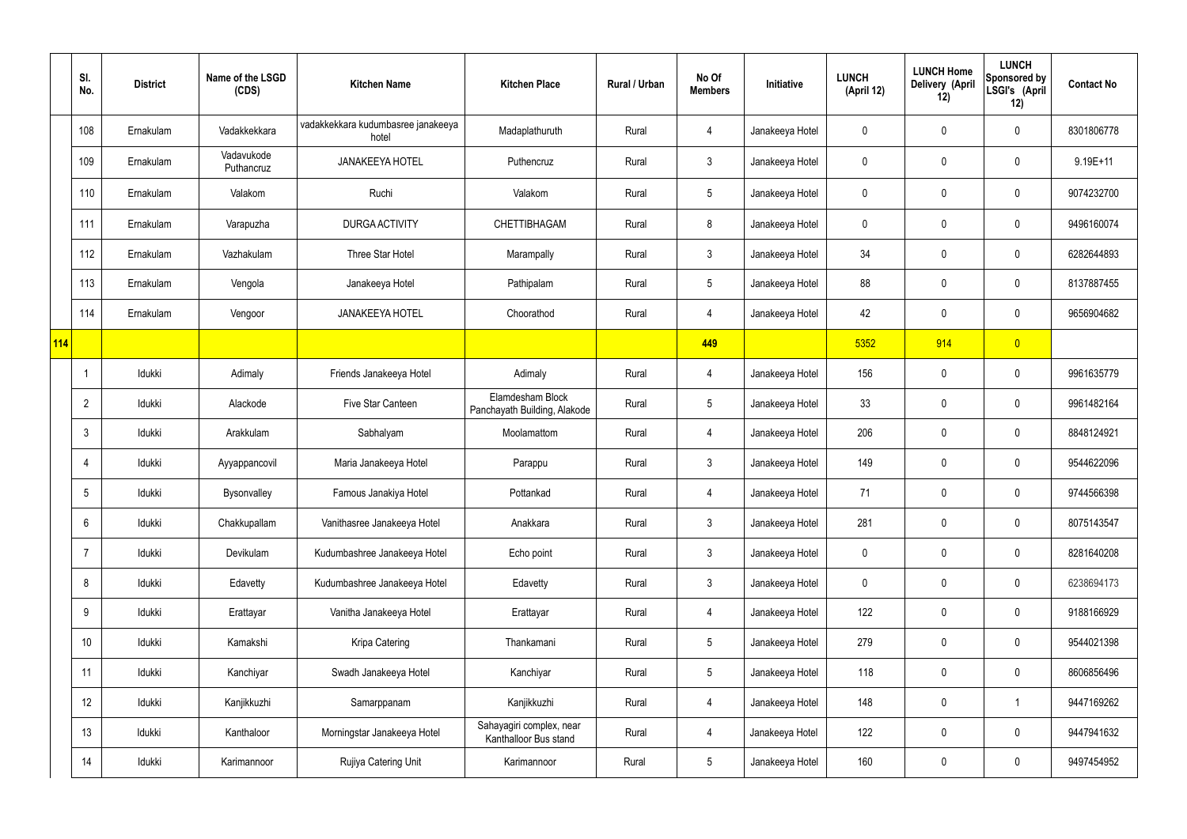|  | Sl. No. | District | Name of the LSGD (CDS) | Kitchen Name | Kitchen Place | Rural / Urban | No Of Members | Initiative | LUNCH (April 12) | LUNCH Home Delivery (April 12) | LUNCH Sponsored by LSGI's (April 12) | Contact No |
|---|---|---|---|---|---|---|---|---|---|---|---|---|
|  | 108 | Ernakulam | Vadakkekkara | vadakkekkara kudumbasree janakeeya hotel | Madaplathuruth | Rural | 4 | Janakeeya Hotel | 0 | 0 | 0 | 8301806778 |
|  | 109 | Ernakulam | Vadavukode Puthancruz | JANAKEEYA HOTEL | Puthencruz | Rural | 3 | Janakeeya Hotel | 0 | 0 | 0 | 9.19E+11 |
|  | 110 | Ernakulam | Valakom | Ruchi | Valakom | Rural | 5 | Janakeeya Hotel | 0 | 0 | 0 | 9074232700 |
|  | 111 | Ernakulam | Varapuzha | DURGA ACTIVITY | CHETTIBHAGAM | Rural | 8 | Janakeeya Hotel | 0 | 0 | 0 | 9496160074 |
|  | 112 | Ernakulam | Vazhakulam | Three Star Hotel | Marampally | Rural | 3 | Janakeeya Hotel | 34 | 0 | 0 | 6282644893 |
|  | 113 | Ernakulam | Vengola | Janakeeya Hotel | Pathipalam | Rural | 5 | Janakeeya Hotel | 88 | 0 | 0 | 8137887455 |
|  | 114 | Ernakulam | Vengoor | JANAKEEYA HOTEL | Choorathod | Rural | 4 | Janakeeya Hotel | 42 | 0 | 0 | 9656904682 |
| 114 |  |  |  |  |  |  | 449 |  | 5352 | 914 | 0 |  |
|  | 1 | Idukki | Adimaly | Friends Janakeeya Hotel | Adimaly | Rural | 4 | Janakeeya Hotel | 156 | 0 | 0 | 9961635779 |
|  | 2 | Idukki | Alackode | Five Star Canteen | Elamdesham Block Panchayath Building, Alakode | Rural | 5 | Janakeeya Hotel | 33 | 0 | 0 | 9961482164 |
|  | 3 | Idukki | Arakkulam | Sabhalyam | Moolamattom | Rural | 4 | Janakeeya Hotel | 206 | 0 | 0 | 8848124921 |
|  | 4 | Idukki | Ayyappancovil | Maria Janakeeya Hotel | Parappu | Rural | 3 | Janakeeya Hotel | 149 | 0 | 0 | 9544622096 |
|  | 5 | Idukki | Bysonvalley | Famous Janakiya Hotel | Pottankad | Rural | 4 | Janakeeya Hotel | 71 | 0 | 0 | 9744566398 |
|  | 6 | Idukki | Chakkupallam | Vanithasree Janakeeya Hotel | Anakkara | Rural | 3 | Janakeeya Hotel | 281 | 0 | 0 | 8075143547 |
|  | 7 | Idukki | Devikulam | Kudumbashree Janakeeya Hotel | Echo point | Rural | 3 | Janakeeya Hotel | 0 | 0 | 0 | 8281640208 |
|  | 8 | Idukki | Edavetty | Kudumbashree Janakeeya Hotel | Edavetty | Rural | 3 | Janakeeya Hotel | 0 | 0 | 0 | 6238694173 |
|  | 9 | Idukki | Erattayar | Vanitha Janakeeya Hotel | Erattayar | Rural | 4 | Janakeeya Hotel | 122 | 0 | 0 | 9188166929 |
|  | 10 | Idukki | Kamakshi | Kripa Catering | Thankamani | Rural | 5 | Janakeeya Hotel | 279 | 0 | 0 | 9544021398 |
|  | 11 | Idukki | Kanchiyar | Swadh Janakeeya Hotel | Kanchiyar | Rural | 5 | Janakeeya Hotel | 118 | 0 | 0 | 8606856496 |
|  | 12 | Idukki | Kanjikkuzhi | Samarppanam | Kanjikkuzhi | Rural | 4 | Janakeeya Hotel | 148 | 0 | 1 | 9447169262 |
|  | 13 | Idukki | Kanthaloor | Morningstar Janakeeya Hotel | Sahayagiri complex, near Kanthalloor Bus stand | Rural | 4 | Janakeeya Hotel | 122 | 0 | 0 | 9447941632 |
|  | 14 | Idukki | Karimannoor | Rujiya Catering Unit | Karimannoor | Rural | 5 | Janakeeya Hotel | 160 | 0 | 0 | 9497454952 |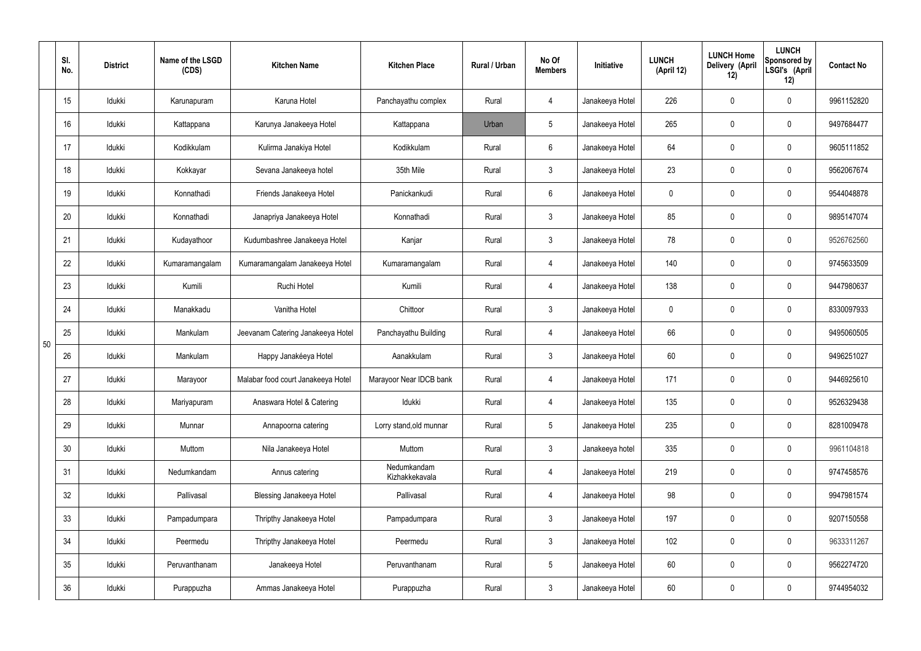| | Sl. No. | District | Name of the LSGD (CDS) | Kitchen Name | Kitchen Place | Rural / Urban | No Of Members | Initiative | LUNCH (April 12) | LUNCH Home Delivery (April 12) | LUNCH Sponsored by LSGI's (April 12) | Contact No |
|---|---|---|---|---|---|---|---|---|---|---|---|---|
| 50 | 15 | Idukki | Karunapuram | Karuna Hotel | Panchayathu complex | Rural | 4 | Janakeeya Hotel | 226 | 0 | 0 | 9961152820 |
| | 16 | Idukki | Kattappana | Karunya Janakeeya Hotel | Kattappana | Urban | 5 | Janakeeya Hotel | 265 | 0 | 0 | 9497684477 |
| | 17 | Idukki | Kodikkulam | Kulirma Janakiya Hotel | Kodikkulam | Rural | 6 | Janakeeya Hotel | 64 | 0 | 0 | 9605111852 |
| | 18 | Idukki | Kokkayar | Sevana Janakeeya hotel | 35th Mile | Rural | 3 | Janakeeya Hotel | 23 | 0 | 0 | 9562067674 |
| | 19 | Idukki | Konnathadi | Friends Janakeeya Hotel | Panickankudi | Rural | 6 | Janakeeya Hotel | 0 | 0 | 0 | 9544048878 |
| | 20 | Idukki | Konnathadi | Janapriya Janakeeya Hotel | Konnathadi | Rural | 3 | Janakeeya Hotel | 85 | 0 | 0 | 9895147074 |
| | 21 | Idukki | Kudayathoor | Kudumbashree Janakeeya Hotel | Kanjar | Rural | 3 | Janakeeya Hotel | 78 | 0 | 0 | 9526762560 |
| | 22 | Idukki | Kumaramangalam | Kumaramangalam Janakeeya Hotel | Kumaramangalam | Rural | 4 | Janakeeya Hotel | 140 | 0 | 0 | 9745633509 |
| | 23 | Idukki | Kumili | Ruchi Hotel | Kumili | Rural | 4 | Janakeeya Hotel | 138 | 0 | 0 | 9447980637 |
| | 24 | Idukki | Manakkadu | Vanitha Hotel | Chittoor | Rural | 3 | Janakeeya Hotel | 0 | 0 | 0 | 8330097933 |
| | 25 | Idukki | Mankulam | Jeevanam Catering Janakeeya Hotel | Panchayathu Building | Rural | 4 | Janakeeya Hotel | 66 | 0 | 0 | 9495060505 |
| | 26 | Idukki | Mankulam | Happy Janakéeya Hotel | Aanakkulam | Rural | 3 | Janakeeya Hotel | 60 | 0 | 0 | 9496251027 |
| | 27 | Idukki | Marayoor | Malabar food court Janakeeya Hotel | Marayoor Near IDCB bank | Rural | 4 | Janakeeya Hotel | 171 | 0 | 0 | 9446925610 |
| | 28 | Idukki | Mariyapuram | Anaswara Hotel & Catering | Idukki | Rural | 4 | Janakeeya Hotel | 135 | 0 | 0 | 9526329438 |
| | 29 | Idukki | Munnar | Annapoorna catering | Lorry stand,old munnar | Rural | 5 | Janakeeya Hotel | 235 | 0 | 0 | 8281009478 |
| | 30 | Idukki | Muttom | Nila Janakeeya Hotel | Muttom | Rural | 3 | Janakeeya hotel | 335 | 0 | 0 | 9961104818 |
| | 31 | Idukki | Nedumkandam | Annus catering | Nedumkandam Kizhakkekavala | Rural | 4 | Janakeeya Hotel | 219 | 0 | 0 | 9747458576 |
| | 32 | Idukki | Pallivasal | Blessing Janakeeya Hotel | Pallivasal | Rural | 4 | Janakeeya Hotel | 98 | 0 | 0 | 9947981574 |
| | 33 | Idukki | Pampadumpara | Thripthy Janakeeya Hotel | Pampadumpara | Rural | 3 | Janakeeya Hotel | 197 | 0 | 0 | 9207150558 |
| | 34 | Idukki | Peermedu | Thripthy Janakeeya Hotel | Peermedu | Rural | 3 | Janakeeya Hotel | 102 | 0 | 0 | 9633311267 |
| | 35 | Idukki | Peruvanthanam | Janakeeya Hotel | Peruvanthanam | Rural | 5 | Janakeeya Hotel | 60 | 0 | 0 | 9562274720 |
| | 36 | Idukki | Purappuzha | Ammas Janakeeya Hotel | Purappuzha | Rural | 3 | Janakeeya Hotel | 60 | 0 | 0 | 9744954032 |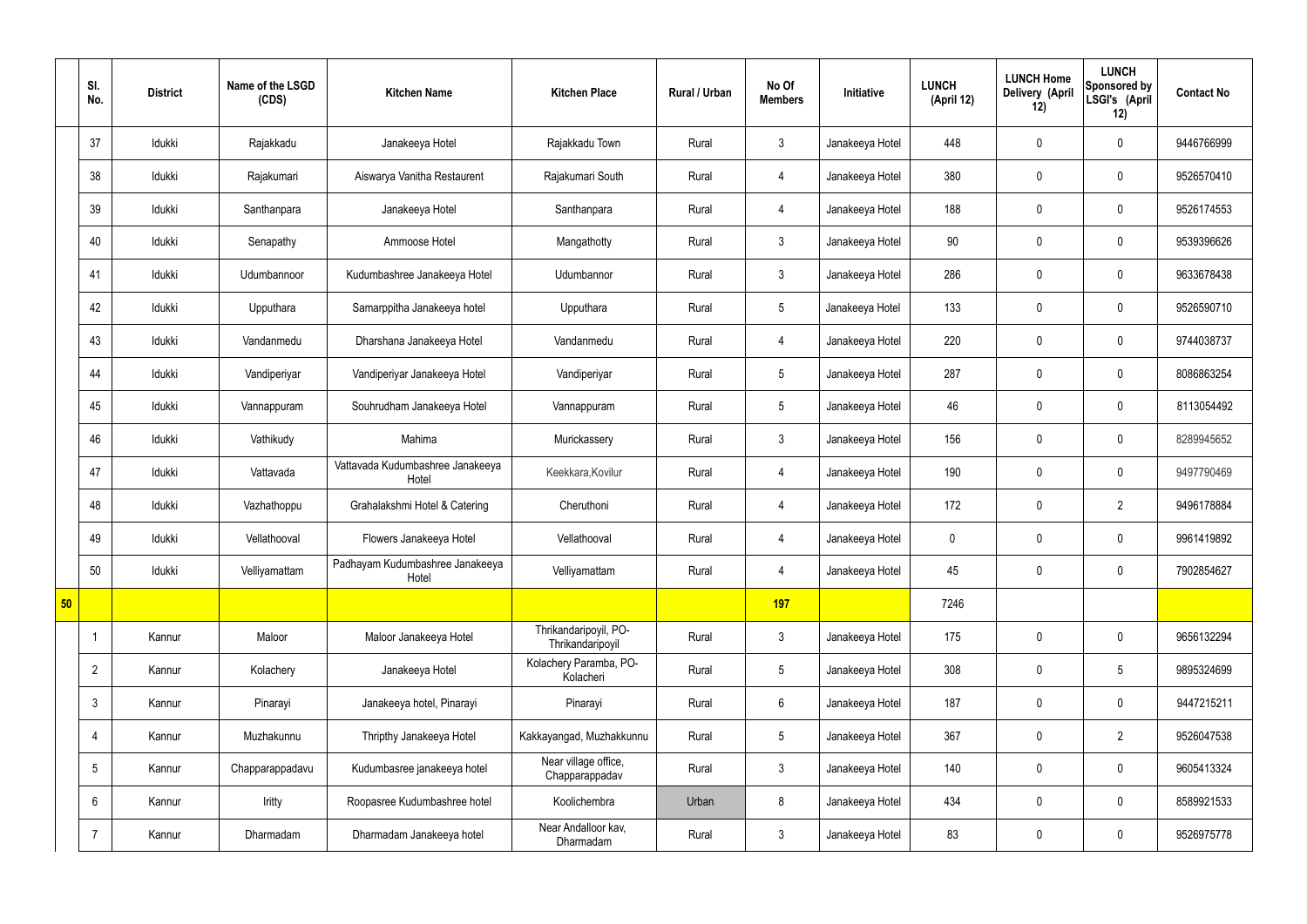| | Sl. No. | District | Name of the LSGD (CDS) | Kitchen Name | Kitchen Place | Rural / Urban | No Of Members | Initiative | LUNCH (April 12) | LUNCH Home Delivery (April 12) | LUNCH Sponsored by LSGI's (April 12) | Contact No |
|---|---|---|---|---|---|---|---|---|---|---|---|---|
| | 37 | Idukki | Rajakkadu | Janakeeya Hotel | Rajakkadu Town | Rural | 3 | Janakeeya Hotel | 448 | 0 | 0 | 9446766999 |
| | 38 | Idukki | Rajakumari | Aiswarya Vanitha Restaurent | Rajakumari South | Rural | 4 | Janakeeya Hotel | 380 | 0 | 0 | 9526570410 |
| | 39 | Idukki | Santhanpara | Janakeeya Hotel | Santhanpara | Rural | 4 | Janakeeya Hotel | 188 | 0 | 0 | 9526174553 |
| | 40 | Idukki | Senapathy | Ammoose Hotel | Mangathotty | Rural | 3 | Janakeeya Hotel | 90 | 0 | 0 | 9539396626 |
| | 41 | Idukki | Udumbannoor | Kudumbashree Janakeeya Hotel | Udumbannor | Rural | 3 | Janakeeya Hotel | 286 | 0 | 0 | 9633678438 |
| | 42 | Idukki | Upputhara | Samarppitha Janakeeya hotel | Upputhara | Rural | 5 | Janakeeya Hotel | 133 | 0 | 0 | 9526590710 |
| | 43 | Idukki | Vandanmedu | Dharshana Janakeeya Hotel | Vandanmedu | Rural | 4 | Janakeeya Hotel | 220 | 0 | 0 | 9744038737 |
| | 44 | Idukki | Vandiperiyar | Vandiperiyar Janakeeya Hotel | Vandiperiyar | Rural | 5 | Janakeeya Hotel | 287 | 0 | 0 | 8086863254 |
| | 45 | Idukki | Vannappuram | Souhrudham Janakeeya Hotel | Vannappuram | Rural | 5 | Janakeeya Hotel | 46 | 0 | 0 | 8113054492 |
| | 46 | Idukki | Vathikudy | Mahima | Murickassery | Rural | 3 | Janakeeya Hotel | 156 | 0 | 0 | 8289945652 |
| | 47 | Idukki | Vattavada | Vattavada Kudumbashree Janakeeya Hotel | Keekkara,Kovilur | Rural | 4 | Janakeeya Hotel | 190 | 0 | 0 | 9497790469 |
| | 48 | Idukki | Vazhathoppu | Grahalakshmi Hotel & Catering | Cheruthoni | Rural | 4 | Janakeeya Hotel | 172 | 0 | 2 | 9496178884 |
| | 49 | Idukki | Vellathooval | Flowers Janakeeya Hotel | Vellathooval | Rural | 4 | Janakeeya Hotel | 0 | 0 | 0 | 9961419892 |
| | 50 | Idukki | Velliyamattam | Padhayam Kudumbashree Janakeeya Hotel | Velliyamattam | Rural | 4 | Janakeeya Hotel | 45 | 0 | 0 | 7902854627 |
| 50 | | | | | | | 197 | | 7246 | | | |
| | 1 | Kannur | Maloor | Maloor Janakeeya Hotel | Thrikandaripoyil, PO-Thrikandaripoyil | Rural | 3 | Janakeeya Hotel | 175 | 0 | 0 | 9656132294 |
| | 2 | Kannur | Kolachery | Janakeeya Hotel | Kolachery Paramba, PO-Kolacheri | Rural | 5 | Janakeeya Hotel | 308 | 0 | 5 | 9895324699 |
| | 3 | Kannur | Pinarayi | Janakeeya hotel, Pinarayi | Pinarayi | Rural | 6 | Janakeeya Hotel | 187 | 0 | 0 | 9447215211 |
| | 4 | Kannur | Muzhakunnu | Thripthy Janakeeya Hotel | Kakkayangad, Muzhakkunnu | Rural | 5 | Janakeeya Hotel | 367 | 0 | 2 | 9526047538 |
| | 5 | Kannur | Chapparappadavu | Kudumbasree janakeeya hotel | Near village office, Chapparappadav | Rural | 3 | Janakeeya Hotel | 140 | 0 | 0 | 9605413324 |
| | 6 | Kannur | Iritty | Roopasree Kudumbashree hotel | Koolichembra | Urban | 8 | Janakeeya Hotel | 434 | 0 | 0 | 8589921533 |
| | 7 | Kannur | Dharmadam | Dharmadam Janakeeya hotel | Near Andalloor kav, Dharmadam | Rural | 3 | Janakeeya Hotel | 83 | 0 | 0 | 9526975778 |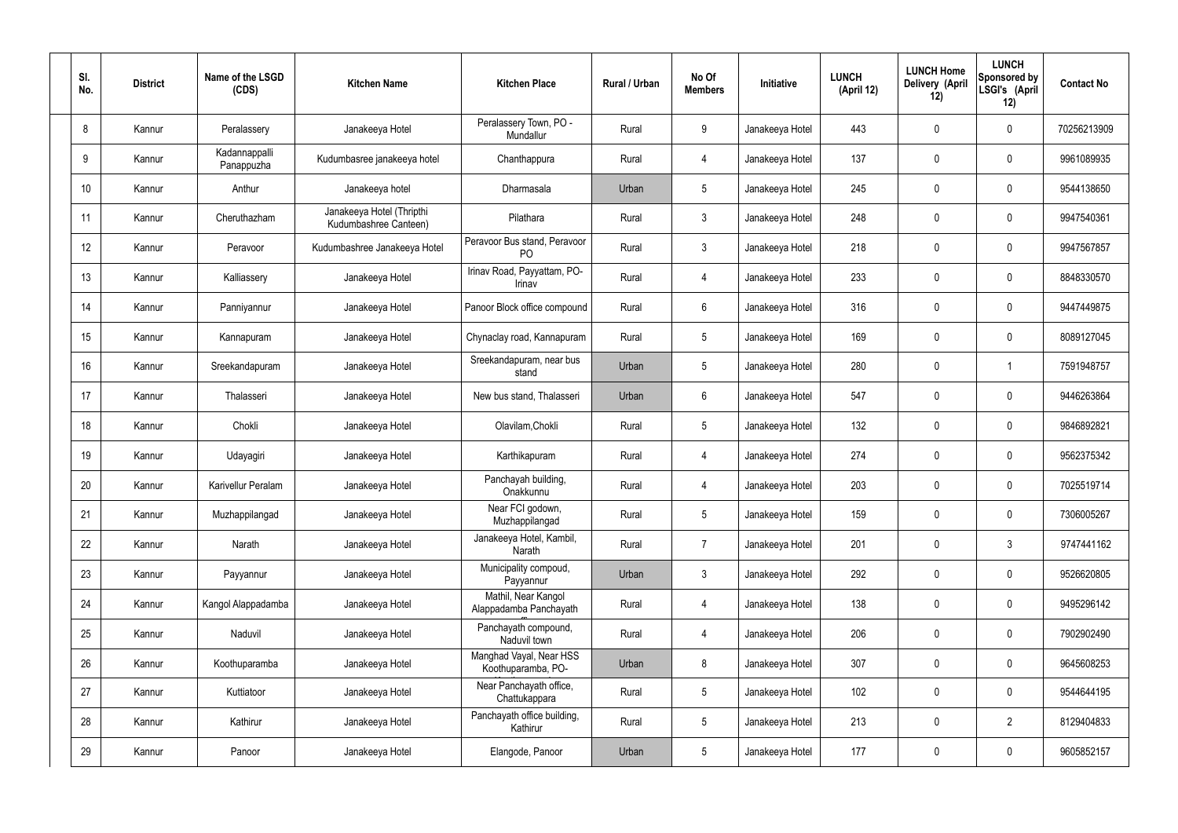| Sl. No. | District | Name of the LSGD (CDS) | Kitchen Name | Kitchen Place | Rural / Urban | No Of Members | Initiative | LUNCH (April 12) | LUNCH Home Delivery (April 12) | LUNCH Sponsored by LSGI's (April 12) | Contact No |
|---|---|---|---|---|---|---|---|---|---|---|---|
| 8 | Kannur | Peralassery | Janakeeya Hotel | Peralassery Town, PO - Mundallur | Rural | 9 | Janakeeya Hotel | 443 | 0 | 0 | 70256213909 |
| 9 | Kannur | Kadannappalli Panappuzha | Kudumbasree janakeeya hotel | Chanthappura | Rural | 4 | Janakeeya Hotel | 137 | 0 | 0 | 9961089935 |
| 10 | Kannur | Anthur | Janakeeya hotel | Dharmasala | Urban | 5 | Janakeeya Hotel | 245 | 0 | 0 | 9544138650 |
| 11 | Kannur | Cheruthazham | Janakeeya Hotel (Thripthi Kudumbashree Canteen) | Pilathara | Rural | 3 | Janakeeya Hotel | 248 | 0 | 0 | 9947540361 |
| 12 | Kannur | Peravoor | Kudumbashree Janakeeya Hotel | Peravoor Bus stand, Peravoor PO | Rural | 3 | Janakeeya Hotel | 218 | 0 | 0 | 9947567857 |
| 13 | Kannur | Kalliassery | Janakeeya Hotel | Irinav Road, Payyattam, PO-Irinav | Rural | 4 | Janakeeya Hotel | 233 | 0 | 0 | 8848330570 |
| 14 | Kannur | Panniyannur | Janakeeya Hotel | Panoor Block office compound | Rural | 6 | Janakeeya Hotel | 316 | 0 | 0 | 9447449875 |
| 15 | Kannur | Kannapuram | Janakeeya Hotel | Chynaclay road, Kannapuram | Rural | 5 | Janakeeya Hotel | 169 | 0 | 0 | 8089127045 |
| 16 | Kannur | Sreekandapuram | Janakeeya Hotel | Sreekandapuram, near bus stand | Urban | 5 | Janakeeya Hotel | 280 | 0 | 1 | 7591948757 |
| 17 | Kannur | Thalasseri | Janakeeya Hotel | New bus stand, Thalasseri | Urban | 6 | Janakeeya Hotel | 547 | 0 | 0 | 9446263864 |
| 18 | Kannur | Chokli | Janakeeya Hotel | Olavilam,Chokli | Rural | 5 | Janakeeya Hotel | 132 | 0 | 0 | 9846892821 |
| 19 | Kannur | Udayagiri | Janakeeya Hotel | Karthikapuram | Rural | 4 | Janakeeya Hotel | 274 | 0 | 0 | 9562375342 |
| 20 | Kannur | Karivellur Peralam | Janakeeya Hotel | Panchayah building, Onakkunnu | Rural | 4 | Janakeeya Hotel | 203 | 0 | 0 | 7025519714 |
| 21 | Kannur | Muzhappilangad | Janakeeya Hotel | Near FCI godown, Muzhappilangad | Rural | 5 | Janakeeya Hotel | 159 | 0 | 0 | 7306005267 |
| 22 | Kannur | Narath | Janakeeya Hotel | Janakeeya Hotel, Kambil, Narath | Rural | 7 | Janakeeya Hotel | 201 | 0 | 3 | 9747441162 |
| 23 | Kannur | Payyannur | Janakeeya Hotel | Municipality compoud, Payyannur | Urban | 3 | Janakeeya Hotel | 292 | 0 | 0 | 9526620805 |
| 24 | Kannur | Kangol Alappadamba | Janakeeya Hotel | Mathil, Near Kangol Alappadamba Panchayath | Rural | 4 | Janakeeya Hotel | 138 | 0 | 0 | 9495296142 |
| 25 | Kannur | Naduvil | Janakeeya Hotel | Panchayath compound, Naduvil town | Rural | 4 | Janakeeya Hotel | 206 | 0 | 0 | 7902902490 |
| 26 | Kannur | Koothuparamba | Janakeeya Hotel | Manghad Vayal, Near HSS Koothuparamba, PO- | Urban | 8 | Janakeeya Hotel | 307 | 0 | 0 | 9645608253 |
| 27 | Kannur | Kuttiatoor | Janakeeya Hotel | Near Panchayath office, Chattukappara | Rural | 5 | Janakeeya Hotel | 102 | 0 | 0 | 9544644195 |
| 28 | Kannur | Kathirur | Janakeeya Hotel | Panchayath office building, Kathirur | Rural | 5 | Janakeeya Hotel | 213 | 0 | 2 | 8129404833 |
| 29 | Kannur | Panoor | Janakeeya Hotel | Elangode, Panoor | Urban | 5 | Janakeeya Hotel | 177 | 0 | 0 | 9605852157 |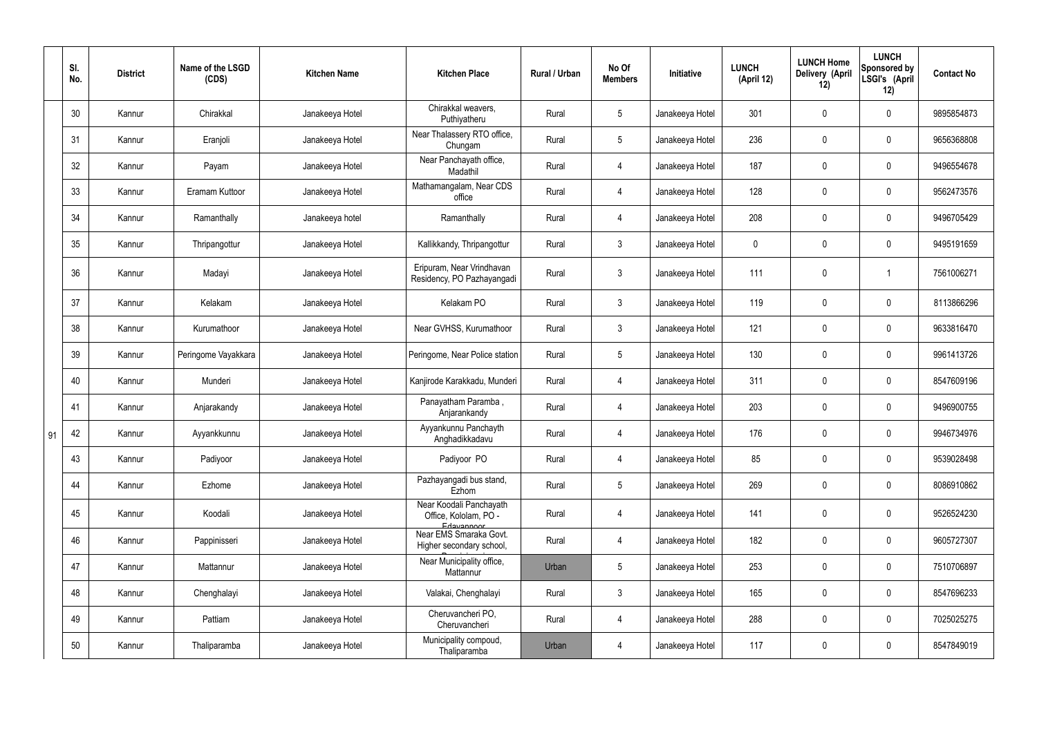|  | Sl. No. | District | Name of the LSGD (CDS) | Kitchen Name | Kitchen Place | Rural / Urban | No Of Members | Initiative | LUNCH (April 12) | LUNCH Home Delivery (April 12) | LUNCH Sponsored by LSGI's (April 12) | Contact No |
|---|---|---|---|---|---|---|---|---|---|---|---|---|
| 91 | 30 | Kannur | Chirakkal | Janakeeya Hotel | Chirakkal weavers, Puthiyatheru | Rural | 5 | Janakeeya Hotel | 301 | 0 | 0 | 9895854873 |
|  | 31 | Kannur | Eranjoli | Janakeeya Hotel | Near Thalassery RTO office, Chungam | Rural | 5 | Janakeeya Hotel | 236 | 0 | 0 | 9656368808 |
|  | 32 | Kannur | Payam | Janakeeya Hotel | Near Panchayath office, Madathil | Rural | 4 | Janakeeya Hotel | 187 | 0 | 0 | 9496554678 |
|  | 33 | Kannur | Eramam Kuttoor | Janakeeya Hotel | Mathamangalam, Near CDS office | Rural | 4 | Janakeeya Hotel | 128 | 0 | 0 | 9562473576 |
|  | 34 | Kannur | Ramanthally | Janakeeya hotel | Ramanthally | Rural | 4 | Janakeeya Hotel | 208 | 0 | 0 | 9496705429 |
|  | 35 | Kannur | Thripangottur | Janakeeya Hotel | Kallikkandy, Thripangottur | Rural | 3 | Janakeeya Hotel | 0 | 0 | 0 | 9495191659 |
|  | 36 | Kannur | Madayi | Janakeeya Hotel | Eripuram, Near Vrindhavan Residency, PO Pazhayangadi | Rural | 3 | Janakeeya Hotel | 111 | 0 | 1 | 7561006271 |
|  | 37 | Kannur | Kelakam | Janakeeya Hotel | Kelakam PO | Rural | 3 | Janakeeya Hotel | 119 | 0 | 0 | 8113866296 |
|  | 38 | Kannur | Kurumathoor | Janakeeya Hotel | Near GVHSS, Kurumathoor | Rural | 3 | Janakeeya Hotel | 121 | 0 | 0 | 9633816470 |
|  | 39 | Kannur | Peringome Vayakkara | Janakeeya Hotel | Peringome, Near Police station | Rural | 5 | Janakeeya Hotel | 130 | 0 | 0 | 9961413726 |
|  | 40 | Kannur | Munderi | Janakeeya Hotel | Kanjirode Karakkadu, Munderi | Rural | 4 | Janakeeya Hotel | 311 | 0 | 0 | 8547609196 |
|  | 41 | Kannur | Anjarakandy | Janakeeya Hotel | Panayatham Paramba , Anjarankandy | Rural | 4 | Janakeeya Hotel | 203 | 0 | 0 | 9496900755 |
|  | 42 | Kannur | Ayyankkunnu | Janakeeya Hotel | Ayyankunnu Panchayth Anghadikkadavu | Rural | 4 | Janakeeya Hotel | 176 | 0 | 0 | 9946734976 |
|  | 43 | Kannur | Padiyoor | Janakeeya Hotel | Padiyoor PO | Rural | 4 | Janakeeya Hotel | 85 | 0 | 0 | 9539028498 |
|  | 44 | Kannur | Ezhome | Janakeeya Hotel | Pazhayangadi bus stand, Ezhom | Rural | 5 | Janakeeya Hotel | 269 | 0 | 0 | 8086910862 |
|  | 45 | Kannur | Koodali | Janakeeya Hotel | Near Koodali Panchayath Office, Kololam, PO - Edavannoor | Rural | 4 | Janakeeya Hotel | 141 | 0 | 0 | 9526524230 |
|  | 46 | Kannur | Pappinisseri | Janakeeya Hotel | Near EMS Smaraka Govt. Higher secondary school, | Rural | 4 | Janakeeya Hotel | 182 | 0 | 0 | 9605727307 |
|  | 47 | Kannur | Mattannur | Janakeeya Hotel | Near Municipality office, Mattannur | Urban | 5 | Janakeeya Hotel | 253 | 0 | 0 | 7510706897 |
|  | 48 | Kannur | Chenghalayi | Janakeeya Hotel | Valakai, Chenghalayi | Rural | 3 | Janakeeya Hotel | 165 | 0 | 0 | 8547696233 |
|  | 49 | Kannur | Pattiam | Janakeeya Hotel | Cheruvancheri PO, Cheruvancheri | Rural | 4 | Janakeeya Hotel | 288 | 0 | 0 | 7025025275 |
|  | 50 | Kannur | Thaliparamba | Janakeeya Hotel | Municipality compoud, Thaliparamba | Urban | 4 | Janakeeya Hotel | 117 | 0 | 0 | 8547849019 |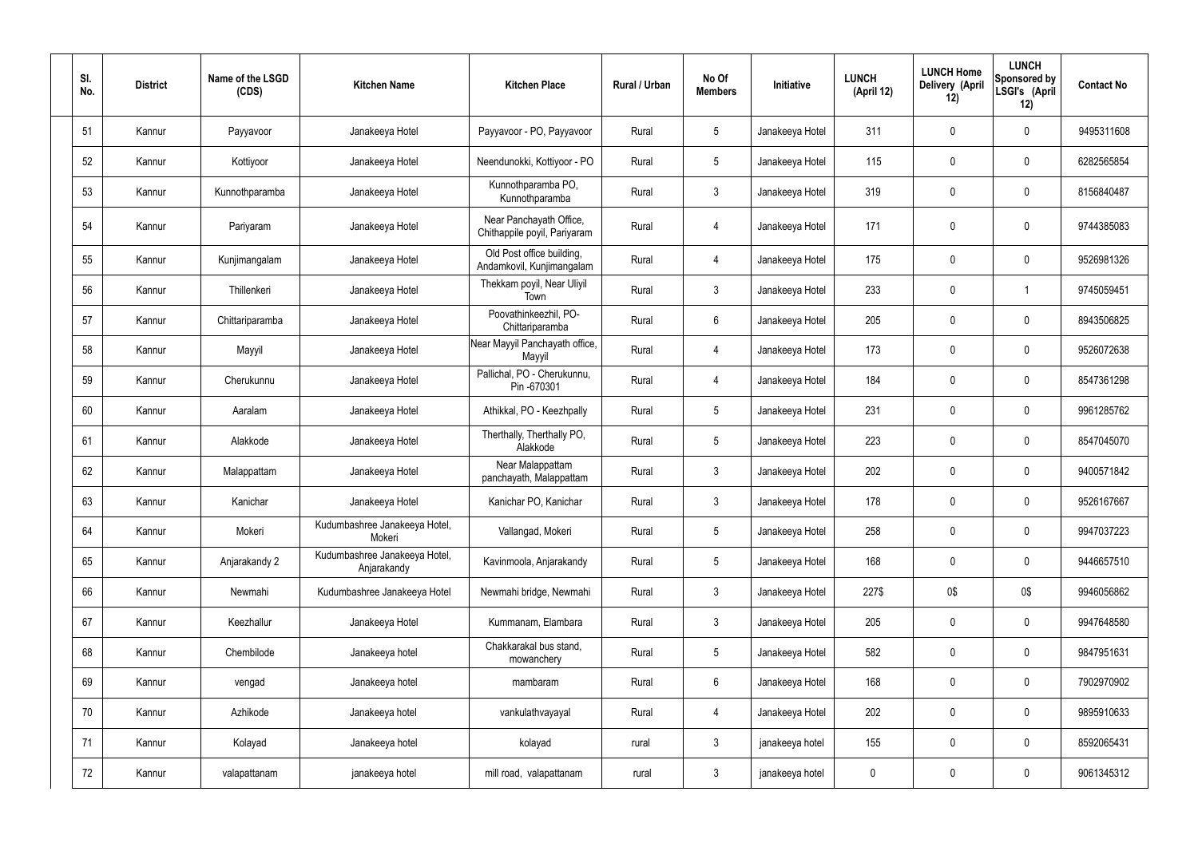| Sl. No. | District | Name of the LSGD (CDS) | Kitchen Name | Kitchen Place | Rural / Urban | No Of Members | Initiative | LUNCH (April 12) | LUNCH Home Delivery (April 12) | LUNCH Sponsored by LSGI's (April 12) | Contact No |
|---|---|---|---|---|---|---|---|---|---|---|---|
| 51 | Kannur | Payyavoor | Janakeeya Hotel | Payyavoor - PO, Payyavoor | Rural | 5 | Janakeeya Hotel | 311 | 0 | 0 | 9495311608 |
| 52 | Kannur | Kottiyoor | Janakeeya Hotel | Neendunokki, Kottiyoor - PO | Rural | 5 | Janakeeya Hotel | 115 | 0 | 0 | 6282565854 |
| 53 | Kannur | Kunnothparamba | Janakeeya Hotel | Kunnothparamba PO, Kunnothparamba | Rural | 3 | Janakeeya Hotel | 319 | 0 | 0 | 8156840487 |
| 54 | Kannur | Pariyaram | Janakeeya Hotel | Near Panchayath Office, Chithappile poyil, Pariyaram | Rural | 4 | Janakeeya Hotel | 171 | 0 | 0 | 9744385083 |
| 55 | Kannur | Kunjimangalam | Janakeeya Hotel | Old Post office building, Andamkovil, Kunjimangalam | Rural | 4 | Janakeeya Hotel | 175 | 0 | 0 | 9526981326 |
| 56 | Kannur | Thillenkeri | Janakeeya Hotel | Thekkam poyil, Near Uliyil Town | Rural | 3 | Janakeeya Hotel | 233 | 0 | 1 | 9745059451 |
| 57 | Kannur | Chittariparamba | Janakeeya Hotel | Poovathinkeezhil, PO-Chittariparamba | Rural | 6 | Janakeeya Hotel | 205 | 0 | 0 | 8943506825 |
| 58 | Kannur | Mayyil | Janakeeya Hotel | Near Mayyil Panchayath office, Mayyil | Rural | 4 | Janakeeya Hotel | 173 | 0 | 0 | 9526072638 |
| 59 | Kannur | Cherukunnu | Janakeeya Hotel | Pallichal, PO - Cherukunnu, Pin -670301 | Rural | 4 | Janakeeya Hotel | 184 | 0 | 0 | 8547361298 |
| 60 | Kannur | Aaralam | Janakeeya Hotel | Athikkal, PO - Keezhpally | Rural | 5 | Janakeeya Hotel | 231 | 0 | 0 | 9961285762 |
| 61 | Kannur | Alakkode | Janakeeya Hotel | Therthally, Therthally PO, Alakkode | Rural | 5 | Janakeeya Hotel | 223 | 0 | 0 | 8547045070 |
| 62 | Kannur | Malappattam | Janakeeya Hotel | Near Malappattam panchayath, Malappattam | Rural | 3 | Janakeeya Hotel | 202 | 0 | 0 | 9400571842 |
| 63 | Kannur | Kanichar | Janakeeya Hotel | Kanichar PO, Kanichar | Rural | 3 | Janakeeya Hotel | 178 | 0 | 0 | 9526167667 |
| 64 | Kannur | Mokeri | Kudumbashree Janakeeya Hotel, Mokeri | Vallangad, Mokeri | Rural | 5 | Janakeeya Hotel | 258 | 0 | 0 | 9947037223 |
| 65 | Kannur | Anjarakandy 2 | Kudumbashree Janakeeya Hotel, Anjarakandy | Kavinmoola, Anjarakandy | Rural | 5 | Janakeeya Hotel | 168 | 0 | 0 | 9446657510 |
| 66 | Kannur | Newmahi | Kudumbashree Janakeeya Hotel | Newmahi bridge, Newmahi | Rural | 3 | Janakeeya Hotel | 227$ | 0$ | 0$ | 9946056862 |
| 67 | Kannur | Keezhallur | Janakeeya Hotel | Kummanam, Elambara | Rural | 3 | Janakeeya Hotel | 205 | 0 | 0 | 9947648580 |
| 68 | Kannur | Chembilode | Janakeeya hotel | Chakkarakal bus stand, mowanchery | Rural | 5 | Janakeeya Hotel | 582 | 0 | 0 | 9847951631 |
| 69 | Kannur | vengad | Janakeeya hotel | mambaram | Rural | 6 | Janakeeya Hotel | 168 | 0 | 0 | 7902970902 |
| 70 | Kannur | Azhikode | Janakeeya hotel | vankulathvayayal | Rural | 4 | Janakeeya Hotel | 202 | 0 | 0 | 9895910633 |
| 71 | Kannur | Kolayad | Janakeeya hotel | kolayad | rural | 3 | janakeeya hotel | 155 | 0 | 0 | 8592065431 |
| 72 | Kannur | valapattanam | janakeeya hotel | mill road, valapattanam | rural | 3 | janakeeya hotel | 0 | 0 | 0 | 9061345312 |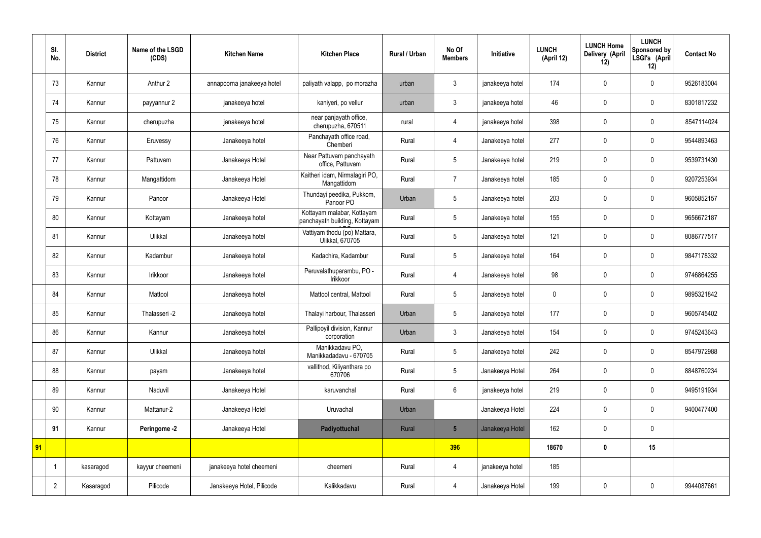| | Sl. No. | District | Name of the LSGD (CDS) | Kitchen Name | Kitchen Place | Rural / Urban | No Of Members | Initiative | LUNCH (April 12) | LUNCH Home Delivery (April 12) | LUNCH Sponsored by LSGI's (April 12) | Contact No |
|---|---|---|---|---|---|---|---|---|---|---|---|---|
| | 73 | Kannur | Anthur 2 | annapoorna janakeeya hotel | paliyath valapp, po morazha | urban | 3 | janakeeya hotel | 174 | 0 | 0 | 9526183004 |
| | 74 | Kannur | payyannur 2 | janakeeya hotel | kaniyeri, po vellur | urban | 3 | janakeeya hotel | 46 | 0 | 0 | 8301817232 |
| | 75 | Kannur | cherupuzha | janakeeya hotel | near panjayath office, cherupuzha, 670511 | rural | 4 | janakeeya hotel | 398 | 0 | 0 | 8547114024 |
| | 76 | Kannur | Eruvessy | Janakeeya hotel | Panchayath office road, Chemberi | Rural | 4 | Janakeeya hotel | 277 | 0 | 0 | 9544893463 |
| | 77 | Kannur | Pattuvam | Janakeeya Hotel | Near Pattuvam panchayath office, Pattuvam | Rural | 5 | Janakeeya hotel | 219 | 0 | 0 | 9539731430 |
| | 78 | Kannur | Mangattidom | Janakeeya Hotel | Kaitheri idam, Nirmalagiri PO, Mangattidom | Rural | 7 | Janakeeya hotel | 185 | 0 | 0 | 9207253934 |
| | 79 | Kannur | Panoor | Janakeeya Hotel | Thundayi peedika, Pukkom, Panoor PO | Urban | 5 | Janakeeya hotel | 203 | 0 | 0 | 9605852157 |
| | 80 | Kannur | Kottayam | Janakeeya hotel | Kottayam malabar, Kottayam panchayath building, Kottayam | Rural | 5 | Janakeeya hotel | 155 | 0 | 0 | 9656672187 |
| | 81 | Kannur | Ulikkal | Janakeeya hotel | Vattiyam thodu (po) Mattara, Ulikkal, 670705 | Rural | 5 | Janakeeya hotel | 121 | 0 | 0 | 8086777517 |
| | 82 | Kannur | Kadambur | Janakeeya hotel | Kadachira, Kadambur | Rural | 5 | Janakeeya hotel | 164 | 0 | 0 | 9847178332 |
| | 83 | Kannur | Irikkoor | Janakeeya hotel | Peruvalathuparambu, PO - Irikkoor | Rural | 4 | Janakeeya hotel | 98 | 0 | 0 | 9746864255 |
| | 84 | Kannur | Mattool | Janakeeya hotel | Mattool central, Mattool | Rural | 5 | Janakeeya hotel | 0 | 0 | 0 | 9895321842 |
| | 85 | Kannur | Thalasseri -2 | Janakeeya hotel | Thalayi harbour, Thalasseri | Urban | 5 | Janakeeya hotel | 177 | 0 | 0 | 9605745402 |
| | 86 | Kannur | Kannur | Janakeeya hotel | Pallipoyil division, Kannur corporation | Urban | 3 | Janakeeya hotel | 154 | 0 | 0 | 9745243643 |
| | 87 | Kannur | Ulikkal | Janakeeya hotel | Manikkadavu PO, Manikkadadavu - 670705 | Rural | 5 | Janakeeya hotel | 242 | 0 | 0 | 8547972988 |
| | 88 | Kannur | payam | Janakeeya hotel | vallithod, Kiliyanthara po 670706 | Rural | 5 | Janakeeya Hotel | 264 | 0 | 0 | 8848760234 |
| | 89 | Kannur | Naduvil | Janakeeya Hotel | karuvanchal | Rural | 6 | janakeeya hotel | 219 | 0 | 0 | 9495191934 |
| | 90 | Kannur | Mattanur-2 | Janakeeya Hotel | Uruvachal | Urban | | Janakeeya Hotel | 224 | 0 | 0 | 9400477400 |
| | **91** | Kannur | **Peringome -2** | Janakeeya Hotel | **Padiyottuchal** | Rural | **5** | Janakeeya Hotel | 162 | 0 | 0 | |
| **91** | | | | | | | **396** | | **18670** | **0** | **15** | |
| | 1 | kasaragod | kayyur cheemeni | janakeeya hotel cheemeni | cheemeni | Rural | 4 | janakeeya hotel | 185 | | | |
| | 2 | Kasaragod | Pilicode | Janakeeya Hotel, Pilicode | Kalikkadavu | Rural | 4 | Janakeeya Hotel | 199 | 0 | 0 | 9944087661 |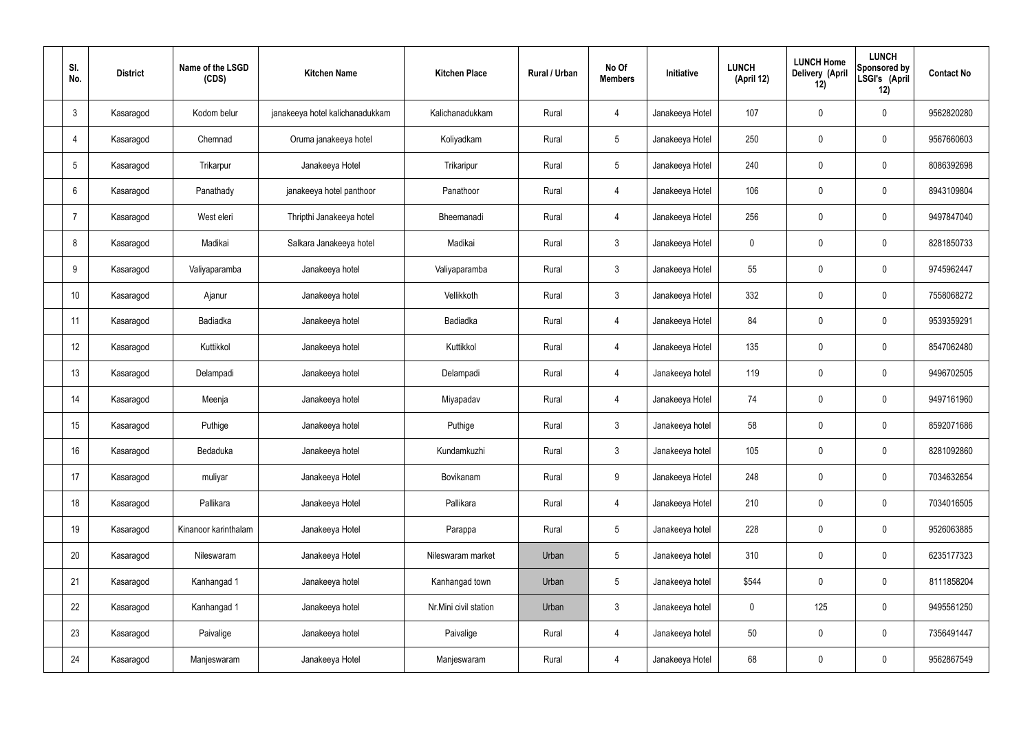| Sl. No. | District | Name of the LSGD (CDS) | Kitchen Name | Kitchen Place | Rural / Urban | No Of Members | Initiative | LUNCH (April 12) | LUNCH Home Delivery (April 12) | LUNCH Sponsored by LSGI's (April 12) | Contact No |
|---|---|---|---|---|---|---|---|---|---|---|---|
| 3 | Kasaragod | Kodom belur | janakeeya hotel kalichanadukkam | Kalichanadukkam | Rural | 4 | Janakeeya Hotel | 107 | 0 | 0 | 9562820280 |
| 4 | Kasaragod | Chemnad | Oruma janakeeya hotel | Koliyadkam | Rural | 5 | Janakeeya Hotel | 250 | 0 | 0 | 9567660603 |
| 5 | Kasaragod | Trikarpur | Janakeeya Hotel | Trikaripur | Rural | 5 | Janakeeya Hotel | 240 | 0 | 0 | 8086392698 |
| 6 | Kasaragod | Panathady | janakeeya hotel panthoor | Panathoor | Rural | 4 | Janakeeya Hotel | 106 | 0 | 0 | 8943109804 |
| 7 | Kasaragod | West eleri | Thripthi Janakeeya hotel | Bheemanadi | Rural | 4 | Janakeeya Hotel | 256 | 0 | 0 | 9497847040 |
| 8 | Kasaragod | Madikai | Salkara Janakeeya hotel | Madikai | Rural | 3 | Janakeeya Hotel | 0 | 0 | 0 | 8281850733 |
| 9 | Kasaragod | Valiyaparamba | Janakeeya hotel | Valiyaparamba | Rural | 3 | Janakeeya Hotel | 55 | 0 | 0 | 9745962447 |
| 10 | Kasaragod | Ajanur | Janakeeya hotel | Vellikkoth | Rural | 3 | Janakeeya Hotel | 332 | 0 | 0 | 7558068272 |
| 11 | Kasaragod | Badiadka | Janakeeya hotel | Badiadka | Rural | 4 | Janakeeya Hotel | 84 | 0 | 0 | 9539359291 |
| 12 | Kasaragod | Kuttikkol | Janakeeya hotel | Kuttikkol | Rural | 4 | Janakeeya Hotel | 135 | 0 | 0 | 8547062480 |
| 13 | Kasaragod | Delampadi | Janakeeya hotel | Delampadi | Rural | 4 | Janakeeya hotel | 119 | 0 | 0 | 9496702505 |
| 14 | Kasaragod | Meenja | Janakeeya hotel | Miyapadav | Rural | 4 | Janakeeya Hotel | 74 | 0 | 0 | 9497161960 |
| 15 | Kasaragod | Puthige | Janakeeya hotel | Puthige | Rural | 3 | Janakeeya hotel | 58 | 0 | 0 | 8592071686 |
| 16 | Kasaragod | Bedaduka | Janakeeya hotel | Kundamkuzhi | Rural | 3 | Janakeeya hotel | 105 | 0 | 0 | 8281092860 |
| 17 | Kasaragod | muliyar | Janakeeya Hotel | Bovikanam | Rural | 9 | Janakeeya Hotel | 248 | 0 | 0 | 7034632654 |
| 18 | Kasaragod | Pallikara | Janakeeya Hotel | Pallikara | Rural | 4 | Janakeeya Hotel | 210 | 0 | 0 | 7034016505 |
| 19 | Kasaragod | Kinanoor karinthalam | Janakeeya Hotel | Parappa | Rural | 5 | Janakeeya hotel | 228 | 0 | 0 | 9526063885 |
| 20 | Kasaragod | Nileswaram | Janakeeya Hotel | Nileswaram market | Urban | 5 | Janakeeya hotel | 310 | 0 | 0 | 6235177323 |
| 21 | Kasaragod | Kanhangad 1 | Janakeeya hotel | Kanhangad town | Urban | 5 | Janakeeya hotel | $544 | 0 | 0 | 8111858204 |
| 22 | Kasaragod | Kanhangad 1 | Janakeeya hotel | Nr.Mini civil station | Urban | 3 | Janakeeya hotel | 0 | 125 | 0 | 9495561250 |
| 23 | Kasaragod | Paivalige | Janakeeya hotel | Paivalige | Rural | 4 | Janakeeya hotel | 50 | 0 | 0 | 7356491447 |
| 24 | Kasaragod | Manjeswaram | Janakeeya Hotel | Manjeswaram | Rural | 4 | Janakeeya Hotel | 68 | 0 | 0 | 9562867549 |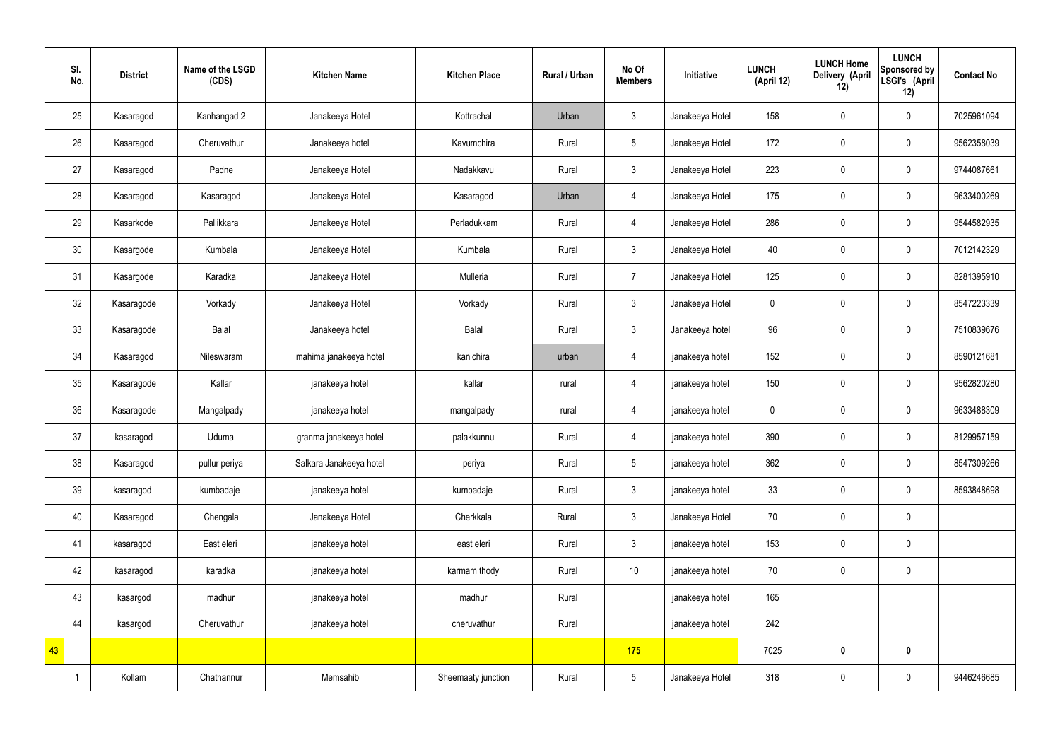| | Sl. No. | District | Name of the LSGD (CDS) | Kitchen Name | Kitchen Place | Rural / Urban | No Of Members | Initiative | LUNCH (April 12) | LUNCH Home Delivery (April 12) | LUNCH Sponsored by LSGI's (April 12) | Contact No |
|---|---|---|---|---|---|---|---|---|---|---|---|---|
| | 25 | Kasaragod | Kanhangad 2 | Janakeeya Hotel | Kottrachal | Urban | 3 | Janakeeya Hotel | 158 | 0 | 0 | 7025961094 |
| | 26 | Kasaragod | Cheruvathur | Janakeeya hotel | Kavumchira | Rural | 5 | Janakeeya Hotel | 172 | 0 | 0 | 9562358039 |
| | 27 | Kasaragod | Padne | Janakeeya Hotel | Nadakkavu | Rural | 3 | Janakeeya Hotel | 223 | 0 | 0 | 9744087661 |
| | 28 | Kasaragod | Kasaragod | Janakeeya Hotel | Kasaragod | Urban | 4 | Janakeeya Hotel | 175 | 0 | 0 | 9633400269 |
| | 29 | Kasarkode | Pallikkara | Janakeeya Hotel | Perladukkam | Rural | 4 | Janakeeya Hotel | 286 | 0 | 0 | 9544582935 |
| | 30 | Kasargode | Kumbala | Janakeeya Hotel | Kumbala | Rural | 3 | Janakeeya Hotel | 40 | 0 | 0 | 7012142329 |
| | 31 | Kasargode | Karadka | Janakeeya Hotel | Mulleria | Rural | 7 | Janakeeya Hotel | 125 | 0 | 0 | 8281395910 |
| | 32 | Kasaragode | Vorkady | Janakeeya Hotel | Vorkady | Rural | 3 | Janakeeya Hotel | 0 | 0 | 0 | 8547223339 |
| | 33 | Kasaragode | Balal | Janakeeya hotel | Balal | Rural | 3 | Janakeeya hotel | 96 | 0 | 0 | 7510839676 |
| | 34 | Kasaragod | Nileswaram | mahima janakeeya hotel | kanichira | urban | 4 | janakeeya hotel | 152 | 0 | 0 | 8590121681 |
| | 35 | Kasaragode | Kallar | janakeeya hotel | kallar | rural | 4 | janakeeya hotel | 150 | 0 | 0 | 9562820280 |
| | 36 | Kasaragode | Mangalpady | janakeeya hotel | mangalpady | rural | 4 | janakeeya hotel | 0 | 0 | 0 | 9633488309 |
| | 37 | kasaragod | Uduma | granma janakeeya hotel | palakkunnu | Rural | 4 | janakeeya hotel | 390 | 0 | 0 | 8129957159 |
| | 38 | Kasaragod | pullur periya | Salkara Janakeeya hotel | periya | Rural | 5 | janakeeya hotel | 362 | 0 | 0 | 8547309266 |
| | 39 | kasaragod | kumbadaje | janakeeya hotel | kumbadaje | Rural | 3 | janakeeya hotel | 33 | 0 | 0 | 8593848698 |
| | 40 | Kasaragod | Chengala | Janakeeya Hotel | Cherkkala | Rural | 3 | Janakeeya Hotel | 70 | 0 | 0 | |
| | 41 | kasaragod | East eleri | janakeeya hotel | east eleri | Rural | 3 | janakeeya hotel | 153 | 0 | 0 | |
| | 42 | kasaragod | karadka | janakeeya hotel | karmam thody | Rural | 10 | janakeeya hotel | 70 | 0 | 0 | |
| | 43 | kasargod | madhur | janakeeya hotel | madhur | Rural | | janakeeya hotel | 165 | | | |
| | 44 | kasargod | Cheruvathur | janakeeya hotel | cheruvathur | Rural | | janakeeya hotel | 242 | | | |
| **43** | | | | | | | **175** | | 7025 | **0** | **0** | |
| | 1 | Kollam | Chathannur | Memsahib | Sheemaaty junction | Rural | 5 | Janakeeya Hotel | 318 | 0 | 0 | 9446246685 |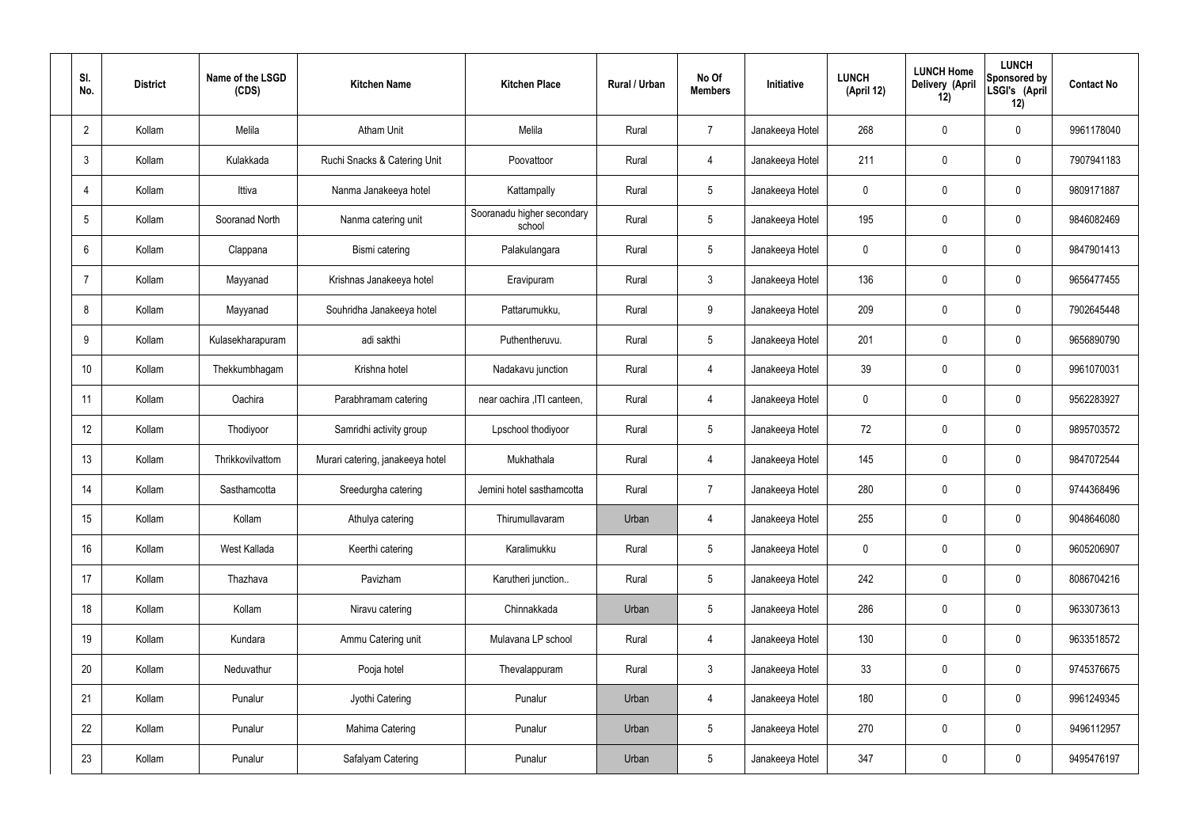| Sl. No. | District | Name of the LSGD (CDS) | Kitchen Name | Kitchen Place | Rural / Urban | No Of Members | Initiative | LUNCH (April 12) | LUNCH Home Delivery (April 12) | LUNCH Sponsored by LSGI's (April 12) | Contact No |
|---|---|---|---|---|---|---|---|---|---|---|---|
| 2 | Kollam | Melila | Atham Unit | Melila | Rural | 7 | Janakeeya Hotel | 268 | 0 | 0 | 9961178040 |
| 3 | Kollam | Kulakkada | Ruchi Snacks & Catering Unit | Poovattoor | Rural | 4 | Janakeeya Hotel | 211 | 0 | 0 | 7907941183 |
| 4 | Kollam | Ittiva | Nanma Janakeeya hotel | Kattampally | Rural | 5 | Janakeeya Hotel | 0 | 0 | 0 | 9809171887 |
| 5 | Kollam | Sooranad North | Nanma catering unit | Sooranadu higher secondary school | Rural | 5 | Janakeeya Hotel | 195 | 0 | 0 | 9846082469 |
| 6 | Kollam | Clappana | Bismi catering | Palakulangara | Rural | 5 | Janakeeya Hotel | 0 | 0 | 0 | 9847901413 |
| 7 | Kollam | Mayyanad | Krishnas Janakeeya hotel | Eravipuram | Rural | 3 | Janakeeya Hotel | 136 | 0 | 0 | 9656477455 |
| 8 | Kollam | Mayyanad | Souhridha Janakeeya hotel | Pattarumukku, | Rural | 9 | Janakeeya Hotel | 209 | 0 | 0 | 7902645448 |
| 9 | Kollam | Kulasekharapuram | adi sakthi | Puthentheruvu. | Rural | 5 | Janakeeya Hotel | 201 | 0 | 0 | 9656890790 |
| 10 | Kollam | Thekkumbhagam | Krishna hotel | Nadakavu junction | Rural | 4 | Janakeeya Hotel | 39 | 0 | 0 | 9961070031 |
| 11 | Kollam | Oachira | Parabhramam catering | near oachira ,ITI canteen, | Rural | 4 | Janakeeya Hotel | 0 | 0 | 0 | 9562283927 |
| 12 | Kollam | Thodiyoor | Samridhi activity group | Lpschool thodiyoor | Rural | 5 | Janakeeya Hotel | 72 | 0 | 0 | 9895703572 |
| 13 | Kollam | Thrikkovilvattom | Murari catering, janakeeya hotel | Mukhathala | Rural | 4 | Janakeeya Hotel | 145 | 0 | 0 | 9847072544 |
| 14 | Kollam | Sasthamcotta | Sreedurgha catering | Jemini hotel sasthamcotta | Rural | 7 | Janakeeya Hotel | 280 | 0 | 0 | 9744368496 |
| 15 | Kollam | Kollam | Athulya catering | Thirumullavaram | Urban | 4 | Janakeeya Hotel | 255 | 0 | 0 | 9048646080 |
| 16 | Kollam | West Kallada | Keerthi catering | Karalimukku | Rural | 5 | Janakeeya Hotel | 0 | 0 | 0 | 9605206907 |
| 17 | Kollam | Thazhava | Pavizham | Karutheri junction.. | Rural | 5 | Janakeeya Hotel | 242 | 0 | 0 | 8086704216 |
| 18 | Kollam | Kollam | Niravu catering | Chinnakkada | Urban | 5 | Janakeeya Hotel | 286 | 0 | 0 | 9633073613 |
| 19 | Kollam | Kundara | Ammu Catering unit | Mulavana LP school | Rural | 4 | Janakeeya Hotel | 130 | 0 | 0 | 9633518572 |
| 20 | Kollam | Neduvathur | Pooja hotel | Thevalappuram | Rural | 3 | Janakeeya Hotel | 33 | 0 | 0 | 9745376675 |
| 21 | Kollam | Punalur | Jyothi Catering | Punalur | Urban | 4 | Janakeeya Hotel | 180 | 0 | 0 | 9961249345 |
| 22 | Kollam | Punalur | Mahima Catering | Punalur | Urban | 5 | Janakeeya Hotel | 270 | 0 | 0 | 9496112957 |
| 23 | Kollam | Punalur | Safalyam Catering | Punalur | Urban | 5 | Janakeeya Hotel | 347 | 0 | 0 | 9495476197 |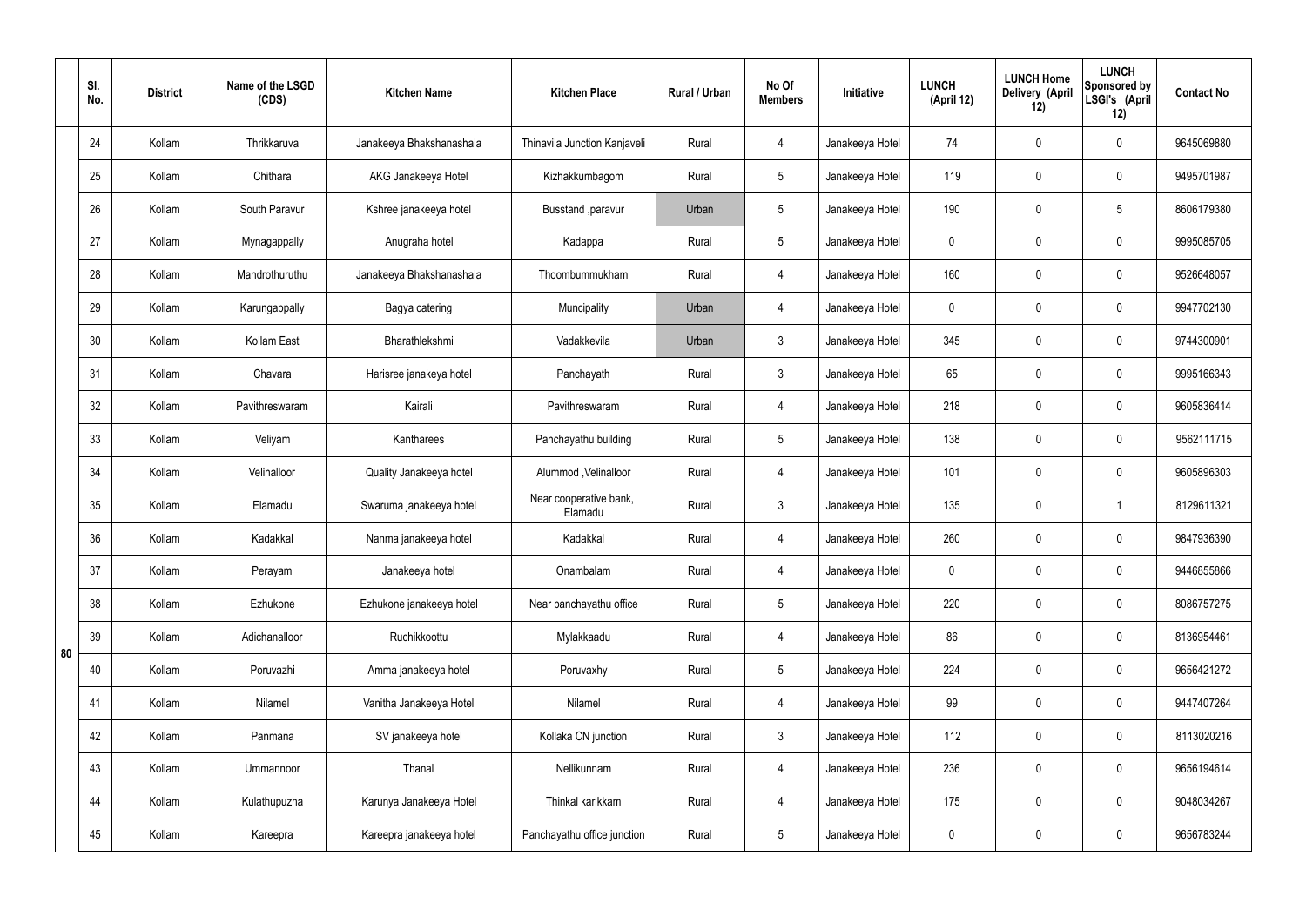|  | Sl. No. | District | Name of the LSGD (CDS) | Kitchen Name | Kitchen Place | Rural / Urban | No Of Members | Initiative | LUNCH (April 12) | LUNCH Home Delivery (April 12) | LUNCH Sponsored by LSGI's (April 12) | Contact No |
|---|---|---|---|---|---|---|---|---|---|---|---|---|
| 80 | 24 | Kollam | Thrikkaruva | Janakeeya Bhakshanashala | Thinavila Junction Kanjaveli | Rural | 4 | Janakeeya Hotel | 74 | 0 | 0 | 9645069880 |
|  | 25 | Kollam | Chithara | AKG Janakeeya Hotel | Kizhakkumbagom | Rural | 5 | Janakeeya Hotel | 119 | 0 | 0 | 9495701987 |
|  | 26 | Kollam | South Paravur | Kshree janakeeya hotel | Busstand ,paravur | Urban | 5 | Janakeeya Hotel | 190 | 0 | 5 | 8606179380 |
|  | 27 | Kollam | Mynagappally | Anugraha hotel | Kadappa | Rural | 5 | Janakeeya Hotel | 0 | 0 | 0 | 9995085705 |
|  | 28 | Kollam | Mandrothuruthu | Janakeeya Bhakshanashala | Thoombummukham | Rural | 4 | Janakeeya Hotel | 160 | 0 | 0 | 9526648057 |
|  | 29 | Kollam | Karungappally | Bagya catering | Muncipality | Urban | 4 | Janakeeya Hotel | 0 | 0 | 0 | 9947702130 |
|  | 30 | Kollam | Kollam East | Bharathlekshmi | Vadakkevila | Urban | 3 | Janakeeya Hotel | 345 | 0 | 0 | 9744300901 |
|  | 31 | Kollam | Chavara | Harisree janakeya hotel | Panchayath | Rural | 3 | Janakeeya Hotel | 65 | 0 | 0 | 9995166343 |
|  | 32 | Kollam | Pavithreswaram | Kairali | Pavithreswaram | Rural | 4 | Janakeeya Hotel | 218 | 0 | 0 | 9605836414 |
|  | 33 | Kollam | Veliyam | Kantharees | Panchayathu building | Rural | 5 | Janakeeya Hotel | 138 | 0 | 0 | 9562111715 |
|  | 34 | Kollam | Velinalloor | Quality Janakeeya hotel | Alummod ,Velinalloor | Rural | 4 | Janakeeya Hotel | 101 | 0 | 0 | 9605896303 |
|  | 35 | Kollam | Elamadu | Swaruma janakeeya hotel | Near cooperative bank, Elamadu | Rural | 3 | Janakeeya Hotel | 135 | 0 | 1 | 8129611321 |
|  | 36 | Kollam | Kadakkal | Nanma janakeeya hotel | Kadakkal | Rural | 4 | Janakeeya Hotel | 260 | 0 | 0 | 9847936390 |
|  | 37 | Kollam | Perayam | Janakeeya hotel | Onambalam | Rural | 4 | Janakeeya Hotel | 0 | 0 | 0 | 9446855866 |
|  | 38 | Kollam | Ezhukone | Ezhukone janakeeya hotel | Near panchayathu office | Rural | 5 | Janakeeya Hotel | 220 | 0 | 0 | 8086757275 |
|  | 39 | Kollam | Adichanalloor | Ruchikkoottu | Mylakkaadu | Rural | 4 | Janakeeya Hotel | 86 | 0 | 0 | 8136954461 |
|  | 40 | Kollam | Poruvazhi | Amma janakeeya hotel | Poruvaxhy | Rural | 5 | Janakeeya Hotel | 224 | 0 | 0 | 9656421272 |
|  | 41 | Kollam | Nilamel | Vanitha Janakeeya Hotel | Nilamel | Rural | 4 | Janakeeya Hotel | 99 | 0 | 0 | 9447407264 |
|  | 42 | Kollam | Panmana | SV janakeeya hotel | Kollaka CN junction | Rural | 3 | Janakeeya Hotel | 112 | 0 | 0 | 8113020216 |
|  | 43 | Kollam | Ummannoor | Thanal | Nellikunnam | Rural | 4 | Janakeeya Hotel | 236 | 0 | 0 | 9656194614 |
|  | 44 | Kollam | Kulathupuzha | Karunya Janakeeya Hotel | Thinkal karikkam | Rural | 4 | Janakeeya Hotel | 175 | 0 | 0 | 9048034267 |
|  | 45 | Kollam | Kareepra | Kareepra janakeeya hotel | Panchayathu office junction | Rural | 5 | Janakeeya Hotel | 0 | 0 | 0 | 9656783244 |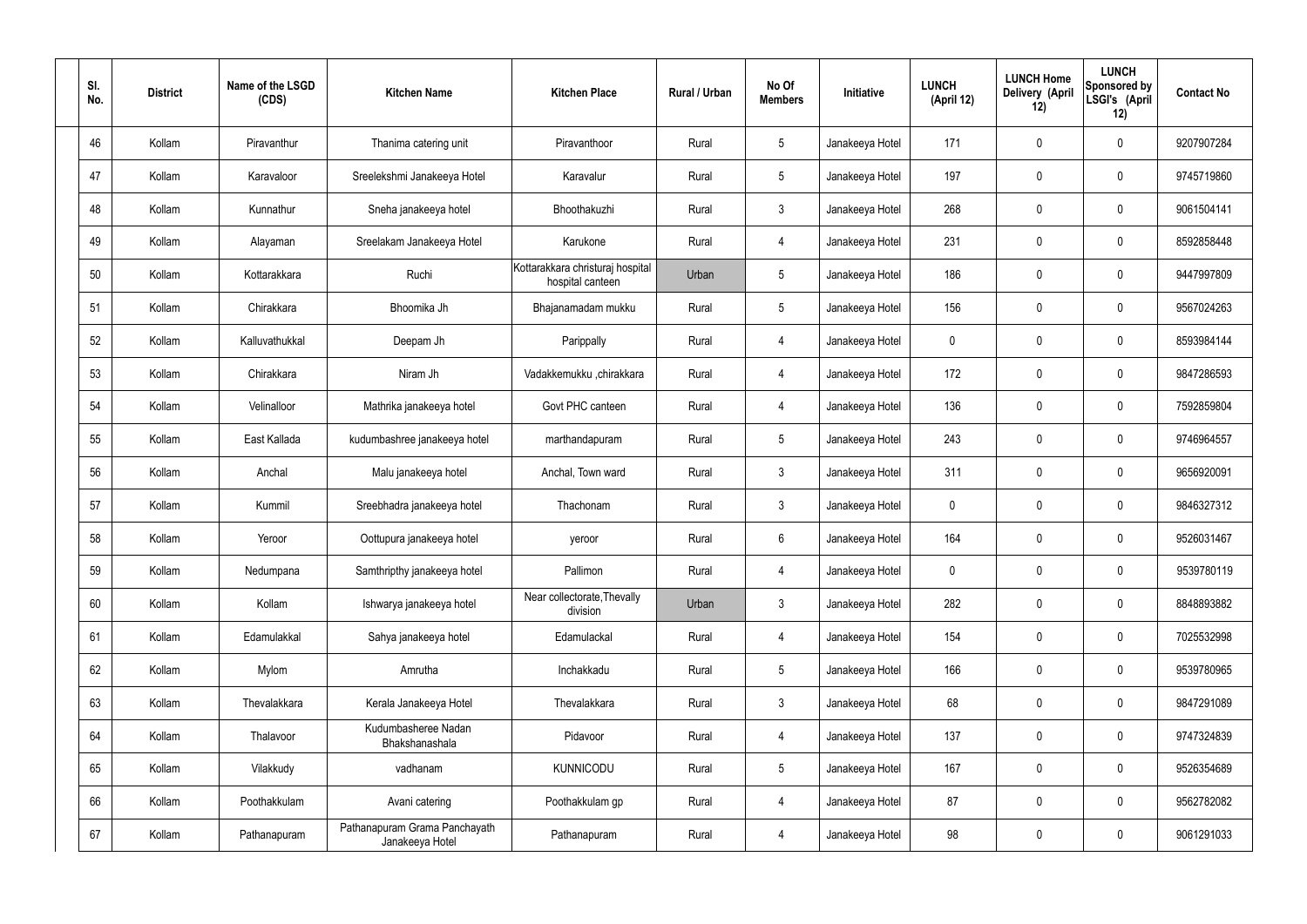| Sl. No. | District | Name of the LSGD (CDS) | Kitchen Name | Kitchen Place | Rural / Urban | No Of Members | Initiative | LUNCH (April 12) | LUNCH Home Delivery (April 12) | LUNCH Sponsored by LSGI's (April 12) | Contact No |
|---|---|---|---|---|---|---|---|---|---|---|---|
| 46 | Kollam | Piravanthur | Thanima catering unit | Piravanthoor | Rural | 5 | Janakeeya Hotel | 171 | 0 | 0 | 9207907284 |
| 47 | Kollam | Karavaloor | Sreelekshmi Janakeeya Hotel | Karavalur | Rural | 5 | Janakeeya Hotel | 197 | 0 | 0 | 9745719860 |
| 48 | Kollam | Kunnathur | Sneha janakeeya hotel | Bhoothakuzhi | Rural | 3 | Janakeeya Hotel | 268 | 0 | 0 | 9061504141 |
| 49 | Kollam | Alayaman | Sreelakam Janakeeya Hotel | Karukone | Rural | 4 | Janakeeya Hotel | 231 | 0 | 0 | 8592858448 |
| 50 | Kollam | Kottarakkara | Ruchi | Kottarakkara christuraj hospital hospital canteen | Urban | 5 | Janakeeya Hotel | 186 | 0 | 0 | 9447997809 |
| 51 | Kollam | Chirakkara | Bhoomika Jh | Bhajanamadam mukku | Rural | 5 | Janakeeya Hotel | 156 | 0 | 0 | 9567024263 |
| 52 | Kollam | Kalluvathukkal | Deepam Jh | Parippally | Rural | 4 | Janakeeya Hotel | 0 | 0 | 0 | 8593984144 |
| 53 | Kollam | Chirakkara | Niram Jh | Vadakkemukku ,chirakkara | Rural | 4 | Janakeeya Hotel | 172 | 0 | 0 | 9847286593 |
| 54 | Kollam | Velinalloor | Mathrika janakeeya hotel | Govt PHC canteen | Rural | 4 | Janakeeya Hotel | 136 | 0 | 0 | 7592859804 |
| 55 | Kollam | East Kallada | kudumbashree janakeeya hotel | marthandapuram | Rural | 5 | Janakeeya Hotel | 243 | 0 | 0 | 9746964557 |
| 56 | Kollam | Anchal | Malu janakeeya hotel | Anchal, Town ward | Rural | 3 | Janakeeya Hotel | 311 | 0 | 0 | 9656920091 |
| 57 | Kollam | Kummil | Sreebhadra janakeeya hotel | Thachonam | Rural | 3 | Janakeeya Hotel | 0 | 0 | 0 | 9846327312 |
| 58 | Kollam | Yeroor | Oottupura janakeeya hotel | yeroor | Rural | 6 | Janakeeya Hotel | 164 | 0 | 0 | 9526031467 |
| 59 | Kollam | Nedumpana | Samthripthy janakeeya hotel | Pallimon | Rural | 4 | Janakeeya Hotel | 0 | 0 | 0 | 9539780119 |
| 60 | Kollam | Kollam | Ishwarya janakeeya hotel | Near collectorate,Thevally division | Urban | 3 | Janakeeya Hotel | 282 | 0 | 0 | 8848893882 |
| 61 | Kollam | Edamulakkal | Sahya janakeeya hotel | Edamulackal | Rural | 4 | Janakeeya Hotel | 154 | 0 | 0 | 7025532998 |
| 62 | Kollam | Mylom | Amrutha | Inchakkadu | Rural | 5 | Janakeeya Hotel | 166 | 0 | 0 | 9539780965 |
| 63 | Kollam | Thevalakkara | Kerala Janakeeya Hotel | Thevalakkara | Rural | 3 | Janakeeya Hotel | 68 | 0 | 0 | 9847291089 |
| 64 | Kollam | Thalavoor | Kudumbasheree Nadan Bhakshanashala | Pidavoor | Rural | 4 | Janakeeya Hotel | 137 | 0 | 0 | 9747324839 |
| 65 | Kollam | Vilakkudy | vadhanam | KUNNICODU | Rural | 5 | Janakeeya Hotel | 167 | 0 | 0 | 9526354689 |
| 66 | Kollam | Poothakkulam | Avani catering | Poothakkulam gp | Rural | 4 | Janakeeya Hotel | 87 | 0 | 0 | 9562782082 |
| 67 | Kollam | Pathanapuram | Pathanapuram Grama Panchayath Janakeeya Hotel | Pathanapuram | Rural | 4 | Janakeeya Hotel | 98 | 0 | 0 | 9061291033 |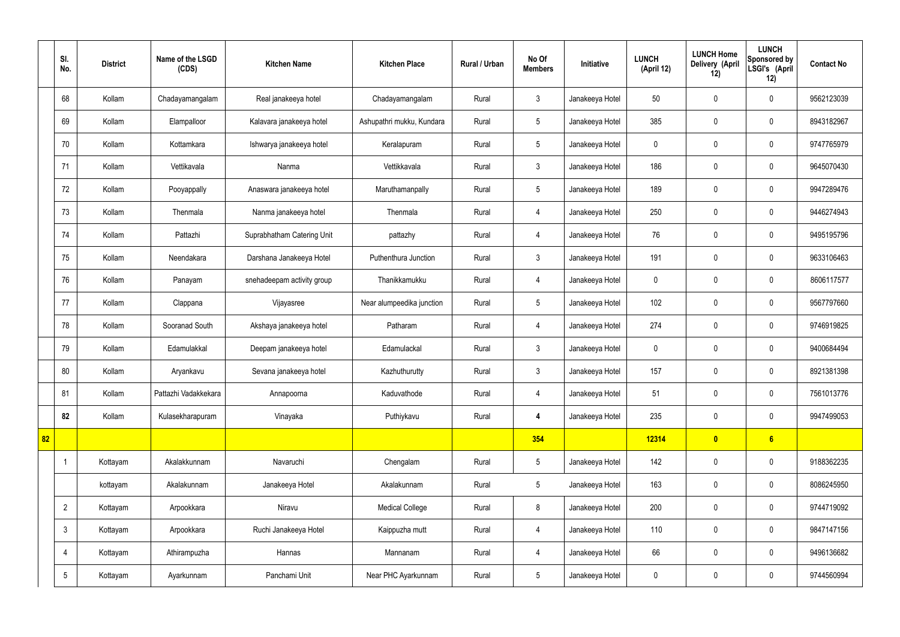| | Sl. No. | District | Name of the LSGD (CDS) | Kitchen Name | Kitchen Place | Rural / Urban | No Of Members | Initiative | LUNCH (April 12) | LUNCH Home Delivery (April 12) | LUNCH Sponsored by LSGI's (April 12) | Contact No |
|---|---|---|---|---|---|---|---|---|---|---|---|---|
| | 68 | Kollam | Chadayamangalam | Real janakeeya hotel | Chadayamangalam | Rural | 3 | Janakeeya Hotel | 50 | 0 | 0 | 9562123039 |
| | 69 | Kollam | Elampalloor | Kalavara janakeeya hotel | Ashupathri mukku, Kundara | Rural | 5 | Janakeeya Hotel | 385 | 0 | 0 | 8943182967 |
| | 70 | Kollam | Kottamkara | Ishwarya janakeeya hotel | Keralapuram | Rural | 5 | Janakeeya Hotel | 0 | 0 | 0 | 9747765979 |
| | 71 | Kollam | Vettikavala | Nanma | Vettikkavala | Rural | 3 | Janakeeya Hotel | 186 | 0 | 0 | 9645070430 |
| | 72 | Kollam | Pooyappally | Anaswara janakeeya hotel | Maruthamanpally | Rural | 5 | Janakeeya Hotel | 189 | 0 | 0 | 9947289476 |
| | 73 | Kollam | Thenmala | Nanma janakeeya hotel | Thenmala | Rural | 4 | Janakeeya Hotel | 250 | 0 | 0 | 9446274943 |
| | 74 | Kollam | Pattazhi | Suprabhatham Catering Unit | pattazhy | Rural | 4 | Janakeeya Hotel | 76 | 0 | 0 | 9495195796 |
| | 75 | Kollam | Neendakara | Darshana Janakeeya Hotel | Puthenthura Junction | Rural | 3 | Janakeeya Hotel | 191 | 0 | 0 | 9633106463 |
| | 76 | Kollam | Panayam | snehadeepam activity group | Thanikkamukku | Rural | 4 | Janakeeya Hotel | 0 | 0 | 0 | 8606117577 |
| | 77 | Kollam | Clappana | Vijayasree | Near alumpeedika junction | Rural | 5 | Janakeeya Hotel | 102 | 0 | 0 | 9567797660 |
| | 78 | Kollam | Sooranad South | Akshaya janakeeya hotel | Patharam | Rural | 4 | Janakeeya Hotel | 274 | 0 | 0 | 9746919825 |
| | 79 | Kollam | Edamulakkal | Deepam janakeeya hotel | Edamulackal | Rural | 3 | Janakeeya Hotel | 0 | 0 | 0 | 9400684494 |
| | 80 | Kollam | Aryankavu | Sevana janakeeya hotel | Kazhuthurutty | Rural | 3 | Janakeeya Hotel | 157 | 0 | 0 | 8921381398 |
| | 81 | Kollam | Pattazhi Vadakkekara | Annapoorna | Kaduvathode | Rural | 4 | Janakeeya Hotel | 51 | 0 | 0 | 7561013776 |
| | **82** | Kollam | Kulasekharapuram | Vinayaka | Puthiykavu | Rural | **4** | Janakeeya Hotel | 235 | 0 | 0 | 9947499053 |
| **82** | | | | | | | **354** | | **12314** | **0** | **6** | |
| | 1 | Kottayam | Akalakkunnam | Navaruchi | Chengalam | Rural | 5 | Janakeeya Hotel | 142 | 0 | 0 | 9188362235 |
| | | kottayam | Akalakunnam | Janakeeya Hotel | Akalakunnam | Rural | 5 | Janakeeya Hotel | 163 | 0 | 0 | 8086245950 |
| | 2 | Kottayam | Arpookkara | Niravu | Medical College | Rural | 8 | Janakeeya Hotel | 200 | 0 | 0 | 9744719092 |
| | 3 | Kottayam | Arpookkara | Ruchi Janakeeya Hotel | Kaippuzha mutt | Rural | 4 | Janakeeya Hotel | 110 | 0 | 0 | 9847147156 |
| | 4 | Kottayam | Athirampuzha | Hannas | Mannanam | Rural | 4 | Janakeeya Hotel | 66 | 0 | 0 | 9496136682 |
| | 5 | Kottayam | Ayarkunnam | Panchami Unit | Near PHC Ayarkunnam | Rural | 5 | Janakeeya Hotel | 0 | 0 | 0 | 9744560994 |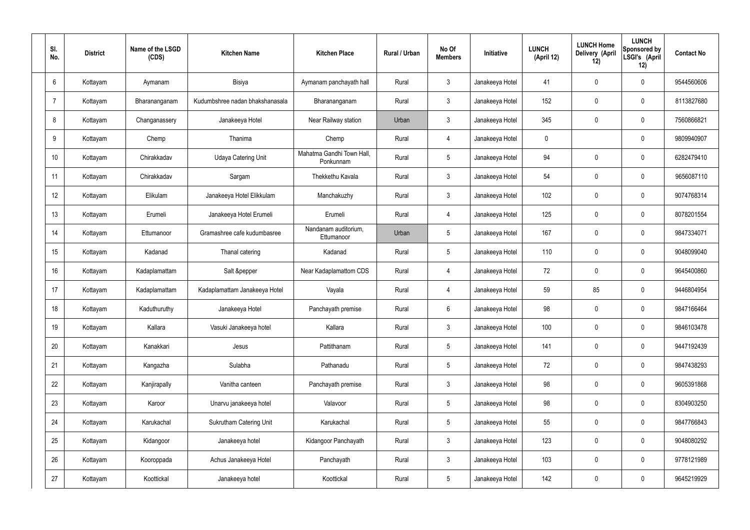| Sl. No. | District | Name of the LSGD (CDS) | Kitchen Name | Kitchen Place | Rural / Urban | No Of Members | Initiative | LUNCH (April 12) | LUNCH Home Delivery (April 12) | LUNCH Sponsored by LSGI's (April 12) | Contact No |
|---|---|---|---|---|---|---|---|---|---|---|---|
| 6 | Kottayam | Aymanam | Bisiya | Aymanam panchayath hall | Rural | 3 | Janakeeya Hotel | 41 | 0 | 0 | 9544560606 |
| 7 | Kottayam | Bharananganam | Kudumbshree nadan bhakshanasala | Bharananganam | Rural | 3 | Janakeeya Hotel | 152 | 0 | 0 | 8113827680 |
| 8 | Kottayam | Changanassery | Janakeeya Hotel | Near Railway station | Urban | 3 | Janakeeya Hotel | 345 | 0 | 0 | 7560866821 |
| 9 | Kottayam | Chemp | Thanima | Chemp | Rural | 4 | Janakeeya Hotel | 0 | | 0 | 9809940907 |
| 10 | Kottayam | Chirakkadav | Udaya Catering Unit | Mahatma Gandhi Town Hall, Ponkunnam | Rural | 5 | Janakeeya Hotel | 94 | 0 | 0 | 6282479410 |
| 11 | Kottayam | Chirakkadav | Sargam | Thekkethu Kavala | Rural | 3 | Janakeeya Hotel | 54 | 0 | 0 | 9656087110 |
| 12 | Kottayam | Elikulam | Janakeeya Hotel Elikkulam | Manchakuzhy | Rural | 3 | Janakeeya Hotel | 102 | 0 | 0 | 9074768314 |
| 13 | Kottayam | Erumeli | Janakeeya Hotel Erumeli | Erumeli | Rural | 4 | Janakeeya Hotel | 125 | 0 | 0 | 8078201554 |
| 14 | Kottayam | Ettumanoor | Gramashree cafe kudumbasree | Nandanam auditorium, Ettumanoor | Urban | 5 | Janakeeya Hotel | 167 | 0 | 0 | 9847334071 |
| 15 | Kottayam | Kadanad | Thanal catering | Kadanad | Rural | 5 | Janakeeya Hotel | 110 | 0 | 0 | 9048099040 |
| 16 | Kottayam | Kadaplamattam | Salt &pepper | Near Kadaplamattom CDS | Rural | 4 | Janakeeya Hotel | 72 | 0 | 0 | 9645400860 |
| 17 | Kottayam | Kadaplamattam | Kadaplamattam Janakeeya Hotel | Vayala | Rural | 4 | Janakeeya Hotel | 59 | 85 | 0 | 9446804954 |
| 18 | Kottayam | Kaduthuruthy | Janakeeya Hotel | Panchayath premise | Rural | 6 | Janakeeya Hotel | 98 | 0 | 0 | 9847166464 |
| 19 | Kottayam | Kallara | Vasuki Janakeeya hotel | Kallara | Rural | 3 | Janakeeya Hotel | 100 | 0 | 0 | 9846103478 |
| 20 | Kottayam | Kanakkari | Jesus | Pattithanam | Rural | 5 | Janakeeya Hotel | 141 | 0 | 0 | 9447192439 |
| 21 | Kottayam | Kangazha | Sulabha | Pathanadu | Rural | 5 | Janakeeya Hotel | 72 | 0 | 0 | 9847438293 |
| 22 | Kottayam | Kanjirapally | Vanitha canteen | Panchayath premise | Rural | 3 | Janakeeya Hotel | 98 | 0 | 0 | 9605391868 |
| 23 | Kottayam | Karoor | Unarvu janakeeya hotel | Valavoor | Rural | 5 | Janakeeya Hotel | 98 | 0 | 0 | 8304903250 |
| 24 | Kottayam | Karukachal | Sukrutham Catering Unit | Karukachal | Rural | 5 | Janakeeya Hotel | 55 | 0 | 0 | 9847766843 |
| 25 | Kottayam | Kidangoor | Janakeeya hotel | Kidangoor Panchayath | Rural | 3 | Janakeeya Hotel | 123 | 0 | 0 | 9048080292 |
| 26 | Kottayam | Kooroppada | Achus Janakeeya Hotel | Panchayath | Rural | 3 | Janakeeya Hotel | 103 | 0 | 0 | 9778121989 |
| 27 | Kottayam | Koottickal | Janakeeya hotel | Koottickal | Rural | 5 | Janakeeya Hotel | 142 | 0 | 0 | 9645219929 |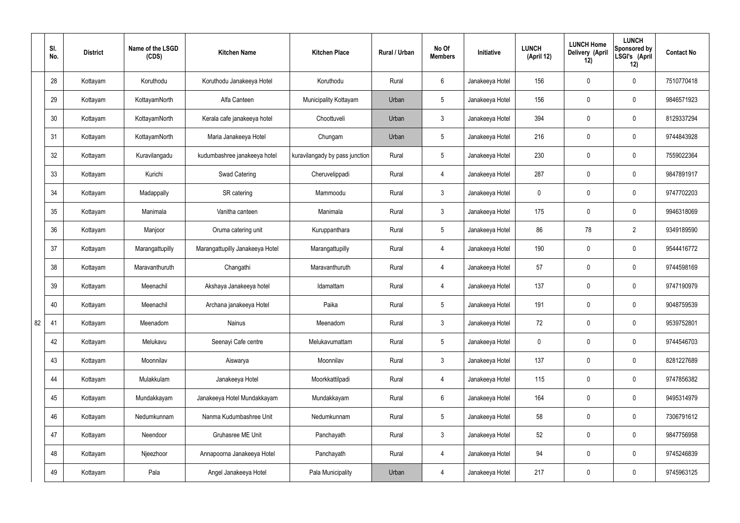|  | Sl. No. | District | Name of the LSGD (CDS) | Kitchen Name | Kitchen Place | Rural / Urban | No Of Members | Initiative | LUNCH (April 12) | LUNCH Home Delivery (April 12) | LUNCH Sponsored by LSGI's (April 12) | Contact No |
|---|---|---|---|---|---|---|---|---|---|---|---|---|
|  | 28 | Kottayam | Koruthodu | Koruthodu Janakeeya Hotel | Koruthodu | Rural | 6 | Janakeeya Hotel | 156 | 0 | 0 | 7510770418 |
|  | 29 | Kottayam | KottayamNorth | Alfa Canteen | Municipality Kottayam | Urban | 5 | Janakeeya Hotel | 156 | 0 | 0 | 9846571923 |
|  | 30 | Kottayam | KottayamNorth | Kerala cafe janakeeya hotel | Choottuveli | Urban | 3 | Janakeeya Hotel | 394 | 0 | 0 | 8129337294 |
|  | 31 | Kottayam | KottayamNorth | Maria Janakeeya Hotel | Chungam | Urban | 5 | Janakeeya Hotel | 216 | 0 | 0 | 9744843928 |
|  | 32 | Kottayam | Kuravilangadu | kudumbashree janakeeya hotel | kuravilangady by pass junction | Rural | 5 | Janakeeya Hotel | 230 | 0 | 0 | 7559022364 |
|  | 33 | Kottayam | Kurichi | Swad Catering | Cheruvelippadi | Rural | 4 | Janakeeya Hotel | 287 | 0 | 0 | 9847891917 |
|  | 34 | Kottayam | Madappally | SR catering | Mammoodu | Rural | 3 | Janakeeya Hotel | 0 | 0 | 0 | 9747702203 |
|  | 35 | Kottayam | Manimala | Vanitha canteen | Manimala | Rural | 3 | Janakeeya Hotel | 175 | 0 | 0 | 9946318069 |
|  | 36 | Kottayam | Manjoor | Oruma catering unit | Kuruppanthara | Rural | 5 | Janakeeya Hotel | 86 | 78 | 2 | 9349189590 |
|  | 37 | Kottayam | Marangattupilly | Marangattupilly Janakeeya Hotel | Marangattupilly | Rural | 4 | Janakeeya Hotel | 190 | 0 | 0 | 9544416772 |
|  | 38 | Kottayam | Maravanthuruth | Changathi | Maravanthuruth | Rural | 4 | Janakeeya Hotel | 57 | 0 | 0 | 9744598169 |
|  | 39 | Kottayam | Meenachil | Akshaya Janakeeya hotel | Idamattam | Rural | 4 | Janakeeya Hotel | 137 | 0 | 0 | 9747190979 |
|  | 40 | Kottayam | Meenachil | Archana janakeeya Hotel | Paika | Rural | 5 | Janakeeya Hotel | 191 | 0 | 0 | 9048759539 |
| 82 | 41 | Kottayam | Meenadom | Nainus | Meenadom | Rural | 3 | Janakeeya Hotel | 72 | 0 | 0 | 9539752801 |
|  | 42 | Kottayam | Melukavu | Seenayi Cafe centre | Melukavumattam | Rural | 5 | Janakeeya Hotel | 0 | 0 | 0 | 9744546703 |
|  | 43 | Kottayam | Moonnilav | Aiswarya | Moonnilav | Rural | 3 | Janakeeya Hotel | 137 | 0 | 0 | 8281227689 |
|  | 44 | Kottayam | Mulakkulam | Janakeeya Hotel | Moorkkattilpadi | Rural | 4 | Janakeeya Hotel | 115 | 0 | 0 | 9747856382 |
|  | 45 | Kottayam | Mundakkayam | Janakeeya Hotel Mundakkayam | Mundakkayam | Rural | 6 | Janakeeya Hotel | 164 | 0 | 0 | 9495314979 |
|  | 46 | Kottayam | Nedumkunnam | Nanma Kudumbashree Unit | Nedumkunnam | Rural | 5 | Janakeeya Hotel | 58 | 0 | 0 | 7306791612 |
|  | 47 | Kottayam | Neendoor | Gruhasree ME Unit | Panchayath | Rural | 3 | Janakeeya Hotel | 52 | 0 | 0 | 9847756958 |
|  | 48 | Kottayam | Njeezhoor | Annapoorna Janakeeya Hotel | Panchayath | Rural | 4 | Janakeeya Hotel | 94 | 0 | 0 | 9745246839 |
|  | 49 | Kottayam | Pala | Angel Janakeeya Hotel | Pala Municipality | Urban | 4 | Janakeeya Hotel | 217 | 0 | 0 | 9745963125 |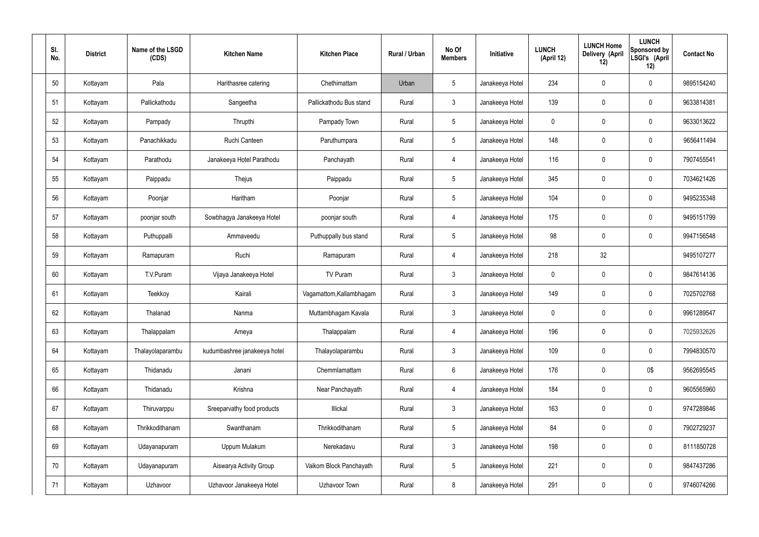| Sl. No. | District | Name of the LSGD (CDS) | Kitchen Name | Kitchen Place | Rural / Urban | No Of Members | Initiative | LUNCH (April 12) | LUNCH Home Delivery (April 12) | LUNCH Sponsored by LSGI's (April 12) | Contact No |
|---|---|---|---|---|---|---|---|---|---|---|---|
| 50 | Kottayam | Pala | Harithasree catering | Chethimattam | Urban | 5 | Janakeeya Hotel | 234 | 0 | 0 | 9895154240 |
| 51 | Kottayam | Pallickathodu | Sangeetha | Pallickathodu Bus stand | Rural | 3 | Janakeeya Hotel | 139 | 0 | 0 | 9633814381 |
| 52 | Kottayam | Pampady | Thrupthi | Pampady Town | Rural | 5 | Janakeeya Hotel | 0 | 0 | 0 | 9633013622 |
| 53 | Kottayam | Panachikkadu | Ruchi Canteen | Paruthumpara | Rural | 5 | Janakeeya Hotel | 148 | 0 | 0 | 9656411494 |
| 54 | Kottayam | Parathodu | Janakeeya Hotel Parathodu | Panchayath | Rural | 4 | Janakeeya Hotel | 116 | 0 | 0 | 7907455541 |
| 55 | Kottayam | Paippadu | Thejus | Paippadu | Rural | 5 | Janakeeya Hotel | 345 | 0 | 0 | 7034621426 |
| 56 | Kottayam | Poonjar | Haritham | Poonjar | Rural | 5 | Janakeeya Hotel | 104 | 0 | 0 | 9495235348 |
| 57 | Kottayam | poonjar south | Sowbhagya Janakeeya Hotel | poonjar south | Rural | 4 | Janakeeya Hotel | 175 | 0 | 0 | 9495151799 |
| 58 | Kottayam | Puthuppalli | Ammaveedu | Puthuppally bus stand | Rural | 5 | Janakeeya Hotel | 98 | 0 | 0 | 9947156548 |
| 59 | Kottayam | Ramapuram | Ruchi | Ramapuram | Rural | 4 | Janakeeya Hotel | 218 | 32 | | 9495107277 |
| 60 | Kottayam | T.V.Puram | Vijaya Janakeeya Hotel | TV Puram | Rural | 3 | Janakeeya Hotel | 0 | 0 | 0 | 9847614136 |
| 61 | Kottayam | Teekkoy | Kairali | Vagamattom,Kallambhagam | Rural | 3 | Janakeeya Hotel | 149 | 0 | 0 | 7025702768 |
| 62 | Kottayam | Thalanad | Nanma | Muttambhagam Kavala | Rural | 3 | Janakeeya Hotel | 0 | 0 | 0 | 9961289547 |
| 63 | Kottayam | Thalappalam | Ameya | Thalappalam | Rural | 4 | Janakeeya Hotel | 196 | 0 | 0 | 7025932626 |
| 64 | Kottayam | Thalayolaparambu | kudumbashree janakeeya hotel | Thalayolaparambu | Rural | 3 | Janakeeya Hotel | 109 | 0 | 0 | 7994830570 |
| 65 | Kottayam | Thidanadu | Janani | Chemmlamattam | Rural | 6 | Janakeeya Hotel | 176 | 0 | 0$ | 9562695545 |
| 66 | Kottayam | Thidanadu | Krishna | Near Panchayath | Rural | 4 | Janakeeya Hotel | 184 | 0 | 0 | 9605565960 |
| 67 | Kottayam | Thiruvarppu | Sreeparvathy food products | Illickal | Rural | 3 | Janakeeya Hotel | 163 | 0 | 0 | 9747289846 |
| 68 | Kottayam | Thrikkodithanam | Swanthanam | Thrikkodithanam | Rural | 5 | Janakeeya Hotel | 84 | 0 | 0 | 7902729237 |
| 69 | Kottayam | Udayanapuram | Uppum Mulakum | Nerekadavu | Rural | 3 | Janakeeya Hotel | 198 | 0 | 0 | 8111850728 |
| 70 | Kottayam | Udayanapuram | Aiswarya Activity Group | Vaikom Block Panchayath | Rural | 5 | Janakeeya Hotel | 221 | 0 | 0 | 9847437286 |
| 71 | Kottayam | Uzhavoor | Uzhavoor Janakeeya Hotel | Uzhavoor Town | Rural | 8 | Janakeeya Hotel | 291 | 0 | 0 | 9746074266 |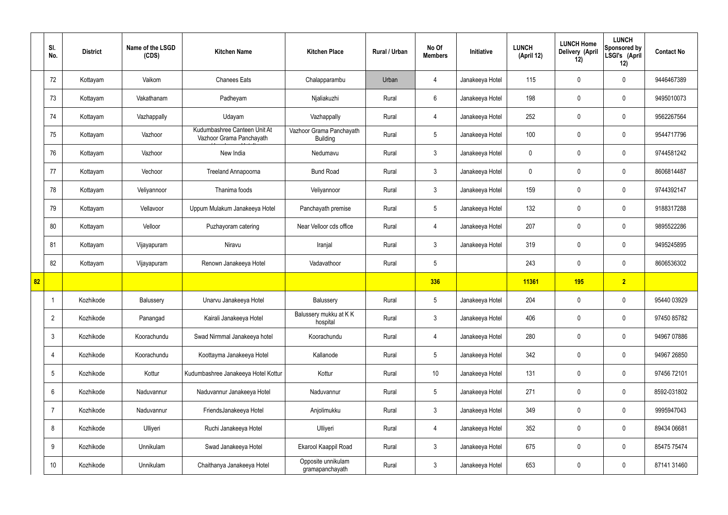| | Sl. No. | District | Name of the LSGD (CDS) | Kitchen Name | Kitchen Place | Rural / Urban | No Of Members | Initiative | LUNCH (April 12) | LUNCH Home Delivery (April 12) | LUNCH Sponsored by LSGI's (April 12) | Contact No |
|---|---|---|---|---|---|---|---|---|---|---|---|---|
| | 72 | Kottayam | Vaikom | Chanees Eats | Chalapparambu | Urban | 4 | Janakeeya Hotel | 115 | 0 | 0 | 9446467389 |
| | 73 | Kottayam | Vakathanam | Padheyam | Njaliakuzhi | Rural | 6 | Janakeeya Hotel | 198 | 0 | 0 | 9495010073 |
| | 74 | Kottayam | Vazhappally | Udayam | Vazhappally | Rural | 4 | Janakeeya Hotel | 252 | 0 | 0 | 9562267564 |
| | 75 | Kottayam | Vazhoor | Kudumbashree Canteen Unit At Vazhoor Grama Panchayath | Vazhoor Grama Panchayath Building | Rural | 5 | Janakeeya Hotel | 100 | 0 | 0 | 9544717796 |
| | 76 | Kottayam | Vazhoor | New India | Nedumavu | Rural | 3 | Janakeeya Hotel | 0 | 0 | 0 | 9744581242 |
| | 77 | Kottayam | Vechoor | Treeland Annapoorna | Bund Road | Rural | 3 | Janakeeya Hotel | 0 | 0 | 0 | 8606814487 |
| | 78 | Kottayam | Veliyannoor | Thanima foods | Veliyannoor | Rural | 3 | Janakeeya Hotel | 159 | 0 | 0 | 9744392147 |
| | 79 | Kottayam | Vellavoor | Uppum Mulakum Janakeeya Hotel | Panchayath premise | Rural | 5 | Janakeeya Hotel | 132 | 0 | 0 | 9188317288 |
| | 80 | Kottayam | Velloor | Puzhayoram catering | Near Velloor cds office | Rural | 4 | Janakeeya Hotel | 207 | 0 | 0 | 9895522286 |
| | 81 | Kottayam | Vijayapuram | Niravu | Iranjal | Rural | 3 | Janakeeya Hotel | 319 | 0 | 0 | 9495245895 |
| | 82 | Kottayam | Vijayapuram | Renown Janakeeya Hotel | Vadavathoor | Rural | 5 | | 243 | 0 | 0 | 8606536302 |
| **82** | | | | | | | **336** | | **11361** | **195** | **2** | |
| | 1 | Kozhikode | Balussery | Unarvu Janakeeya Hotel | Balussery | Rural | 5 | Janakeeya Hotel | 204 | 0 | 0 | 95440 03929 |
| | 2 | Kozhikode | Panangad | Kairali Janakeeya Hotel | Balussery mukku at K K hospital | Rural | 3 | Janakeeya Hotel | 406 | 0 | 0 | 97450 85782 |
| | 3 | Kozhikode | Koorachundu | Swad Nirmmal Janakeeya hotel | Koorachundu | Rural | 4 | Janakeeya Hotel | 280 | 0 | 0 | 94967 07886 |
| | 4 | Kozhikode | Koorachundu | Koottayma Janakeeya Hotel | Kallanode | Rural | 5 | Janakeeya Hotel | 342 | 0 | 0 | 94967 26850 |
| | 5 | Kozhikode | Kottur | Kudumbashree Janakeeya Hotel Kottur | Kottur | Rural | 10 | Janakeeya Hotel | 131 | 0 | 0 | 97456 72101 |
| | 6 | Kozhikode | Naduvannur | Naduvannur Janakeeya Hotel | Naduvannur | Rural | 5 | Janakeeya Hotel | 271 | 0 | 0 | 8592-031802 |
| | 7 | Kozhikode | Naduvannur | FriendsJanakeeya Hotel | Anjolimukku | Rural | 3 | Janakeeya Hotel | 349 | 0 | 0 | 9995947043 |
| | 8 | Kozhikode | Ulliyeri | Ruchi Janakeeya Hotel | Ulliyeri | Rural | 4 | Janakeeya Hotel | 352 | 0 | 0 | 89434 06681 |
| | 9 | Kozhikode | Unnikulam | Swad Janakeeya Hotel | Ekarool Kaappil Road | Rural | 3 | Janakeeya Hotel | 675 | 0 | 0 | 85475 75474 |
| | 10 | Kozhikode | Unnikulam | Chaithanya Janakeeya Hotel | Opposite unnikulam gramapanchayath | Rural | 3 | Janakeeya Hotel | 653 | 0 | 0 | 87141 31460 |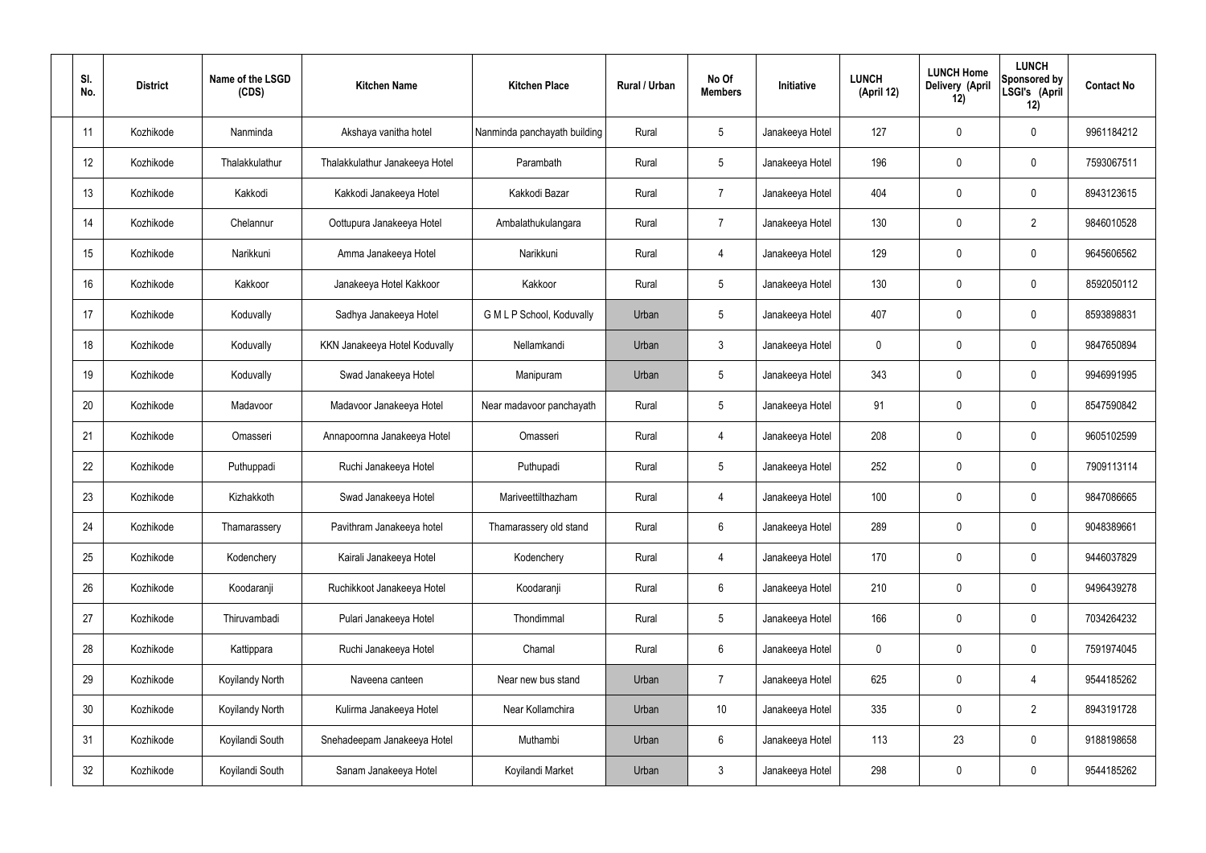| Sl. No. | District | Name of the LSGD (CDS) | Kitchen Name | Kitchen Place | Rural / Urban | No Of Members | Initiative | LUNCH (April 12) | LUNCH Home Delivery (April 12) | LUNCH Sponsored by LSGI's (April 12) | Contact No |
|---|---|---|---|---|---|---|---|---|---|---|---|
| 11 | Kozhikode | Nanminda | Akshaya vanitha hotel | Nanminda panchayath building | Rural | 5 | Janakeeya Hotel | 127 | 0 | 0 | 9961184212 |
| 12 | Kozhikode | Thalakkulathur | Thalakkulathur Janakeeya Hotel | Parambath | Rural | 5 | Janakeeya Hotel | 196 | 0 | 0 | 7593067511 |
| 13 | Kozhikode | Kakkodi | Kakkodi Janakeeya Hotel | Kakkodi Bazar | Rural | 7 | Janakeeya Hotel | 404 | 0 | 0 | 8943123615 |
| 14 | Kozhikode | Chelannur | Oottupura Janakeeya Hotel | Ambalathukulangara | Rural | 7 | Janakeeya Hotel | 130 | 0 | 2 | 9846010528 |
| 15 | Kozhikode | Narikkuni | Amma Janakeeya Hotel | Narikkuni | Rural | 4 | Janakeeya Hotel | 129 | 0 | 0 | 9645606562 |
| 16 | Kozhikode | Kakkoor | Janakeeya Hotel Kakkoor | Kakkoor | Rural | 5 | Janakeeya Hotel | 130 | 0 | 0 | 8592050112 |
| 17 | Kozhikode | Koduvally | Sadhya Janakeeya Hotel | G M L P School, Koduvally | Urban | 5 | Janakeeya Hotel | 407 | 0 | 0 | 8593898831 |
| 18 | Kozhikode | Koduvally | KKN Janakeeya Hotel Koduvally | Nellamkandi | Urban | 3 | Janakeeya Hotel | 0 | 0 | 0 | 9847650894 |
| 19 | Kozhikode | Koduvally | Swad Janakeeya Hotel | Manipuram | Urban | 5 | Janakeeya Hotel | 343 | 0 | 0 | 9946991995 |
| 20 | Kozhikode | Madavoor | Madavoor Janakeeya Hotel | Near madavoor panchayath | Rural | 5 | Janakeeya Hotel | 91 | 0 | 0 | 8547590842 |
| 21 | Kozhikode | Omasseri | Annapoornna Janakeeya Hotel | Omasseri | Rural | 4 | Janakeeya Hotel | 208 | 0 | 0 | 9605102599 |
| 22 | Kozhikode | Puthuppadi | Ruchi Janakeeya Hotel | Puthupadi | Rural | 5 | Janakeeya Hotel | 252 | 0 | 0 | 7909113114 |
| 23 | Kozhikode | Kizhakkoth | Swad Janakeeya Hotel | Mariveettilthazham | Rural | 4 | Janakeeya Hotel | 100 | 0 | 0 | 9847086665 |
| 24 | Kozhikode | Thamarassery | Pavithram Janakeeya hotel | Thamarassery old stand | Rural | 6 | Janakeeya Hotel | 289 | 0 | 0 | 9048389661 |
| 25 | Kozhikode | Kodenchery | Kairali Janakeeya Hotel | Kodenchery | Rural | 4 | Janakeeya Hotel | 170 | 0 | 0 | 9446037829 |
| 26 | Kozhikode | Koodaranji | Ruchikkoot Janakeeya Hotel | Koodaranji | Rural | 6 | Janakeeya Hotel | 210 | 0 | 0 | 9496439278 |
| 27 | Kozhikode | Thiruvambadi | Pulari Janakeeya Hotel | Thondimmal | Rural | 5 | Janakeeya Hotel | 166 | 0 | 0 | 7034264232 |
| 28 | Kozhikode | Kattippara | Ruchi Janakeeya Hotel | Chamal | Rural | 6 | Janakeeya Hotel | 0 | 0 | 0 | 7591974045 |
| 29 | Kozhikode | Koyilandy North | Naveena canteen | Near new bus stand | Urban | 7 | Janakeeya Hotel | 625 | 0 | 4 | 9544185262 |
| 30 | Kozhikode | Koyilandy North | Kulirma Janakeeya Hotel | Near Kollamchira | Urban | 10 | Janakeeya Hotel | 335 | 0 | 2 | 8943191728 |
| 31 | Kozhikode | Koyilandi South | Snehadeepam Janakeeya Hotel | Muthambi | Urban | 6 | Janakeeya Hotel | 113 | 23 | 0 | 9188198658 |
| 32 | Kozhikode | Koyilandi South | Sanam Janakeeya Hotel | Koyilandi Market | Urban | 3 | Janakeeya Hotel | 298 | 0 | 0 | 9544185262 |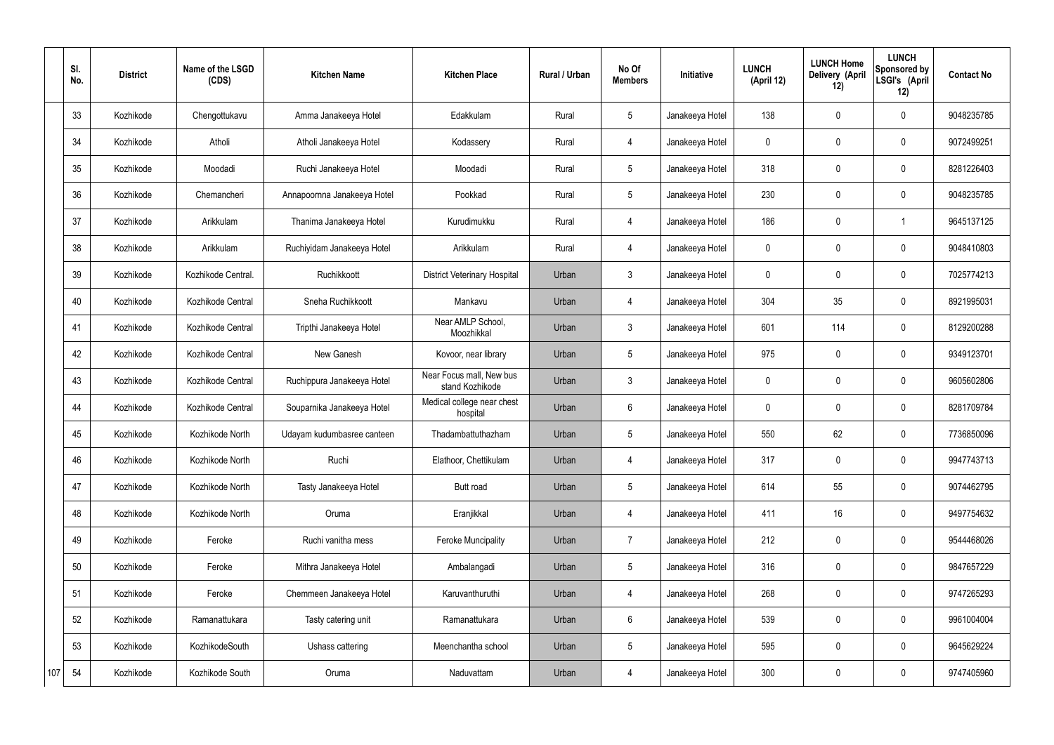| | Sl. No. | District | Name of the LSGD (CDS) | Kitchen Name | Kitchen Place | Rural / Urban | No Of Members | Initiative | LUNCH (April 12) | LUNCH Home Delivery (April 12) | LUNCH Sponsored by LSGI's (April 12) | Contact No |
|---|---|---|---|---|---|---|---|---|---|---|---|---|
| | 33 | Kozhikode | Chengottukavu | Amma Janakeeya Hotel | Edakkulam | Rural | 5 | Janakeeya Hotel | 138 | 0 | 0 | 9048235785 |
| | 34 | Kozhikode | Atholi | Atholi Janakeeya Hotel | Kodassery | Rural | 4 | Janakeeya Hotel | 0 | 0 | 0 | 9072499251 |
| | 35 | Kozhikode | Moodadi | Ruchi Janakeeya Hotel | Moodadi | Rural | 5 | Janakeeya Hotel | 318 | 0 | 0 | 8281226403 |
| | 36 | Kozhikode | Chemancheri | Annapoornna Janakeeya Hotel | Pookkad | Rural | 5 | Janakeeya Hotel | 230 | 0 | 0 | 9048235785 |
| | 37 | Kozhikode | Arikkulam | Thanima Janakeeya Hotel | Kurudimukku | Rural | 4 | Janakeeya Hotel | 186 | 0 | 1 | 9645137125 |
| | 38 | Kozhikode | Arikkulam | Ruchiyidam Janakeeya Hotel | Arikkulam | Rural | 4 | Janakeeya Hotel | 0 | 0 | 0 | 9048410803 |
| | 39 | Kozhikode | Kozhikode Central. | Ruchikkoott | District Veterinary Hospital | Urban | 3 | Janakeeya Hotel | 0 | 0 | 0 | 7025774213 |
| | 40 | Kozhikode | Kozhikode Central | Sneha Ruchikkoott | Mankavu | Urban | 4 | Janakeeya Hotel | 304 | 35 | 0 | 8921995031 |
| | 41 | Kozhikode | Kozhikode Central | Tripthi Janakeeya Hotel | Near AMLP School, Moozhikkal | Urban | 3 | Janakeeya Hotel | 601 | 114 | 0 | 8129200288 |
| | 42 | Kozhikode | Kozhikode Central | New Ganesh | Kovoor, near library | Urban | 5 | Janakeeya Hotel | 975 | 0 | 0 | 9349123701 |
| | 43 | Kozhikode | Kozhikode Central | Ruchippura Janakeeya Hotel | Near Focus mall, New bus stand Kozhikode | Urban | 3 | Janakeeya Hotel | 0 | 0 | 0 | 9605602806 |
| | 44 | Kozhikode | Kozhikode Central | Souparnika Janakeeya Hotel | Medical college near chest hospital | Urban | 6 | Janakeeya Hotel | 0 | 0 | 0 | 8281709784 |
| | 45 | Kozhikode | Kozhikode North | Udayam kudumbasree canteen | Thadambattuthazham | Urban | 5 | Janakeeya Hotel | 550 | 62 | 0 | 7736850096 |
| | 46 | Kozhikode | Kozhikode North | Ruchi | Elathoor, Chettikulam | Urban | 4 | Janakeeya Hotel | 317 | 0 | 0 | 9947743713 |
| | 47 | Kozhikode | Kozhikode North | Tasty Janakeeya Hotel | Butt road | Urban | 5 | Janakeeya Hotel | 614 | 55 | 0 | 9074462795 |
| | 48 | Kozhikode | Kozhikode North | Oruma | Eranjikkal | Urban | 4 | Janakeeya Hotel | 411 | 16 | 0 | 9497754632 |
| | 49 | Kozhikode | Feroke | Ruchi vanitha mess | Feroke Muncipality | Urban | 7 | Janakeeya Hotel | 212 | 0 | 0 | 9544468026 |
| | 50 | Kozhikode | Feroke | Mithra Janakeeya Hotel | Ambalangadi | Urban | 5 | Janakeeya Hotel | 316 | 0 | 0 | 9847657229 |
| | 51 | Kozhikode | Feroke | Chemmeen Janakeeya Hotel | Karuvanthuruthi | Urban | 4 | Janakeeya Hotel | 268 | 0 | 0 | 9747265293 |
| | 52 | Kozhikode | Ramanattukara | Tasty catering unit | Ramanattukara | Urban | 6 | Janakeeya Hotel | 539 | 0 | 0 | 9961004004 |
| | 53 | Kozhikode | KozhikodeSouth | Ushass cattering | Meenchantha school | Urban | 5 | Janakeeya Hotel | 595 | 0 | 0 | 9645629224 |
| 107 | 54 | Kozhikode | Kozhikode South | Oruma | Naduvattam | Urban | 4 | Janakeeya Hotel | 300 | 0 | 0 | 9747405960 |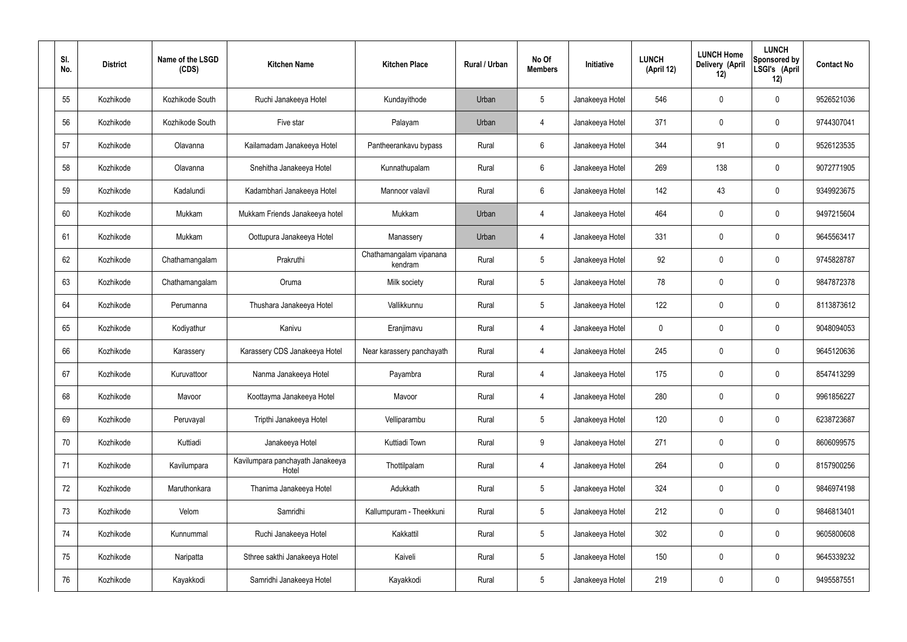| Sl. No. | District | Name of the LSGD (CDS) | Kitchen Name | Kitchen Place | Rural / Urban | No Of Members | Initiative | LUNCH (April 12) | LUNCH Home Delivery (April 12) | LUNCH Sponsored by LSGI's (April 12) | Contact No |
|---|---|---|---|---|---|---|---|---|---|---|---|
| 55 | Kozhikode | Kozhikode South | Ruchi Janakeeya Hotel | Kundayithode | Urban | 5 | Janakeeya Hotel | 546 | 0 | 0 | 9526521036 |
| 56 | Kozhikode | Kozhikode South | Five star | Palayam | Urban | 4 | Janakeeya Hotel | 371 | 0 | 0 | 9744307041 |
| 57 | Kozhikode | Olavanna | Kailamadam Janakeeya Hotel | Pantheerankavu bypass | Rural | 6 | Janakeeya Hotel | 344 | 91 | 0 | 9526123535 |
| 58 | Kozhikode | Olavanna | Snehitha Janakeeya Hotel | Kunnathupalam | Rural | 6 | Janakeeya Hotel | 269 | 138 | 0 | 9072771905 |
| 59 | Kozhikode | Kadalundi | Kadambhari Janakeeya Hotel | Mannoor valavil | Rural | 6 | Janakeeya Hotel | 142 | 43 | 0 | 9349923675 |
| 60 | Kozhikode | Mukkam | Mukkam Friends Janakeeya hotel | Mukkam | Urban | 4 | Janakeeya Hotel | 464 | 0 | 0 | 9497215604 |
| 61 | Kozhikode | Mukkam | Oottupura Janakeeya Hotel | Manassery | Urban | 4 | Janakeeya Hotel | 331 | 0 | 0 | 9645563417 |
| 62 | Kozhikode | Chathamangalam | Prakruthi | Chathamangalam vipanana kendram | Rural | 5 | Janakeeya Hotel | 92 | 0 | 0 | 9745828787 |
| 63 | Kozhikode | Chathamangalam | Oruma | Milk society | Rural | 5 | Janakeeya Hotel | 78 | 0 | 0 | 9847872378 |
| 64 | Kozhikode | Perumanna | Thushara Janakeeya Hotel | Vallikkunnu | Rural | 5 | Janakeeya Hotel | 122 | 0 | 0 | 8113873612 |
| 65 | Kozhikode | Kodiyathur | Kanivu | Eranjimavu | Rural | 4 | Janakeeya Hotel | 0 | 0 | 0 | 9048094053 |
| 66 | Kozhikode | Karassery | Karassery CDS Janakeeya Hotel | Near karassery panchayath | Rural | 4 | Janakeeya Hotel | 245 | 0 | 0 | 9645120636 |
| 67 | Kozhikode | Kuruvattoor | Nanma Janakeeya Hotel | Payambra | Rural | 4 | Janakeeya Hotel | 175 | 0 | 0 | 8547413299 |
| 68 | Kozhikode | Mavoor | Koottayma Janakeeya Hotel | Mavoor | Rural | 4 | Janakeeya Hotel | 280 | 0 | 0 | 9961856227 |
| 69 | Kozhikode | Peruvayal | Tripthi Janakeeya Hotel | Velliparambu | Rural | 5 | Janakeeya Hotel | 120 | 0 | 0 | 6238723687 |
| 70 | Kozhikode | Kuttiadi | Janakeeya Hotel | Kuttiadi Town | Rural | 9 | Janakeeya Hotel | 271 | 0 | 0 | 8606099575 |
| 71 | Kozhikode | Kavilumpara | Kavilumpara panchayath Janakeeya Hotel | Thottilpalam | Rural | 4 | Janakeeya Hotel | 264 | 0 | 0 | 8157900256 |
| 72 | Kozhikode | Maruthonkara | Thanima Janakeeya Hotel | Adukkath | Rural | 5 | Janakeeya Hotel | 324 | 0 | 0 | 9846974198 |
| 73 | Kozhikode | Velom | Samridhi | Kallumpuram - Theekkuni | Rural | 5 | Janakeeya Hotel | 212 | 0 | 0 | 9846813401 |
| 74 | Kozhikode | Kunnummal | Ruchi Janakeeya Hotel | Kakkattil | Rural | 5 | Janakeeya Hotel | 302 | 0 | 0 | 9605800608 |
| 75 | Kozhikode | Naripatta | Sthree sakthi Janakeeya Hotel | Kaiveli | Rural | 5 | Janakeeya Hotel | 150 | 0 | 0 | 9645339232 |
| 76 | Kozhikode | Kayakkodi | Samridhi Janakeeya Hotel | Kayakkodi | Rural | 5 | Janakeeya Hotel | 219 | 0 | 0 | 9495587551 |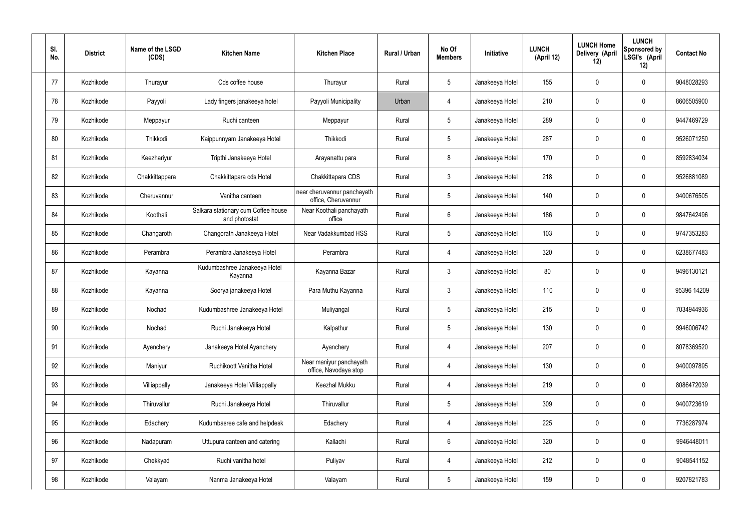| Sl. No. | District | Name of the LSGD (CDS) | Kitchen Name | Kitchen Place | Rural / Urban | No Of Members | Initiative | LUNCH (April 12) | LUNCH Home Delivery (April 12) | LUNCH Sponsored by LSGI's (April 12) | Contact No |
|---|---|---|---|---|---|---|---|---|---|---|---|
| 77 | Kozhikode | Thurayur | Cds coffee house | Thurayur | Rural | 5 | Janakeeya Hotel | 155 | 0 | 0 | 9048028293 |
| 78 | Kozhikode | Payyoli | Lady fingers janakeeya hotel | Payyoli Municipality | Urban | 4 | Janakeeya Hotel | 210 | 0 | 0 | 8606505900 |
| 79 | Kozhikode | Meppayur | Ruchi canteen | Meppayur | Rural | 5 | Janakeeya Hotel | 289 | 0 | 0 | 9447469729 |
| 80 | Kozhikode | Thikkodi | Kaippunnyam Janakeeya Hotel | Thikkodi | Rural | 5 | Janakeeya Hotel | 287 | 0 | 0 | 9526071250 |
| 81 | Kozhikode | Keezhariyur | Tripthi Janakeeya Hotel | Arayanattu para | Rural | 8 | Janakeeya Hotel | 170 | 0 | 0 | 8592834034 |
| 82 | Kozhikode | Chakkittappara | Chakkittapara cds Hotel | Chakkittapara CDS | Rural | 3 | Janakeeya Hotel | 218 | 0 | 0 | 9526881089 |
| 83 | Kozhikode | Cheruvannur | Vanitha canteen | near cheruvannur panchayath office, Cheruvannur | Rural | 5 | Janakeeya Hotel | 140 | 0 | 0 | 9400676505 |
| 84 | Kozhikode | Koothali | Salkara stationary cum Coffee house and photostat | Near Koothali panchayath office | Rural | 6 | Janakeeya Hotel | 186 | 0 | 0 | 9847642496 |
| 85 | Kozhikode | Changaroth | Changorath Janakeeya Hotel | Near Vadakkumbad HSS | Rural | 5 | Janakeeya Hotel | 103 | 0 | 0 | 9747353283 |
| 86 | Kozhikode | Perambra | Perambra Janakeeya Hotel | Perambra | Rural | 4 | Janakeeya Hotel | 320 | 0 | 0 | 6238677483 |
| 87 | Kozhikode | Kayanna | Kudumbashree Janakeeya Hotel Kayanna | Kayanna Bazar | Rural | 3 | Janakeeya Hotel | 80 | 0 | 0 | 9496130121 |
| 88 | Kozhikode | Kayanna | Soorya janakeeya Hotel | Para Muthu Kayanna | Rural | 3 | Janakeeya Hotel | 110 | 0 | 0 | 95396 14209 |
| 89 | Kozhikode | Nochad | Kudumbashree Janakeeya Hotel | Muliyangal | Rural | 5 | Janakeeya Hotel | 215 | 0 | 0 | 7034944936 |
| 90 | Kozhikode | Nochad | Ruchi Janakeeya Hotel | Kalpathur | Rural | 5 | Janakeeya Hotel | 130 | 0 | 0 | 9946006742 |
| 91 | Kozhikode | Ayenchery | Janakeeya Hotel Ayanchery | Ayanchery | Rural | 4 | Janakeeya Hotel | 207 | 0 | 0 | 8078369520 |
| 92 | Kozhikode | Maniyur | Ruchikoott Vanitha Hotel | Near maniyur panchayath office, Navodaya stop | Rural | 4 | Janakeeya Hotel | 130 | 0 | 0 | 9400097895 |
| 93 | Kozhikode | Villiappally | Janakeeya Hotel Villiappally | Keezhal Mukku | Rural | 4 | Janakeeya Hotel | 219 | 0 | 0 | 8086472039 |
| 94 | Kozhikode | Thiruvallur | Ruchi Janakeeya Hotel | Thiruvallur | Rural | 5 | Janakeeya Hotel | 309 | 0 | 0 | 9400723619 |
| 95 | Kozhikode | Edachery | Kudumbasree cafe and helpdesk | Edachery | Rural | 4 | Janakeeya Hotel | 225 | 0 | 0 | 7736287974 |
| 96 | Kozhikode | Nadapuram | Uttupura canteen and catering | Kallachi | Rural | 6 | Janakeeya Hotel | 320 | 0 | 0 | 9946448011 |
| 97 | Kozhikode | Chekkyad | Ruchi vanitha hotel | Puliyav | Rural | 4 | Janakeeya Hotel | 212 | 0 | 0 | 9048541152 |
| 98 | Kozhikode | Valayam | Nanma Janakeeya Hotel | Valayam | Rural | 5 | Janakeeya Hotel | 159 | 0 | 0 | 9207821783 |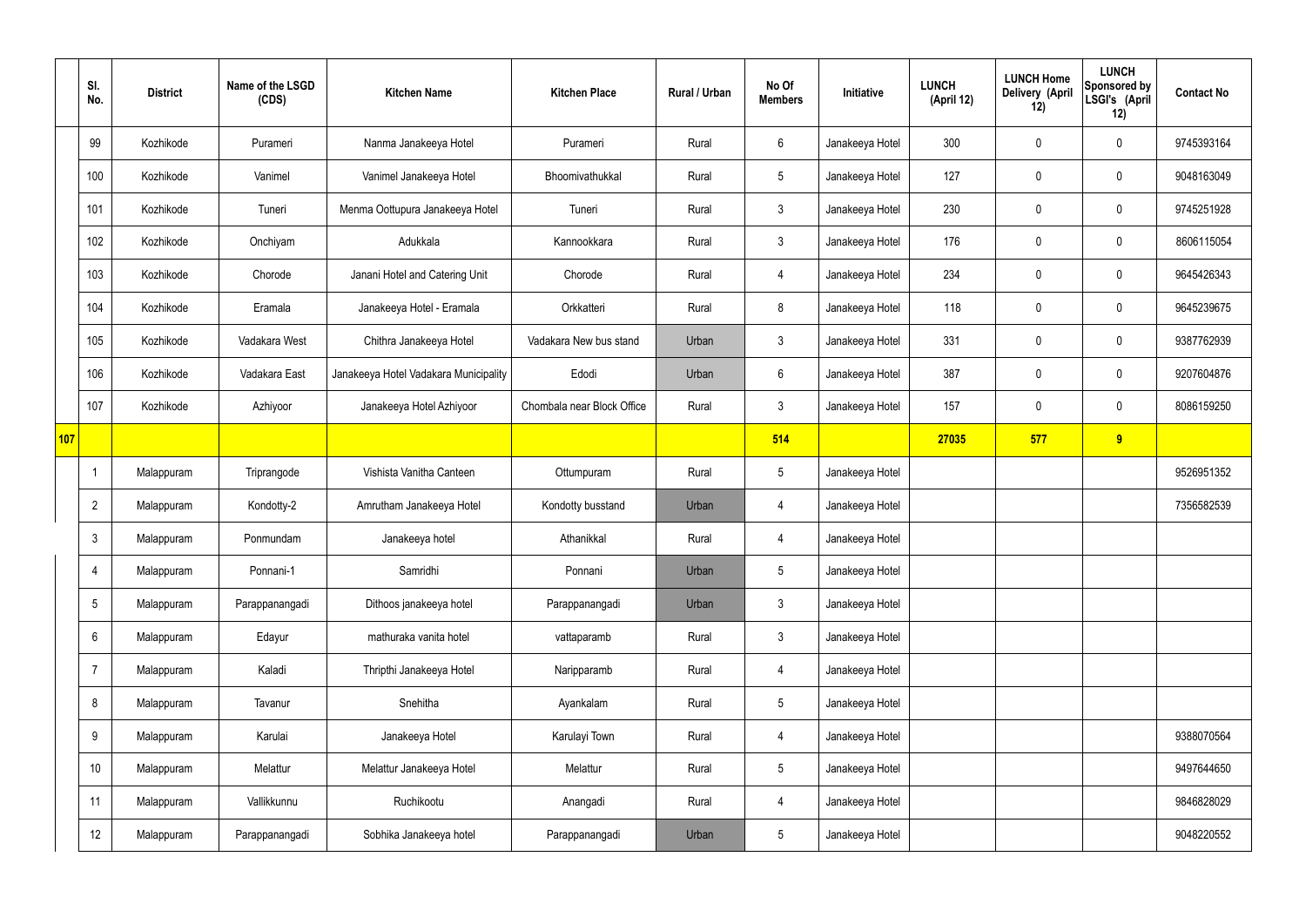| | Sl. No. | District | Name of the LSGD (CDS) | Kitchen Name | Kitchen Place | Rural / Urban | No Of Members | Initiative | LUNCH (April 12) | LUNCH Home Delivery (April 12) | LUNCH Sponsored by LSGI's (April 12) | Contact No |
|---|---|---|---|---|---|---|---|---|---|---|---|---|
| | 99 | Kozhikode | Purameri | Nanma Janakeeya Hotel | Purameri | Rural | 6 | Janakeeya Hotel | 300 | 0 | 0 | 9745393164 |
| | 100 | Kozhikode | Vanimel | Vanimel Janakeeya Hotel | Bhoomivathukkal | Rural | 5 | Janakeeya Hotel | 127 | 0 | 0 | 9048163049 |
| | 101 | Kozhikode | Tuneri | Menma Oottupura Janakeeya Hotel | Tuneri | Rural | 3 | Janakeeya Hotel | 230 | 0 | 0 | 9745251928 |
| | 102 | Kozhikode | Onchiyam | Adukkala | Kannookkara | Rural | 3 | Janakeeya Hotel | 176 | 0 | 0 | 8606115054 |
| | 103 | Kozhikode | Chorode | Janani Hotel and Catering Unit | Chorode | Rural | 4 | Janakeeya Hotel | 234 | 0 | 0 | 9645426343 |
| | 104 | Kozhikode | Eramala | Janakeeya Hotel - Eramala | Orkkatteri | Rural | 8 | Janakeeya Hotel | 118 | 0 | 0 | 9645239675 |
| | 105 | Kozhikode | Vadakara West | Chithra Janakeeya Hotel | Vadakara New bus stand | Urban | 3 | Janakeeya Hotel | 331 | 0 | 0 | 9387762939 |
| | 106 | Kozhikode | Vadakara East | Janakeeya Hotel Vadakara Municipality | Edodi | Urban | 6 | Janakeeya Hotel | 387 | 0 | 0 | 9207604876 |
| | 107 | Kozhikode | Azhiyoor | Janakeeya Hotel Azhiyoor | Chombala near Block Office | Rural | 3 | Janakeeya Hotel | 157 | 0 | 0 | 8086159250 |
| **107** | | | | | | | **514** | | **27035** | **577** | **9** | |
| | 1 | Malappuram | Triprangode | Vishista Vanitha Canteen | Ottumpuram | Rural | 5 | Janakeeya Hotel | | | | 9526951352 |
| | 2 | Malappuram | Kondotty-2 | Amrutham Janakeeya Hotel | Kondotty busstand | Urban | 4 | Janakeeya Hotel | | | | 7356582539 |
| | 3 | Malappuram | Ponmundam | Janakeeya hotel | Athanikkal | Rural | 4 | Janakeeya Hotel | | | | |
| | 4 | Malappuram | Ponnani-1 | Samridhi | Ponnani | Urban | 5 | Janakeeya Hotel | | | | |
| | 5 | Malappuram | Parappanangadi | Dithoos janakeeya hotel | Parappanangadi | Urban | 3 | Janakeeya Hotel | | | | |
| | 6 | Malappuram | Edayur | mathuraka vanita hotel | vattaparamb | Rural | 3 | Janakeeya Hotel | | | | |
| | 7 | Malappuram | Kaladi | Thripthi Janakeeya Hotel | Naripparamb | Rural | 4 | Janakeeya Hotel | | | | |
| | 8 | Malappuram | Tavanur | Snehitha | Ayankalam | Rural | 5 | Janakeeya Hotel | | | | |
| | 9 | Malappuram | Karulai | Janakeeya Hotel | Karulayi Town | Rural | 4 | Janakeeya Hotel | | | | 9388070564 |
| | 10 | Malappuram | Melattur | Melattur Janakeeya Hotel | Melattur | Rural | 5 | Janakeeya Hotel | | | | 9497644650 |
| | 11 | Malappuram | Vallikkunnu | Ruchikootu | Anangadi | Rural | 4 | Janakeeya Hotel | | | | 9846828029 |
| | 12 | Malappuram | Parappanangadi | Sobhika Janakeeya hotel | Parappanangadi | Urban | 5 | Janakeeya Hotel | | | | 9048220552 |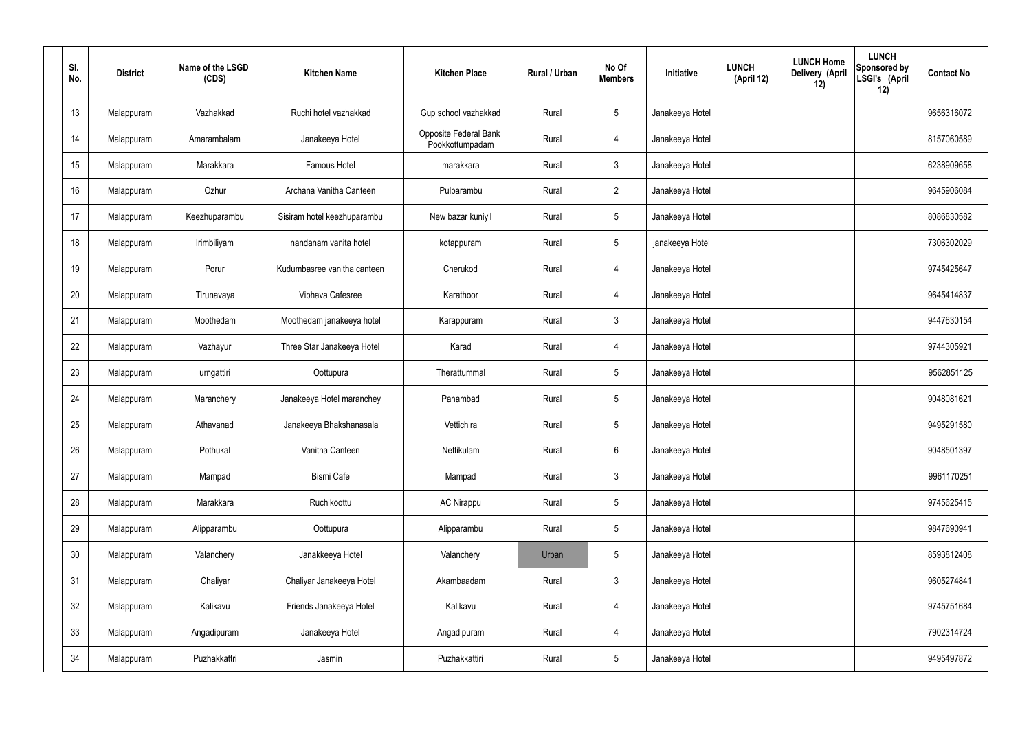| Sl. No. | District | Name of the LSGD (CDS) | Kitchen Name | Kitchen Place | Rural / Urban | No Of Members | Initiative | LUNCH (April 12) | LUNCH Home Delivery (April 12) | LUNCH Sponsored by LSGI's (April 12) | Contact No |
|---|---|---|---|---|---|---|---|---|---|---|---|
| 13 | Malappuram | Vazhakkad | Ruchi hotel vazhakkad | Gup school vazhakkad | Rural | 5 | Janakeeya Hotel | | | | 9656316072 |
| 14 | Malappuram | Amarambalam | Janakeeya Hotel | Opposite Federal Bank Pookkottumpadam | Rural | 4 | Janakeeya Hotel | | | | 8157060589 |
| 15 | Malappuram | Marakkara | Famous Hotel | marakkara | Rural | 3 | Janakeeya Hotel | | | | 6238909658 |
| 16 | Malappuram | Ozhur | Archana Vanitha Canteen | Pulparambu | Rural | 2 | Janakeeya Hotel | | | | 9645906084 |
| 17 | Malappuram | Keezhuparambu | Sisiram hotel keezhuparambu | New bazar kuniyil | Rural | 5 | Janakeeya Hotel | | | | 8086830582 |
| 18 | Malappuram | Irimbiliyam | nandanam vanita hotel | kotappuram | Rural | 5 | janakeeya Hotel | | | | 7306302029 |
| 19 | Malappuram | Porur | Kudumbasree vanitha canteen | Cherukod | Rural | 4 | Janakeeya Hotel | | | | 9745425647 |
| 20 | Malappuram | Tirunavaya | Vibhava Cafesree | Karathoor | Rural | 4 | Janakeeya Hotel | | | | 9645414837 |
| 21 | Malappuram | Moothedam | Moothedam janakeeya hotel | Karappuram | Rural | 3 | Janakeeya Hotel | | | | 9447630154 |
| 22 | Malappuram | Vazhayur | Three Star Janakeeya Hotel | Karad | Rural | 4 | Janakeeya Hotel | | | | 9744305921 |
| 23 | Malappuram | urngattiri | Oottupura | Therattummal | Rural | 5 | Janakeeya Hotel | | | | 9562851125 |
| 24 | Malappuram | Maranchery | Janakeeya Hotel maranchey | Panambad | Rural | 5 | Janakeeya Hotel | | | | 9048081621 |
| 25 | Malappuram | Athavanad | Janakeeya Bhakshanasala | Vettichira | Rural | 5 | Janakeeya Hotel | | | | 9495291580 |
| 26 | Malappuram | Pothukal | Vanitha Canteen | Nettikulam | Rural | 6 | Janakeeya Hotel | | | | 9048501397 |
| 27 | Malappuram | Mampad | Bismi Cafe | Mampad | Rural | 3 | Janakeeya Hotel | | | | 9961170251 |
| 28 | Malappuram | Marakkara | Ruchikoottu | AC Nirappu | Rural | 5 | Janakeeya Hotel | | | | 9745625415 |
| 29 | Malappuram | Alipparambu | Oottupura | Alipparambu | Rural | 5 | Janakeeya Hotel | | | | 9847690941 |
| 30 | Malappuram | Valanchery | Janakkeeya Hotel | Valanchery | Urban | 5 | Janakeeya Hotel | | | | 8593812408 |
| 31 | Malappuram | Chaliyar | Chaliyar Janakeeya Hotel | Akambaadam | Rural | 3 | Janakeeya Hotel | | | | 9605274841 |
| 32 | Malappuram | Kalikavu | Friends Janakeeya Hotel | Kalikavu | Rural | 4 | Janakeeya Hotel | | | | 9745751684 |
| 33 | Malappuram | Angadipuram | Janakeeya Hotel | Angadipuram | Rural | 4 | Janakeeya Hotel | | | | 7902314724 |
| 34 | Malappuram | Puzhakkattri | Jasmin | Puzhakkattiri | Rural | 5 | Janakeeya Hotel | | | | 9495497872 |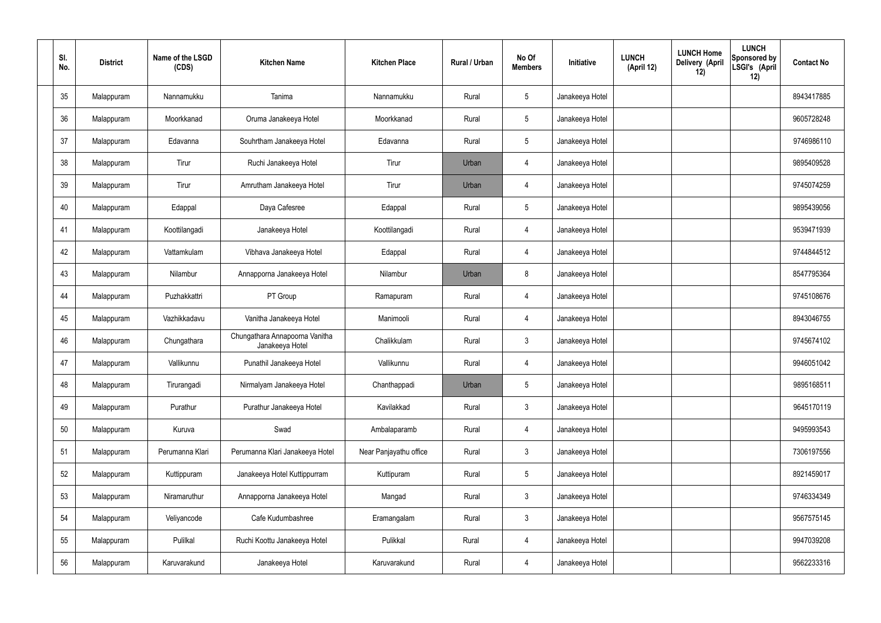| Sl. No. | District | Name of the LSGD (CDS) | Kitchen Name | Kitchen Place | Rural / Urban | No Of Members | Initiative | LUNCH (April 12) | LUNCH Home Delivery (April 12) | LUNCH Sponsored by LSGI's (April 12) | Contact No |
|---|---|---|---|---|---|---|---|---|---|---|---|
| 35 | Malappuram | Nannamukku | Tanima | Nannamukku | Rural | 5 | Janakeeya Hotel | | | | 8943417885 |
| 36 | Malappuram | Moorkkanad | Oruma Janakeeya Hotel | Moorkkanad | Rural | 5 | Janakeeya Hotel | | | | 9605728248 |
| 37 | Malappuram | Edavanna | Souhrtham Janakeeya Hotel | Edavanna | Rural | 5 | Janakeeya Hotel | | | | 9746986110 |
| 38 | Malappuram | Tirur | Ruchi Janakeeya Hotel | Tirur | Urban | 4 | Janakeeya Hotel | | | | 9895409528 |
| 39 | Malappuram | Tirur | Amrutham Janakeeya Hotel | Tirur | Urban | 4 | Janakeeya Hotel | | | | 9745074259 |
| 40 | Malappuram | Edappal | Daya Cafesree | Edappal | Rural | 5 | Janakeeya Hotel | | | | 9895439056 |
| 41 | Malappuram | Koottilangadi | Janakeeya Hotel | Koottilangadi | Rural | 4 | Janakeeya Hotel | | | | 9539471939 |
| 42 | Malappuram | Vattamkulam | Vibhava Janakeeya Hotel | Edappal | Rural | 4 | Janakeeya Hotel | | | | 9744844512 |
| 43 | Malappuram | Nilambur | Annapporna Janakeeya Hotel | Nilambur | Urban | 8 | Janakeeya Hotel | | | | 8547795364 |
| 44 | Malappuram | Puzhakkattri | PT Group | Ramapuram | Rural | 4 | Janakeeya Hotel | | | | 9745108676 |
| 45 | Malappuram | Vazhikkadavu | Vanitha Janakeeya Hotel | Manimooli | Rural | 4 | Janakeeya Hotel | | | | 8943046755 |
| 46 | Malappuram | Chungathara | Chungathara Annapoorna Vanitha Janakeeya Hotel | Chalikkulam | Rural | 3 | Janakeeya Hotel | | | | 9745674102 |
| 47 | Malappuram | Vallikunnu | Punathil Janakeeya Hotel | Vallikunnu | Rural | 4 | Janakeeya Hotel | | | | 9946051042 |
| 48 | Malappuram | Tirurangadi | Nirmalyam Janakeeya Hotel | Chanthappadi | Urban | 5 | Janakeeya Hotel | | | | 9895168511 |
| 49 | Malappuram | Purathur | Purathur Janakeeya Hotel | Kavilakkad | Rural | 3 | Janakeeya Hotel | | | | 9645170119 |
| 50 | Malappuram | Kuruva | Swad | Ambalaparamb | Rural | 4 | Janakeeya Hotel | | | | 9495993543 |
| 51 | Malappuram | Perumanna Klari | Perumanna Klari Janakeeya Hotel | Near Panjayathu office | Rural | 3 | Janakeeya Hotel | | | | 7306197556 |
| 52 | Malappuram | Kuttippuram | Janakeeya Hotel Kuttippurram | Kuttipuram | Rural | 5 | Janakeeya Hotel | | | | 8921459017 |
| 53 | Malappuram | Niramaruthur | Annapporna Janakeeya Hotel | Mangad | Rural | 3 | Janakeeya Hotel | | | | 9746334349 |
| 54 | Malappuram | Veliyancode | Cafe Kudumbashree | Eramangalam | Rural | 3 | Janakeeya Hotel | | | | 9567575145 |
| 55 | Malappuram | Pulilkal | Ruchi Koottu Janakeeya Hotel | Pulikkal | Rural | 4 | Janakeeya Hotel | | | | 9947039208 |
| 56 | Malappuram | Karuvarakund | Janakeeya Hotel | Karuvarakund | Rural | 4 | Janakeeya Hotel | | | | 9562233316 |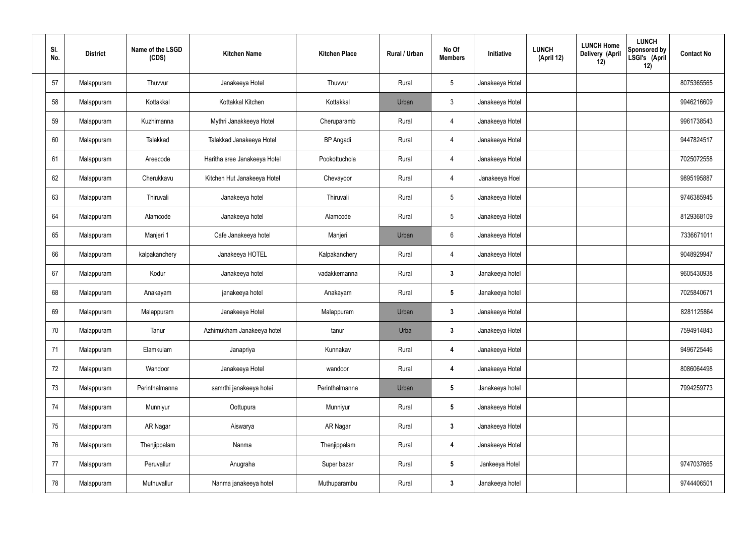| Sl. No. | District | Name of the LSGD (CDS) | Kitchen Name | Kitchen Place | Rural / Urban | No Of Members | Initiative | LUNCH (April 12) | LUNCH Home Delivery (April 12) | LUNCH Sponsored by LSGI's (April 12) | Contact No |
|---|---|---|---|---|---|---|---|---|---|---|---|
| 57 | Malappuram | Thuvvur | Janakeeya Hotel | Thuvvur | Rural | 5 | Janakeeya Hotel | | | | 8075365565 |
| 58 | Malappuram | Kottakkal | Kottakkal Kitchen | Kottakkal | Urban | 3 | Janakeeya Hotel | | | | 9946216609 |
| 59 | Malappuram | Kuzhimanna | Mythri Janakkeeya Hotel | Cheruparamb | Rural | 4 | Janakeeya Hotel | | | | 9961738543 |
| 60 | Malappuram | Talakkad | Talakkad Janakeeya Hotel | BP Angadi | Rural | 4 | Janakeeya Hotel | | | | 9447824517 |
| 61 | Malappuram | Areecode | Haritha sree Janakeeya Hotel | Pookottuchola | Rural | 4 | Janakeeya Hotel | | | | 7025072558 |
| 62 | Malappuram | Cherukkavu | Kitchen Hut Janakeeya Hotel | Chevayoor | Rural | 4 | Janakeeya Hoel | | | | 9895195887 |
| 63 | Malappuram | Thiruvali | Janakeeya hotel | Thiruvali | Rural | 5 | Janakeeya Hotel | | | | 9746385945 |
| 64 | Malappuram | Alamcode | Janakeeya hotel | Alamcode | Rural | 5 | Janakeeya Hotel | | | | 8129368109 |
| 65 | Malappuram | Manjeri 1 | Cafe Janakeeya hotel | Manjeri | Urban | 6 | Janakeeya Hotel | | | | 7336671011 |
| 66 | Malappuram | kalpakanchery | Janakeeya HOTEL | Kalpakanchery | Rural | 4 | Janakeeya Hotel | | | | 9048929947 |
| 67 | Malappuram | Kodur | Janakeeya hotel | vadakkemanna | Rural | **3** | Janakeeya hotel | | | | 9605430938 |
| 68 | Malappuram | Anakayam | janakeeya hotel | Anakayam | Rural | **5** | Janakeeya hotel | | | | 7025840671 |
| 69 | Malappuram | Malappuram | Janakeeya Hotel | Malappuram | Urban | **3** | Janakeeya Hotel | | | | 8281125864 |
| 70 | Malappuram | Tanur | Azhimukham Janakeeya hotel | tanur | Urba | **3** | Janakeeya Hotel | | | | 7594914843 |
| 71 | Malappuram | Elamkulam | Janapriya | Kunnakav | Rural | **4** | Janakeeya Hotel | | | | 9496725446 |
| 72 | Malappuram | Wandoor | Janakeeya Hotel | wandoor | Rural | **4** | Janakeeya Hotel | | | | 8086064498 |
| 73 | Malappuram | Perinthalmanna | samrthi janakeeya hotei | Perinthalmanna | Urban | **5** | Janakeeya hotel | | | | 7994259773 |
| 74 | Malappuram | Munniyur | Oottupura | Munniyur | Rural | **5** | Janakeeya Hotel | | | | |
| 75 | Malappuram | AR Nagar | Aiswarya | AR Nagar | Rural | **3** | Janakeeya Hotel | | | | |
| 76 | Malappuram | Thenjippalam | Nanma | Thenjippalam | Rural | **4** | Janakeeya Hotel | | | | |
| 77 | Malappuram | Peruvallur | Anugraha | Super bazar | Rural | **5** | Jankeeya Hotel | | | | 9747037665 |
| 78 | Malappuram | Muthuvallur | Nanma janakeeya hotel | Muthuparambu | Rural | **3** | Janakeeya hotel | | | | 9744406501 |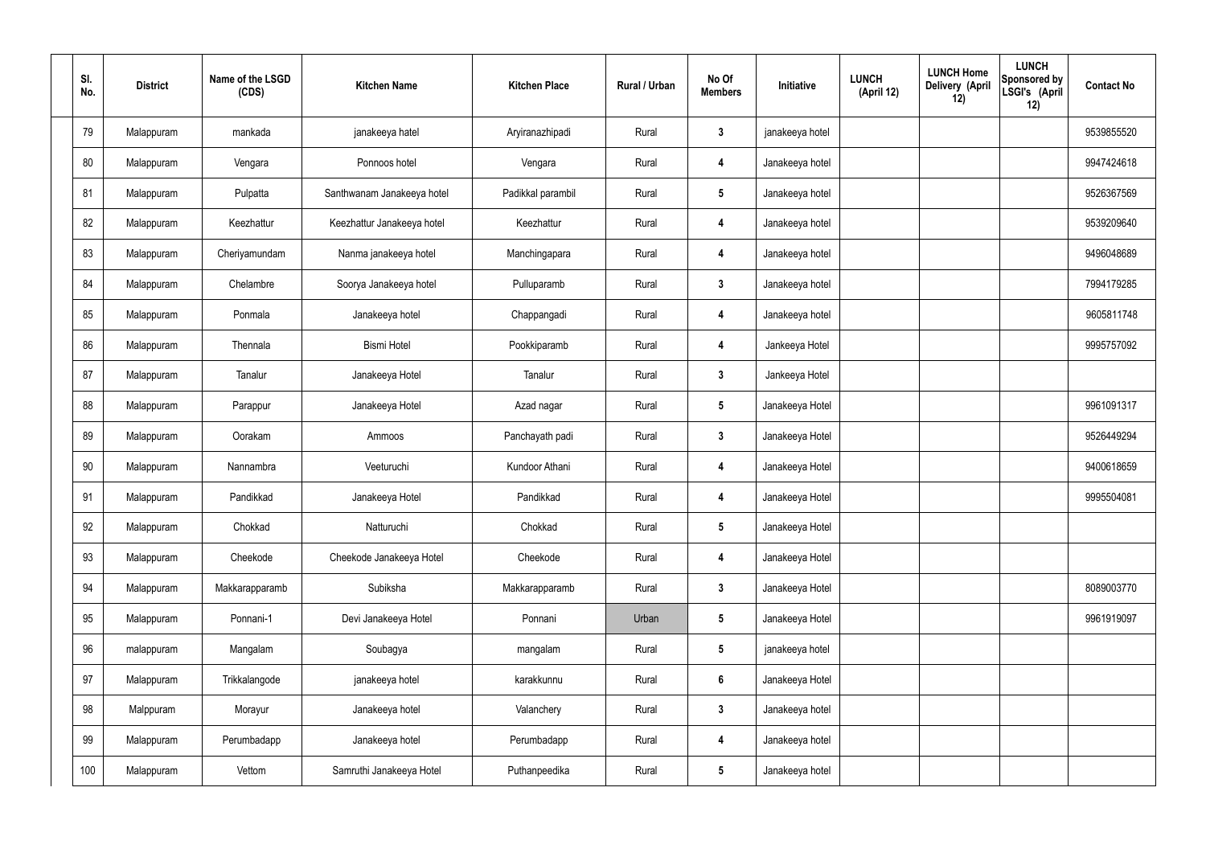| Sl. No. | District | Name of the LSGD (CDS) | Kitchen Name | Kitchen Place | Rural / Urban | No Of Members | Initiative | LUNCH (April 12) | LUNCH Home Delivery (April 12) | LUNCH Sponsored by LSGI's (April 12) | Contact No |
|---|---|---|---|---|---|---|---|---|---|---|---|
| 79 | Malappuram | mankada | janakeeya hatel | Aryiranazhipadi | Rural | 3 | janakeeya hotel | | | | 9539855520 |
| 80 | Malappuram | Vengara | Ponnoos hotel | Vengara | Rural | 4 | Janakeeya hotel | | | | 9947424618 |
| 81 | Malappuram | Pulpatta | Santhwanam Janakeeya hotel | Padikkal parambil | Rural | 5 | Janakeeya hotel | | | | 9526367569 |
| 82 | Malappuram | Keezhattur | Keezhattur Janakeeya hotel | Keezhattur | Rural | 4 | Janakeeya hotel | | | | 9539209640 |
| 83 | Malappuram | Cheriyamundam | Nanma janakeeya hotel | Manchingapara | Rural | 4 | Janakeeya hotel | | | | 9496048689 |
| 84 | Malappuram | Chelambre | Soorya Janakeeya hotel | Pulluparamb | Rural | 3 | Janakeeya hotel | | | | 7994179285 |
| 85 | Malappuram | Ponmala | Janakeeya hotel | Chappangadi | Rural | 4 | Janakeeya hotel | | | | 9605811748 |
| 86 | Malappuram | Thennala | Bismi Hotel | Pookkiparamb | Rural | 4 | Jankeeya Hotel | | | | 9995757092 |
| 87 | Malappuram | Tanalur | Janakeeya Hotel | Tanalur | Rural | 3 | Jankeeya Hotel | | | | |
| 88 | Malappuram | Parappur | Janakeeya Hotel | Azad nagar | Rural | 5 | Janakeeya Hotel | | | | 9961091317 |
| 89 | Malappuram | Oorakam | Ammoos | Panchayath padi | Rural | 3 | Janakeeya Hotel | | | | 9526449294 |
| 90 | Malappuram | Nannambra | Veeturuchi | Kundoor Athani | Rural | 4 | Janakeeya Hotel | | | | 9400618659 |
| 91 | Malappuram | Pandikkad | Janakeeya Hotel | Pandikkad | Rural | 4 | Janakeeya Hotel | | | | 9995504081 |
| 92 | Malappuram | Chokkad | Natturuchi | Chokkad | Rural | 5 | Janakeeya Hotel | | | | |
| 93 | Malappuram | Cheekode | Cheekode Janakeeya Hotel | Cheekode | Rural | 4 | Janakeeya Hotel | | | | |
| 94 | Malappuram | Makkarapparamb | Subiksha | Makkarapparamb | Rural | 3 | Janakeeya Hotel | | | | 8089003770 |
| 95 | Malappuram | Ponnani-1 | Devi Janakeeya Hotel | Ponnani | Urban | 5 | Janakeeya Hotel | | | | 9961919097 |
| 96 | malappuram | Mangalam | Soubagya | mangalam | Rural | 5 | janakeeya hotel | | | | |
| 97 | Malappuram | Trikkalangode | janakeeya hotel | karakkunnu | Rural | 6 | Janakeeya Hotel | | | | |
| 98 | Malppuram | Morayur | Janakeeya hotel | Valanchery | Rural | 3 | Janakeeya hotel | | | | |
| 99 | Malappuram | Perumbadapp | Janakeeya hotel | Perumbadapp | Rural | 4 | Janakeeya hotel | | | | |
| 100 | Malappuram | Vettom | Samruthi Janakeeya Hotel | Puthanpeedika | Rural | 5 | Janakeeya hotel | | | | |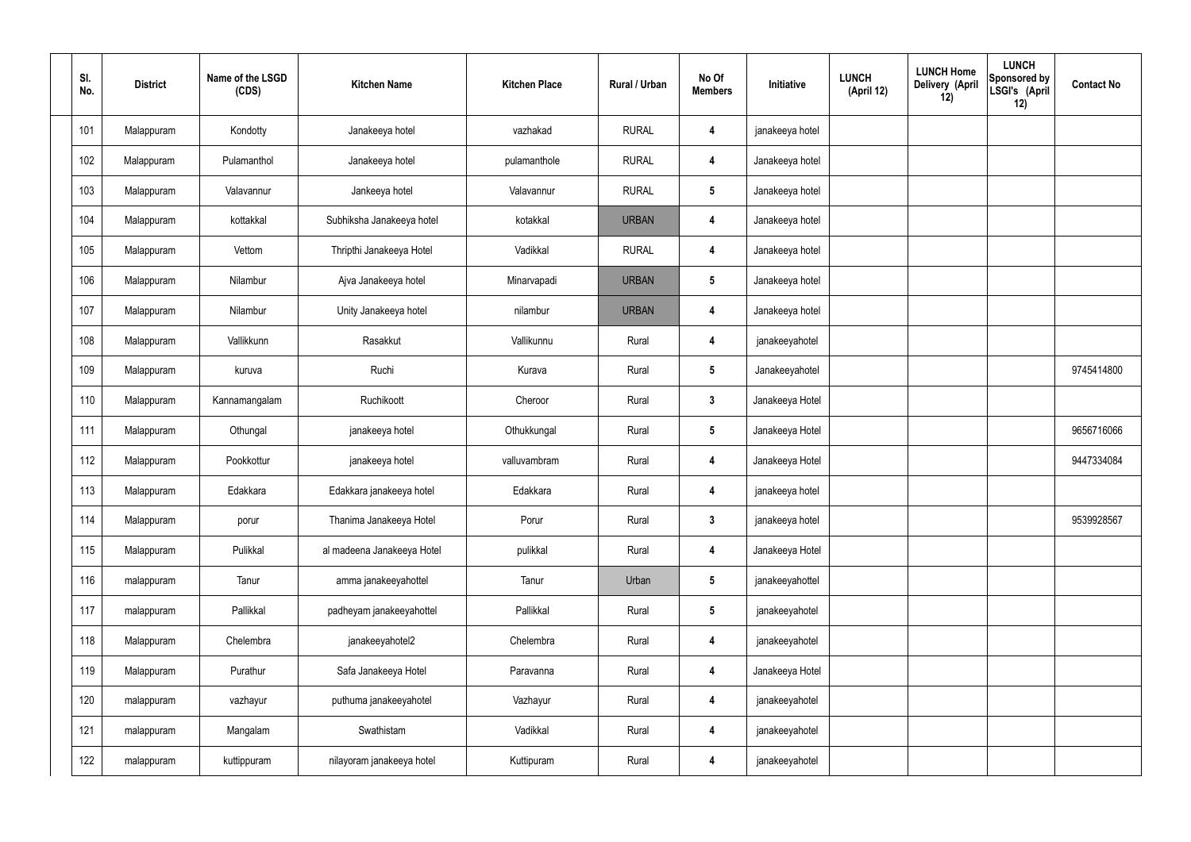| Sl. No. | District | Name of the LSGD (CDS) | Kitchen Name | Kitchen Place | Rural / Urban | No Of Members | Initiative | LUNCH (April 12) | LUNCH Home Delivery (April 12) | LUNCH Sponsored by LSGI's (April 12) | Contact No |
|---|---|---|---|---|---|---|---|---|---|---|---|
| 101 | Malappuram | Kondotty | Janakeeya hotel | vazhakad | RURAL | 4 | janakeeya hotel | | | | |
| 102 | Malappuram | Pulamanthol | Janakeeya hotel | pulamanthole | RURAL | 4 | Janakeeya hotel | | | | |
| 103 | Malappuram | Valavannur | Jankeeya hotel | Valavannur | RURAL | 5 | Janakeeya hotel | | | | |
| 104 | Malappuram | kottakkal | Subhiksha Janakeeya hotel | kotakkal | URBAN | 4 | Janakeeya hotel | | | | |
| 105 | Malappuram | Vettom | Thripthi Janakeeya Hotel | Vadikkal | RURAL | 4 | Janakeeya hotel | | | | |
| 106 | Malappuram | Nilambur | Ajva Janakeeya hotel | Minarvapadi | URBAN | 5 | Janakeeya hotel | | | | |
| 107 | Malappuram | Nilambur | Unity Janakeeya hotel | nilambur | URBAN | 4 | Janakeeya hotel | | | | |
| 108 | Malappuram | Vallikkunn | Rasakkut | Vallikunnu | Rural | 4 | janakeeyahotel | | | | |
| 109 | Malappuram | kuruva | Ruchi | Kurava | Rural | 5 | Janakeeyahotel | | | | 9745414800 |
| 110 | Malappuram | Kannamangalam | Ruchikoott | Cheroor | Rural | 3 | Janakeeya Hotel | | | | |
| 111 | Malappuram | Othungal | janakeeya hotel | Othukkungal | Rural | 5 | Janakeeya Hotel | | | | 9656716066 |
| 112 | Malappuram | Pookkottur | janakeeya hotel | valluvambram | Rural | 4 | Janakeeya Hotel | | | | 9447334084 |
| 113 | Malappuram | Edakkara | Edakkara janakeeya hotel | Edakkara | Rural | 4 | janakeeya hotel | | | | |
| 114 | Malappuram | porur | Thanima Janakeeya Hotel | Porur | Rural | 3 | janakeeya hotel | | | | 9539928567 |
| 115 | Malappuram | Pulikkal | al madeena Janakeeya Hotel | pulikkal | Rural | 4 | Janakeeya Hotel | | | | |
| 116 | malappuram | Tanur | amma janakeeyahottel | Tanur | Urban | 5 | janakeeyahottel | | | | |
| 117 | malappuram | Pallikkal | padheyam janakeeyahottel | Pallikkal | Rural | 5 | janakeeyahotel | | | | |
| 118 | Malappuram | Chelembra | janakeeyahotel2 | Chelembra | Rural | 4 | janakeeyahotel | | | | |
| 119 | Malappuram | Purathur | Safa Janakeeya Hotel | Paravanna | Rural | 4 | Janakeeya Hotel | | | | |
| 120 | malappuram | vazhayur | puthuma janakeeyahotel | Vazhayur | Rural | 4 | janakeeyahotel | | | | |
| 121 | malappuram | Mangalam | Swathistam | Vadikkal | Rural | 4 | janakeeyahotel | | | | |
| 122 | malappuram | kuttippuram | nilayoram janakeeya hotel | Kuttipuram | Rural | 4 | janakeeyahotel | | | | |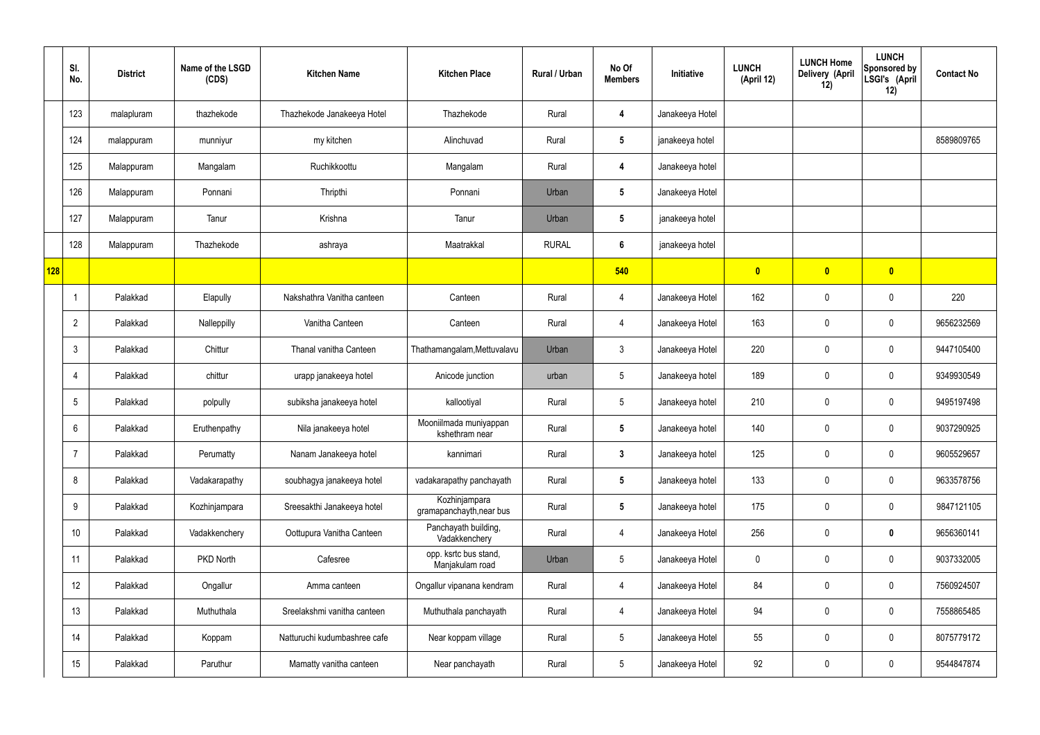|  | Sl. No. | District | Name of the LSGD (CDS) | Kitchen Name | Kitchen Place | Rural / Urban | No Of Members | Initiative | LUNCH (April 12) | LUNCH Home Delivery (April 12) | LUNCH Sponsored by LSGI's (April 12) | Contact No |
|---|---|---|---|---|---|---|---|---|---|---|---|---|
|  | 123 | malapluram | thazhekode | Thazhekode Janakeeya Hotel | Thazhekode | Rural | 4 | Janakeeya Hotel |  |  |  |  |
|  | 124 | malappuram | munniyur | my kitchen | Alinchuvad | Rural | 5 | janakeeya hotel |  |  |  | 8589809765 |
|  | 125 | Malappuram | Mangalam | Ruchikkoottu | Mangalam | Rural | 4 | Janakeeya hotel |  |  |  |  |
|  | 126 | Malappuram | Ponnani | Thripthi | Ponnani | Urban | 5 | Janakeeya Hotel |  |  |  |  |
|  | 127 | Malappuram | Tanur | Krishna | Tanur | Urban | 5 | janakeeya hotel |  |  |  |  |
|  | 128 | Malappuram | Thazhekode | ashraya | Maatrakkal | RURAL | 6 | janakeeya hotel |  |  |  |  |
| 128 |  |  |  |  |  |  | 540 |  | 0 | 0 | 0 |  |
|  | 1 | Palakkad | Elapully | Nakshathra Vanitha canteen | Canteen | Rural | 4 | Janakeeya Hotel | 162 | 0 | 0 | 220 |
|  | 2 | Palakkad | Nalleppilly | Vanitha Canteen | Canteen | Rural | 4 | Janakeeya Hotel | 163 | 0 | 0 | 9656232569 |
|  | 3 | Palakkad | Chittur | Thanal vanitha Canteen | Thathamangalam,Mettuvalavu | Urban | 3 | Janakeeya Hotel | 220 | 0 | 0 | 9447105400 |
|  | 4 | Palakkad | chittur | urapp janakeeya hotel | Anicode junction | urban | 5 | Janakeeya hotel | 189 | 0 | 0 | 9349930549 |
|  | 5 | Palakkad | polpully | subiksha janakeeya hotel | kallootiyal | Rural | 5 | Janakeeya hotel | 210 | 0 | 0 | 9495197498 |
|  | 6 | Palakkad | Eruthenpathy | Nila janakeeya hotel | Mooniilmada muniyappan kshethram near | Rural | 5 | Janakeeya hotel | 140 | 0 | 0 | 9037290925 |
|  | 7 | Palakkad | Perumatty | Nanam Janakeeya hotel | kannimari | Rural | 3 | Janakeeya hotel | 125 | 0 | 0 | 9605529657 |
|  | 8 | Palakkad | Vadakarapathy | soubhagya janakeeya hotel | vadakarapathy panchayath | Rural | 5 | Janakeeya hotel | 133 | 0 | 0 | 9633578756 |
|  | 9 | Palakkad | Kozhinjampara | Sreesakthi Janakeeya hotel | Kozhinjampara gramapanchayth,near bus | Rural | 5 | Janakeeya hotel | 175 | 0 | 0 | 9847121105 |
|  | 10 | Palakkad | Vadakkenchery | Oottupura Vanitha Canteen | Panchayath building, Vadakkenchery | Rural | 4 | Janakeeya Hotel | 256 | 0 | 0 | 9656360141 |
|  | 11 | Palakkad | PKD North | Cafesree | opp. ksrtc bus stand, Manjakulam road | Urban | 5 | Janakeeya Hotel | 0 | 0 | 0 | 9037332005 |
|  | 12 | Palakkad | Ongallur | Amma canteen | Ongallur vipanana kendram | Rural | 4 | Janakeeya Hotel | 84 | 0 | 0 | 7560924507 |
|  | 13 | Palakkad | Muthuthala | Sreelakshmi vanitha canteen | Muthuthala panchayath | Rural | 4 | Janakeeya Hotel | 94 | 0 | 0 | 7558865485 |
|  | 14 | Palakkad | Koppam | Natturuchi kudumbashree cafe | Near koppam village | Rural | 5 | Janakeeya Hotel | 55 | 0 | 0 | 8075779172 |
|  | 15 | Palakkad | Paruthur | Mamatty vanitha canteen | Near panchayath | Rural | 5 | Janakeeya Hotel | 92 | 0 | 0 | 9544847874 |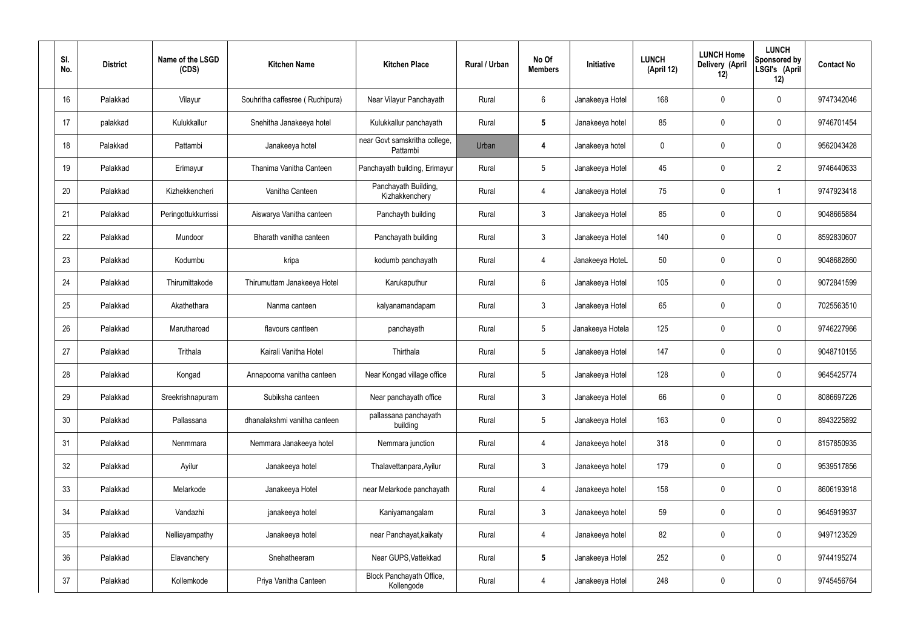| Sl. No. | District | Name of the LSGD (CDS) | Kitchen Name | Kitchen Place | Rural / Urban | No Of Members | Initiative | LUNCH (April 12) | LUNCH Home Delivery (April 12) | LUNCH Sponsored by LSGI's (April 12) | Contact No |
|---|---|---|---|---|---|---|---|---|---|---|---|
| 16 | Palakkad | Vilayur | Souhritha caffesree ( Ruchipura) | Near Vilayur Panchayath | Rural | 6 | Janakeeya Hotel | 168 | 0 | 0 | 9747342046 |
| 17 | palakkad | Kulukkallur | Snehitha Janakeeya hotel | Kulukkallur panchayath | Rural | **5** | Janakeeya hotel | 85 | 0 | 0 | 9746701454 |
| 18 | Palakkad | Pattambi | Janakeeya hotel | near Govt samskritha college, Pattambi | Urban | **4** | Janakeeya hotel | 0 | 0 | 0 | 9562043428 |
| 19 | Palakkad | Erimayur | Thanima Vanitha Canteen | Panchayath building, Erimayur | Rural | 5 | Janakeeya Hotel | 45 | 0 | 2 | 9746440633 |
| 20 | Palakkad | Kizhekkencheri | Vanitha Canteen | Panchayath Building, Kizhakkenchery | Rural | 4 | Janakeeya Hotel | 75 | 0 | 1 | 9747923418 |
| 21 | Palakkad | Peringottukkurrissi | Aiswarya Vanitha canteen | Panchayth building | Rural | 3 | Janakeeya Hotel | 85 | 0 | 0 | 9048665884 |
| 22 | Palakkad | Mundoor | Bharath vanitha canteen | Panchayath building | Rural | 3 | Janakeeya Hotel | 140 | 0 | 0 | 8592830607 |
| 23 | Palakkad | Kodumbu | kripa | kodumb panchayath | Rural | 4 | Janakeeya HoteL | 50 | 0 | 0 | 9048682860 |
| 24 | Palakkad | Thirumittakode | Thirumuttam Janakeeya Hotel | Karukaputhur | Rural | 6 | Janakeeya Hotel | 105 | 0 | 0 | 9072841599 |
| 25 | Palakkad | Akathethara | Nanma canteen | kalyanamandapam | Rural | 3 | Janakeeya Hotel | 65 | 0 | 0 | 7025563510 |
| 26 | Palakkad | Marutharoad | flavours cantteen | panchayath | Rural | 5 | Janakeeya Hotela | 125 | 0 | 0 | 9746227966 |
| 27 | Palakkad | Trithala | Kairali Vanitha Hotel | Thirthala | Rural | 5 | Janakeeya Hotel | 147 | 0 | 0 | 9048710155 |
| 28 | Palakkad | Kongad | Annapoorna vanitha canteen | Near Kongad village office | Rural | 5 | Janakeeya Hotel | 128 | 0 | 0 | 9645425774 |
| 29 | Palakkad | Sreekrishnapuram | Subiksha canteen | Near panchayath office | Rural | 3 | Janakeeya Hotel | 66 | 0 | 0 | 8086697226 |
| 30 | Palakkad | Pallassana | dhanalakshmi vanitha canteen | pallassana panchayath building | Rural | 5 | Janakeeya Hotel | 163 | 0 | 0 | 8943225892 |
| 31 | Palakkad | Nenmmara | Nemmara Janakeeya hotel | Nemmara junction | Rural | 4 | Janakeeya hotel | 318 | 0 | 0 | 8157850935 |
| 32 | Palakkad | Ayilur | Janakeeya hotel | Thalavettanpara,Ayilur | Rural | 3 | Janakeeya hotel | 179 | 0 | 0 | 9539517856 |
| 33 | Palakkad | Melarkode | Janakeeya Hotel | near Melarkode panchayath | Rural | 4 | Janakeeya hotel | 158 | 0 | 0 | 8606193918 |
| 34 | Palakkad | Vandazhi | janakeeya hotel | Kaniyamangalam | Rural | 3 | Janakeeya hotel | 59 | 0 | 0 | 9645919937 |
| 35 | Palakkad | Nelliayampathy | Janakeeya hotel | near Panchayat,kaikaty | Rural | 4 | Janakeeya hotel | 82 | 0 | 0 | 9497123529 |
| 36 | Palakkad | Elavanchery | Snehatheeram | Near GUPS,Vattekkad | Rural | **5** | Janakeeya Hotel | 252 | 0 | 0 | 9744195274 |
| 37 | Palakkad | Kollemkode | Priya Vanitha Canteen | Block Panchayath Office, Kollengode | Rural | 4 | Janakeeya Hotel | 248 | 0 | 0 | 9745456764 |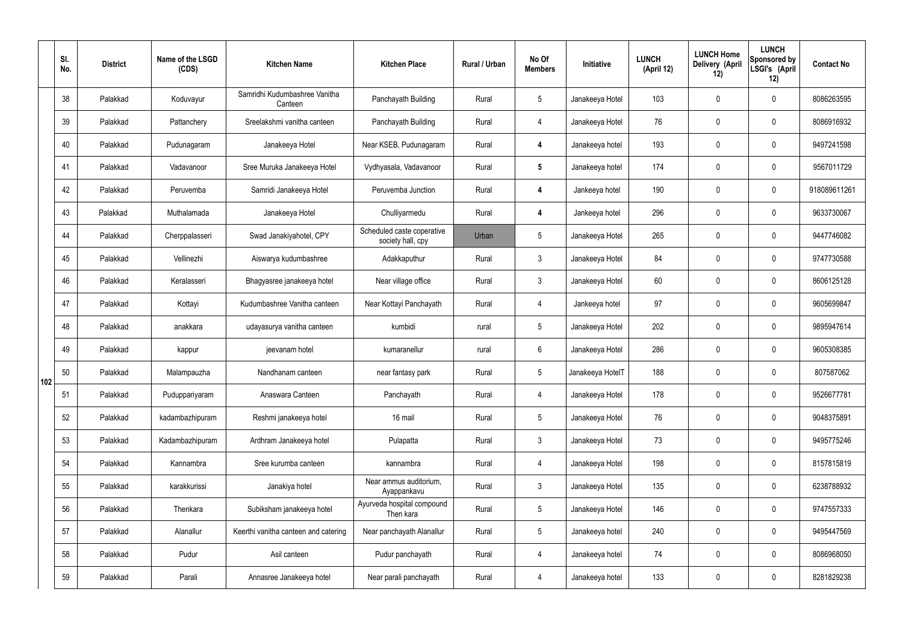|  | Sl. No. | District | Name of the LSGD (CDS) | Kitchen Name | Kitchen Place | Rural / Urban | No Of Members | Initiative | LUNCH (April 12) | LUNCH Home Delivery (April 12) | LUNCH Sponsored by LSGI's (April 12) | Contact No |
|---|---|---|---|---|---|---|---|---|---|---|---|---|
| 102 | 38 | Palakkad | Koduvayur | Samridhi Kudumbashree Vanitha Canteen | Panchayath Building | Rural | 5 | Janakeeya Hotel | 103 | 0 | 0 | 8086263595 |
|  | 39 | Palakkad | Pattanchery | Sreelakshmi vanitha canteen | Panchayath Building | Rural | 4 | Janakeeya Hotel | 76 | 0 | 0 | 8086916932 |
|  | 40 | Palakkad | Pudunagaram | Janakeeya Hotel | Near KSEB, Pudunagaram | Rural | **4** | Janakeeya hotel | 193 | 0 | 0 | 9497241598 |
|  | 41 | Palakkad | Vadavanoor | Sree Muruka Janakeeya Hotel | Vydhyasala, Vadavanoor | Rural | **5** | Janakeeya hotel | 174 | 0 | 0 | 9567011729 |
|  | 42 | Palakkad | Peruvemba | Samridi Janakeeya Hotel | Peruvemba Junction | Rural | **4** | Jankeeya hotel | 190 | 0 | 0 | 918089611261 |
|  | 43 | Palakkad | Muthalamada | Janakeeya Hotel | Chulliyarmedu | Rural | **4** | Jankeeya hotel | 296 | 0 | 0 | 9633730067 |
|  | 44 | Palakkad | Cherppalasseri | Swad Janakiyahotel, CPY | Scheduled caste coperative society hall, cpy | Urban | 5 | Janakeeya Hotel | 265 | 0 | 0 | 9447746082 |
|  | 45 | Palakkad | Vellinezhi | Aiswarya kudumbashree | Adakkaputhur | Rural | 3 | Janakeeya Hotel | 84 | 0 | 0 | 9747730588 |
|  | 46 | Palakkad | Keralasseri | Bhagyasree janakeeya hotel | Near village office | Rural | 3 | Janakeeya Hotel | 60 | 0 | 0 | 8606125128 |
|  | 47 | Palakkad | Kottayi | Kudumbashree Vanitha canteen | Near Kottayi Panchayath | Rural | 4 | Jankeeya hotel | 97 | 0 | 0 | 9605699847 |
|  | 48 | Palakkad | anakkara | udayasurya vanitha canteen | kumbidi | rural | 5 | Janakeeya Hotel | 202 | 0 | 0 | 9895947614 |
|  | 49 | Palakkad | kappur | jeevanam hotel | kumaranellur | rural | 6 | Janakeeya Hotel | 286 | 0 | 0 | 9605308385 |
|  | 50 | Palakkad | Malampauzha | Nandhanam canteen | near fantasy park | Rural | 5 | Janakeeya HotelT | 188 | 0 | 0 | 807587062 |
|  | 51 | Palakkad | Puduppariyaram | Anaswara Canteen | Panchayath | Rural | 4 | Janakeeya Hotel | 178 | 0 | 0 | 9526677781 |
|  | 52 | Palakkad | kadambazhipuram | Reshmi janakeeya hotel | 16 mail | Rural | 5 | Janakeeya Hotel | 76 | 0 | 0 | 9048375891 |
|  | 53 | Palakkad | Kadambazhipuram | Ardhram Janakeeya hotel | Pulapatta | Rural | 3 | Janakeeya Hotel | 73 | 0 | 0 | 9495775246 |
|  | 54 | Palakkad | Kannambra | Sree kurumba canteen | kannambra | Rural | 4 | Janakeeya Hotel | 198 | 0 | 0 | 8157815819 |
|  | 55 | Palakkad | karakkurissi | Janakiya hotel | Near ammus auditorium, Ayappankavu | Rural | 3 | Janakeeya Hotel | 135 | 0 | 0 | 6238788932 |
|  | 56 | Palakkad | Thenkara | Subiksham janakeeya hotel | Ayurveda hospital compound Then kara | Rural | 5 | Janakeeya Hotel | 146 | 0 | 0 | 9747557333 |
|  | 57 | Palakkad | Alanallur | Keerthi vanitha canteen and catering | Near panchayath Alanallur | Rural | 5 | Janakeeya hotel | 240 | 0 | 0 | 9495447569 |
|  | 58 | Palakkad | Pudur | Asil canteen | Pudur panchayath | Rural | 4 | Janakeeya hotel | 74 | 0 | 0 | 8086968050 |
|  | 59 | Palakkad | Parali | Annasree Janakeeya hotel | Near parali panchayath | Rural | 4 | Janakeeya hotel | 133 | 0 | 0 | 8281829238 |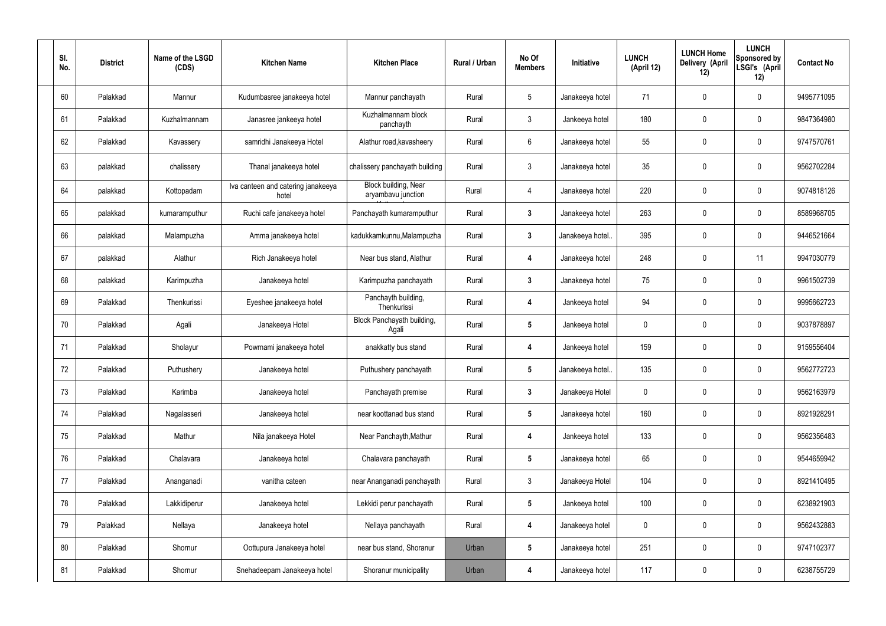| Sl. No. | District | Name of the LSGD (CDS) | Kitchen Name | Kitchen Place | Rural / Urban | No Of Members | Initiative | LUNCH (April 12) | LUNCH Home Delivery (April 12) | LUNCH Sponsored by LSGI's (April 12) | Contact No |
|---|---|---|---|---|---|---|---|---|---|---|---|
| 60 | Palakkad | Mannur | Kudumbasree janakeeya hotel | Mannur panchayath | Rural | 5 | Janakeeya hotel | 71 | 0 | 0 | 9495771095 |
| 61 | Palakkad | Kuzhalmannam | Janasree jankeeya hotel | Kuzhalmannam block panchayth | Rural | 3 | Jankeeya hotel | 180 | 0 | 0 | 9847364980 |
| 62 | Palakkad | Kavassery | samridhi Janakeeya Hotel | Alathur road,kavasheery | Rural | 6 | Janakeeya hotel | 55 | 0 | 0 | 9747570761 |
| 63 | palakkad | chalissery | Thanal janakeeya hotel | chalissery panchayath building | Rural | 3 | Janakeeya hotel | 35 | 0 | 0 | 9562702284 |
| 64 | palakkad | Kottopadam | Iva canteen and catering janakeeya hotel | Block building, Near aryambavu junction | Rural | 4 | Janakeeya hotel | 220 | 0 | 0 | 9074818126 |
| 65 | palakkad | kumaramputhur | Ruchi cafe janakeeya hotel | Panchayath kumaramputhur | Rural | 3 | Janakeeya hotel | 263 | 0 | 0 | 8589968705 |
| 66 | palakkad | Malampuzha | Amma janakeeya hotel | kadukkamkunnu,Malampuzha | Rural | 3 | Janakeeya hotel.. | 395 | 0 | 0 | 9446521664 |
| 67 | palakkad | Alathur | Rich Janakeeya hotel | Near bus stand, Alathur | Rural | 4 | Janakeeya hotel | 248 | 0 | 11 | 9947030779 |
| 68 | palakkad | Karimpuzha | Janakeeya hotel | Karimpuzha panchayath | Rural | 3 | Janakeeya hotel | 75 | 0 | 0 | 9961502739 |
| 69 | Palakkad | Thenkurissi | Eyeshee janakeeya hotel | Panchayth building, Thenkurissi | Rural | 4 | Jankeeya hotel | 94 | 0 | 0 | 9995662723 |
| 70 | Palakkad | Agali | Janakeeya Hotel | Block Panchayath building, Agali | Rural | 5 | Jankeeya hotel | 0 | 0 | 0 | 9037878897 |
| 71 | Palakkad | Sholayur | Powrnami janakeeya hotel | anakkatty bus stand | Rural | 4 | Jankeeya hotel | 159 | 0 | 0 | 9159556404 |
| 72 | Palakkad | Puthushery | Janakeeya hotel | Puthushery panchayath | Rural | 5 | Janakeeya hotel.. | 135 | 0 | 0 | 9562772723 |
| 73 | Palakkad | Karimba | Janakeeya hotel | Panchayath premise | Rural | 3 | Janakeeya Hotel | 0 | 0 | 0 | 9562163979 |
| 74 | Palakkad | Nagalasseri | Janakeeya hotel | near koottanad bus stand | Rural | 5 | Janakeeya hotel | 160 | 0 | 0 | 8921928291 |
| 75 | Palakkad | Mathur | Nila janakeeya Hotel | Near Panchayth,Mathur | Rural | 4 | Jankeeya hotel | 133 | 0 | 0 | 9562356483 |
| 76 | Palakkad | Chalavara | Janakeeya hotel | Chalavara panchayath | Rural | 5 | Janakeeya hotel | 65 | 0 | 0 | 9544659942 |
| 77 | Palakkad | Ananganadi | vanitha cateen | near Ananganadi panchayath | Rural | 3 | Janakeeya Hotel | 104 | 0 | 0 | 8921410495 |
| 78 | Palakkad | Lakkidiperur | Janakeeya hotel | Lekkidi perur panchayath | Rural | 5 | Jankeeya hotel | 100 | 0 | 0 | 6238921903 |
| 79 | Palakkad | Nellaya | Janakeeya hotel | Nellaya panchayath | Rural | 4 | Janakeeya hotel | 0 | 0 | 0 | 9562432883 |
| 80 | Palakkad | Shornur | Oottupura Janakeeya hotel | near bus stand, Shoranur | Urban | 5 | Janakeeya hotel | 251 | 0 | 0 | 9747102377 |
| 81 | Palakkad | Shornur | Snehadeepam Janakeeya hotel | Shoranur municipality | Urban | 4 | Janakeeya hotel | 117 | 0 | 0 | 6238755729 |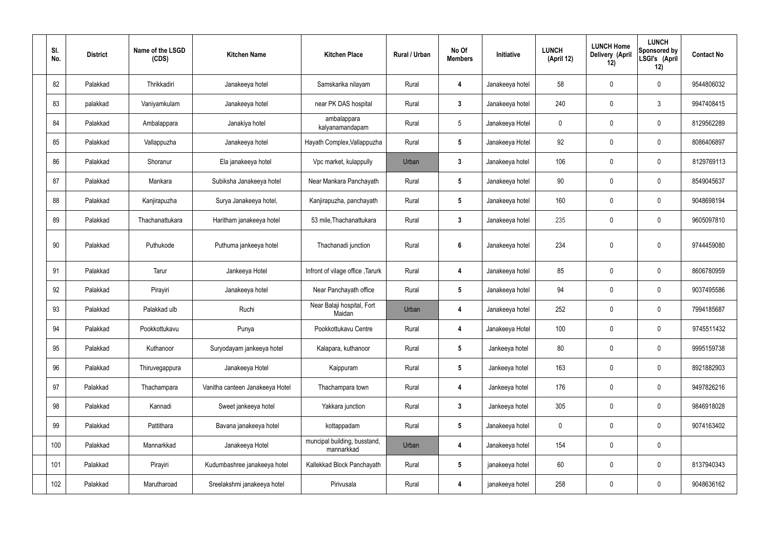| Sl. No. | District | Name of the LSGD (CDS) | Kitchen Name | Kitchen Place | Rural / Urban | No Of Members | Initiative | LUNCH (April 12) | LUNCH Home Delivery (April 12) | LUNCH Sponsored by LSGI's (April 12) | Contact No |
|---|---|---|---|---|---|---|---|---|---|---|---|
| 82 | Palakkad | Thrikkadiri | Janakeeya hotel | Samskarika nilayam | Rural | 4 | Janakeeya hotel | 58 | 0 | 0 | 9544806032 |
| 83 | palakkad | Vaniyamkulam | Janakeeya hotel | near PK DAS hospital | Rural | 3 | Janakeeya hotel | 240 | 0 | 3 | 9947408415 |
| 84 | Palakkad | Ambalappara | Janakiya hotel | ambalappara kalyanamandapam | Rural | 5 | Janakeeya Hotel | 0 | 0 | 0 | 8129562289 |
| 85 | Palakkad | Vallappuzha | Janakeeya hotel | Hayath Complex,Vallappuzha | Rural | 5 | Janakeeya Hotel | 92 | 0 | 0 | 8086406897 |
| 86 | Palakkad | Shoranur | Ela janakeeya hotel | Vpc market, kulappully | Urban | 3 | Janakeeya hotel | 106 | 0 | 0 | 8129769113 |
| 87 | Palakkad | Mankara | Subiksha Janakeeya hotel | Near Mankara Panchayath | Rural | 5 | Janakeeya hotel | 90 | 0 | 0 | 8549045637 |
| 88 | Palakkad | Kanjirapuzha | Surya Janakeeya hotel, | Kanjirapuzha, panchayath | Rural | 5 | Janakeeya hotel | 160 | 0 | 0 | 9048698194 |
| 89 | Palakkad | Thachanattukara | Haritham janakeeya hotel | 53 mile,Thachanattukara | Rural | 3 | Janakeeya hotel | 235 | 0 | 0 | 9605097810 |
| 90 | Palakkad | Puthukode | Puthuma jankeeya hotel | Thachanadi junction | Rural | 6 | Janakeeya hotel | 234 | 0 | 0 | 9744459080 |
| 91 | Palakkad | Tarur | Jankeeya Hotel | Infront of vilage office ,Tarurk | Rural | 4 | Janakeeya hotel | 85 | 0 | 0 | 8606780959 |
| 92 | Palakkad | Pirayiri | Janakeeya hotel | Near Panchayath office | Rural | 5 | Janakeeya hotel | 94 | 0 | 0 | 9037495586 |
| 93 | Palakkad | Palakkad ulb | Ruchi | Near Balaji hospital, Fort Maidan | Urban | 4 | Janakeeya hotel | 252 | 0 | 0 | 7994185687 |
| 94 | Palakkad | Pookkottukavu | Punya | Pookkottukavu Centre | Rural | 4 | Janakeeya Hotel | 100 | 0 | 0 | 9745511432 |
| 95 | Palakkad | Kuthanoor | Suryodayam jankeeya hotel | Kalapara, kuthanoor | Rural | 5 | Jankeeya hotel | 80 | 0 | 0 | 9995159738 |
| 96 | Palakkad | Thiruvegappura | Janakeeya Hotel | Kaippuram | Rural | 5 | Jankeeya hotel | 163 | 0 | 0 | 8921882903 |
| 97 | Palakkad | Thachampara | Vanitha canteen Janakeeya Hotel | Thachampara town | Rural | 4 | Jankeeya hotel | 176 | 0 | 0 | 9497826216 |
| 98 | Palakkad | Kannadi | Sweet jankeeya hotel | Yakkara junction | Rural | 3 | Jankeeya hotel | 305 | 0 | 0 | 9846918028 |
| 99 | Palakkad | Pattithara | Bavana janakeeya hotel | kottappadam | Rural | 5 | Janakeeya hotel | 0 | 0 | 0 | 9074163402 |
| 100 | Palakkad | Mannarkkad | Janakeeya Hotel | muncipal building, busstand, mannarkkad | Urban | 4 | Janakeeya hotel | 154 | 0 | 0 | |
| 101 | Palakkad | Pirayiri | Kudumbashree janakeeya hotel | Kallekkad Block Panchayath | Rural | 5 | janakeeya hotel | 60 | 0 | 0 | 8137940343 |
| 102 | Palakkad | Marutharoad | Sreelakshmi janakeeya hotel | Pirivusala | Rural | 4 | janakeeya hotel | 258 | 0 | 0 | 9048636162 |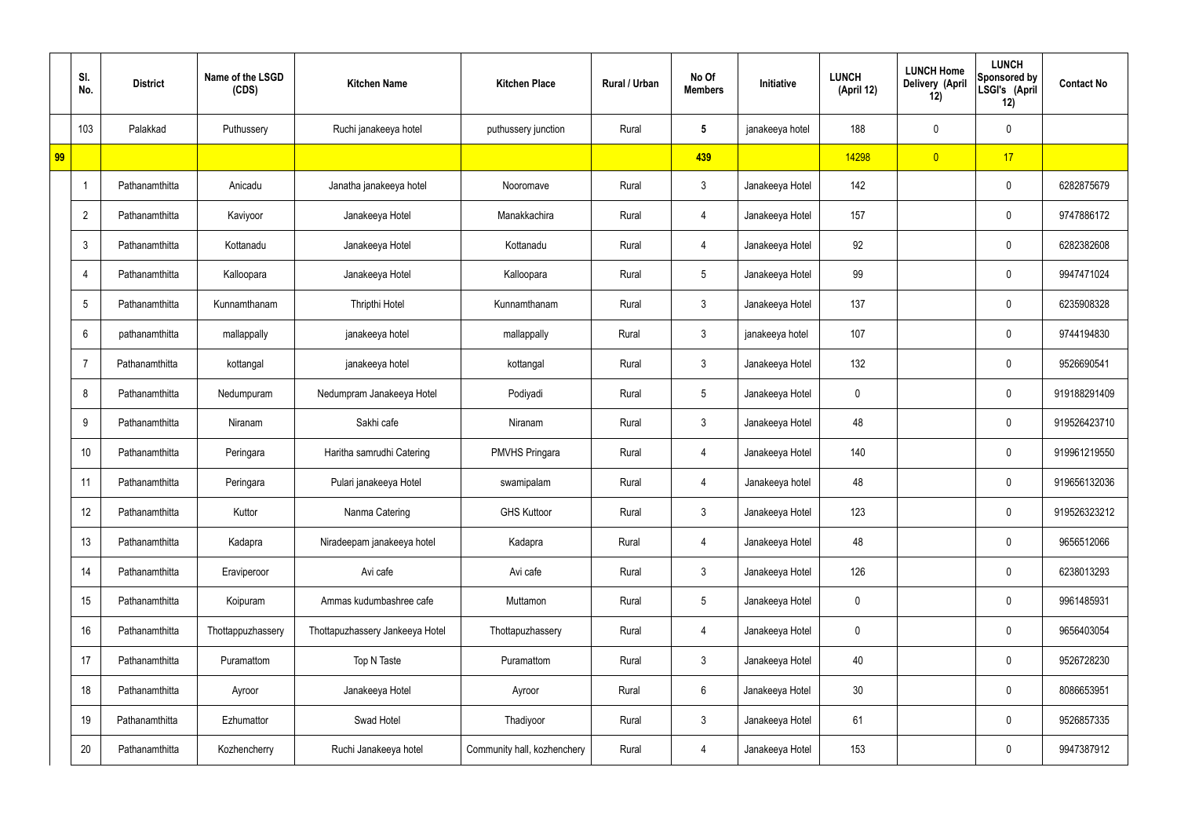| | Sl. No. | District | Name of the LSGD (CDS) | Kitchen Name | Kitchen Place | Rural / Urban | No Of Members | Initiative | LUNCH (April 12) | LUNCH Home Delivery (April 12) | LUNCH Sponsored by LSGI's (April 12) | Contact No |
|---|---|---|---|---|---|---|---|---|---|---|---|---|
| | 103 | Palakkad | Puthussery | Ruchi janakeeya hotel | puthussery junction | Rural | 5 | janakeeya hotel | 188 | 0 | 0 | |
| 99 | | | | | | | 439 | | 14298 | 0 | 17 | |
| | 1 | Pathanamthitta | Anicadu | Janatha janakeeya hotel | Nooromave | Rural | 3 | Janakeeya Hotel | 142 | | 0 | 6282875679 |
| | 2 | Pathanamthitta | Kaviyoor | Janakeeya Hotel | Manakkachira | Rural | 4 | Janakeeya Hotel | 157 | | 0 | 9747886172 |
| | 3 | Pathanamthitta | Kottanadu | Janakeeya Hotel | Kottanadu | Rural | 4 | Janakeeya Hotel | 92 | | 0 | 6282382608 |
| | 4 | Pathanamthitta | Kalloopara | Janakeeya Hotel | Kalloopara | Rural | 5 | Janakeeya Hotel | 99 | | 0 | 9947471024 |
| | 5 | Pathanamthitta | Kunnamthanam | Thripthi Hotel | Kunnamthanam | Rural | 3 | Janakeeya Hotel | 137 | | 0 | 6235908328 |
| | 6 | pathanamthitta | mallappally | janakeeya hotel | mallappally | Rural | 3 | janakeeya hotel | 107 | | 0 | 9744194830 |
| | 7 | Pathanamthitta | kottangal | janakeeya hotel | kottangal | Rural | 3 | Janakeeya Hotel | 132 | | 0 | 9526690541 |
| | 8 | Pathanamthitta | Nedumpuram | Nedumpram Janakeeya Hotel | Podiyadi | Rural | 5 | Janakeeya Hotel | 0 | | 0 | 919188291409 |
| | 9 | Pathanamthitta | Niranam | Sakhi cafe | Niranam | Rural | 3 | Janakeeya Hotel | 48 | | 0 | 919526423710 |
| | 10 | Pathanamthitta | Peringara | Haritha samrudhi Catering | PMVHS Pringara | Rural | 4 | Janakeeya Hotel | 140 | | 0 | 919961219550 |
| | 11 | Pathanamthitta | Peringara | Pulari janakeeya Hotel | swamipalam | Rural | 4 | Janakeeya hotel | 48 | | 0 | 919656132036 |
| | 12 | Pathanamthitta | Kuttor | Nanma Catering | GHS Kuttoor | Rural | 3 | Janakeeya Hotel | 123 | | 0 | 919526323212 |
| | 13 | Pathanamthitta | Kadapra | Niradeepam janakeeya hotel | Kadapra | Rural | 4 | Janakeeya Hotel | 48 | | 0 | 9656512066 |
| | 14 | Pathanamthitta | Eraviperoor | Avi cafe | Avi cafe | Rural | 3 | Janakeeya Hotel | 126 | | 0 | 6238013293 |
| | 15 | Pathanamthitta | Koipuram | Ammas kudumbashree cafe | Muttamon | Rural | 5 | Janakeeya Hotel | 0 | | 0 | 9961485931 |
| | 16 | Pathanamthitta | Thottappuzhassery | Thottapuzhassery Jankeeya Hotel | Thottapuzhassery | Rural | 4 | Janakeeya Hotel | 0 | | 0 | 9656403054 |
| | 17 | Pathanamthitta | Puramattom | Top N Taste | Puramattom | Rural | 3 | Janakeeya Hotel | 40 | | 0 | 9526728230 |
| | 18 | Pathanamthitta | Ayroor | Janakeeya Hotel | Ayroor | Rural | 6 | Janakeeya Hotel | 30 | | 0 | 8086653951 |
| | 19 | Pathanamthitta | Ezhumattor | Swad Hotel | Thadiyoor | Rural | 3 | Janakeeya Hotel | 61 | | 0 | 9526857335 |
| | 20 | Pathanamthitta | Kozhencherry | Ruchi Janakeeya hotel | Community hall, kozhenchery | Rural | 4 | Janakeeya Hotel | 153 | | 0 | 9947387912 |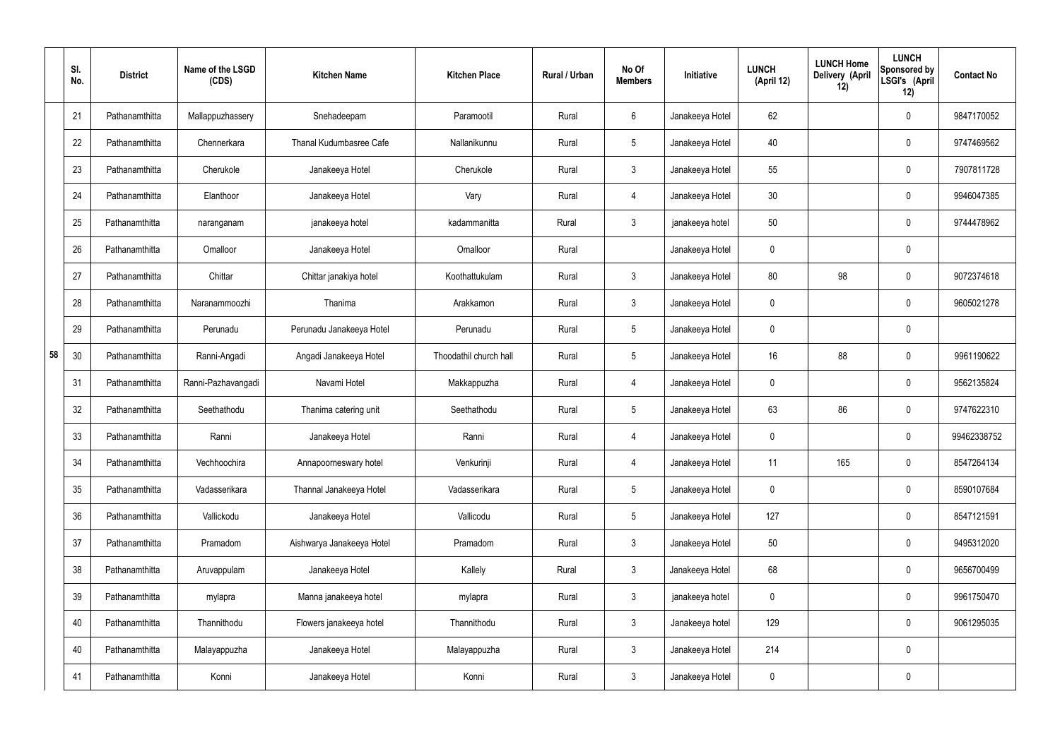| | Sl. No. | District | Name of the LSGD (CDS) | Kitchen Name | Kitchen Place | Rural / Urban | No Of Members | Initiative | LUNCH (April 12) | LUNCH Home Delivery (April 12) | LUNCH Sponsored by LSGI's (April 12) | Contact No |
|---|---|---|---|---|---|---|---|---|---|---|---|---|
| 58 | 21 | Pathanamthitta | Mallappuzhassery | Snehadeepam | Paramootil | Rural | 6 | Janakeeya Hotel | 62 | | 0 | 9847170052 |
| | 22 | Pathanamthitta | Chennerkara | Thanal Kudumbasree Cafe | Nallanikunnu | Rural | 5 | Janakeeya Hotel | 40 | | 0 | 9747469562 |
| | 23 | Pathanamthitta | Cherukole | Janakeeya Hotel | Cherukole | Rural | 3 | Janakeeya Hotel | 55 | | 0 | 7907811728 |
| | 24 | Pathanamthitta | Elanthoor | Janakeeya Hotel | Vary | Rural | 4 | Janakeeya Hotel | 30 | | 0 | 9946047385 |
| | 25 | Pathanamthitta | naranganam | janakeeya hotel | kadammanitta | Rural | 3 | janakeeya hotel | 50 | | 0 | 9744478962 |
| | 26 | Pathanamthitta | Omalloor | Janakeeya Hotel | Omalloor | Rural | | Janakeeya Hotel | 0 | | 0 | |
| | 27 | Pathanamthitta | Chittar | Chittar janakiya hotel | Koothattukulam | Rural | 3 | Janakeeya Hotel | 80 | 98 | 0 | 9072374618 |
| | 28 | Pathanamthitta | Naranammoozhi | Thanima | Arakkamon | Rural | 3 | Janakeeya Hotel | 0 | | 0 | 9605021278 |
| | 29 | Pathanamthitta | Perunadu | Perunadu Janakeeya Hotel | Perunadu | Rural | 5 | Janakeeya Hotel | 0 | | 0 | |
| | 30 | Pathanamthitta | Ranni-Angadi | Angadi Janakeeya Hotel | Thoodathil church hall | Rural | 5 | Janakeeya Hotel | 16 | 88 | 0 | 9961190622 |
| | 31 | Pathanamthitta | Ranni-Pazhavangadi | Navami Hotel | Makkappuzha | Rural | 4 | Janakeeya Hotel | 0 | | 0 | 9562135824 |
| | 32 | Pathanamthitta | Seethathodu | Thanima catering unit | Seethathodu | Rural | 5 | Janakeeya Hotel | 63 | 86 | 0 | 9747622310 |
| | 33 | Pathanamthitta | Ranni | Janakeeya Hotel | Ranni | Rural | 4 | Janakeeya Hotel | 0 | | 0 | 99462338752 |
| | 34 | Pathanamthitta | Vechhoochira | Annapoorneswary hotel | Venkurinji | Rural | 4 | Janakeeya Hotel | 11 | 165 | 0 | 8547264134 |
| | 35 | Pathanamthitta | Vadasserikara | Thannal Janakeeya Hotel | Vadasserikara | Rural | 5 | Janakeeya Hotel | 0 | | 0 | 8590107684 |
| | 36 | Pathanamthitta | Vallickodu | Janakeeya Hotel | Vallicodu | Rural | 5 | Janakeeya Hotel | 127 | | 0 | 8547121591 |
| | 37 | Pathanamthitta | Pramadom | Aishwarya Janakeeya Hotel | Pramadom | Rural | 3 | Janakeeya Hotel | 50 | | 0 | 9495312020 |
| | 38 | Pathanamthitta | Aruvappulam | Janakeeya Hotel | Kallely | Rural | 3 | Janakeeya Hotel | 68 | | 0 | 9656700499 |
| | 39 | Pathanamthitta | mylapra | Manna janakeeya hotel | mylapra | Rural | 3 | janakeeya hotel | 0 | | 0 | 9961750470 |
| | 40 | Pathanamthitta | Thannithodu | Flowers janakeeya hotel | Thannithodu | Rural | 3 | Janakeeya hotel | 129 | | 0 | 9061295035 |
| | 40 | Pathanamthitta | Malayappuzha | Janakeeya Hotel | Malayappuzha | Rural | 3 | Janakeeya Hotel | 214 | | 0 | |
| | 41 | Pathanamthitta | Konni | Janakeeya Hotel | Konni | Rural | 3 | Janakeeya Hotel | 0 | | 0 | |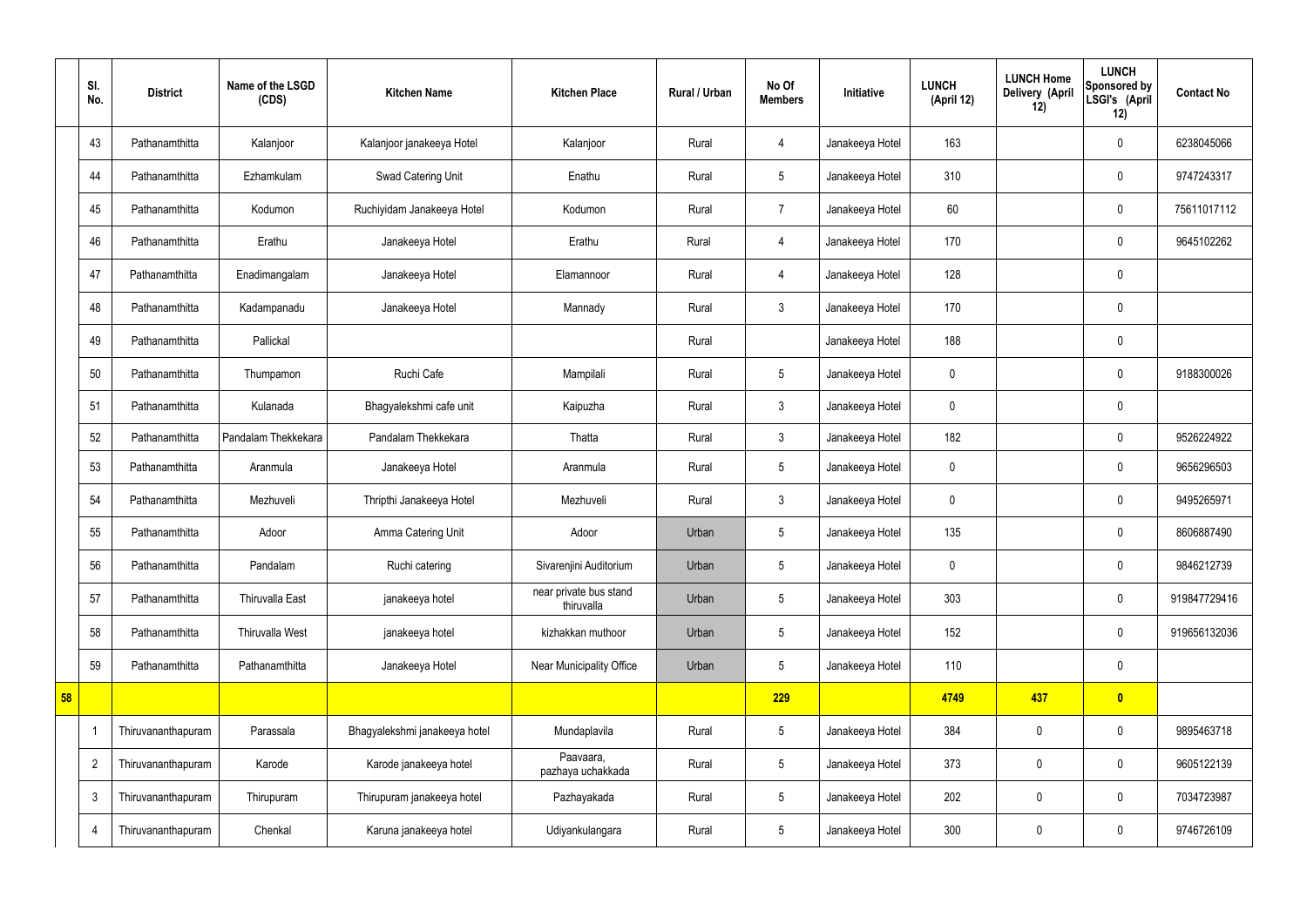| | Sl. No. | District | Name of the LSGD (CDS) | Kitchen Name | Kitchen Place | Rural / Urban | No Of Members | Initiative | LUNCH (April 12) | LUNCH Home Delivery (April 12) | LUNCH Sponsored by LSGI's (April 12) | Contact No |
|---|---|---|---|---|---|---|---|---|---|---|---|---|
| | 43 | Pathanamthitta | Kalanjoor | Kalanjoor janakeeya Hotel | Kalanjoor | Rural | 4 | Janakeeya Hotel | 163 | | 0 | 6238045066 |
| | 44 | Pathanamthitta | Ezhamkulam | Swad Catering Unit | Enathu | Rural | 5 | Janakeeya Hotel | 310 | | 0 | 9747243317 |
| | 45 | Pathanamthitta | Kodumon | Ruchiyidam Janakeeya Hotel | Kodumon | Rural | 7 | Janakeeya Hotel | 60 | | 0 | 75611017112 |
| | 46 | Pathanamthitta | Erathu | Janakeeya Hotel | Erathu | Rural | 4 | Janakeeya Hotel | 170 | | 0 | 9645102262 |
| | 47 | Pathanamthitta | Enadimangalam | Janakeeya Hotel | Elamannoor | Rural | 4 | Janakeeya Hotel | 128 | | 0 | |
| | 48 | Pathanamthitta | Kadampanadu | Janakeeya Hotel | Mannady | Rural | 3 | Janakeeya Hotel | 170 | | 0 | |
| | 49 | Pathanamthitta | Pallickal | | | Rural | | Janakeeya Hotel | 188 | | 0 | |
| | 50 | Pathanamthitta | Thumpamon | Ruchi Cafe | Mampilali | Rural | 5 | Janakeeya Hotel | 0 | | 0 | 9188300026 |
| | 51 | Pathanamthitta | Kulanada | Bhagyalekshmi cafe unit | Kaipuzha | Rural | 3 | Janakeeya Hotel | 0 | | 0 | |
| | 52 | Pathanamthitta | Pandalam Thekkekara | Pandalam Thekkekara | Thatta | Rural | 3 | Janakeeya Hotel | 182 | | 0 | 9526224922 |
| | 53 | Pathanamthitta | Aranmula | Janakeeya Hotel | Aranmula | Rural | 5 | Janakeeya Hotel | 0 | | 0 | 9656296503 |
| | 54 | Pathanamthitta | Mezhuveli | Thripthi Janakeeya Hotel | Mezhuveli | Rural | 3 | Janakeeya Hotel | 0 | | 0 | 9495265971 |
| | 55 | Pathanamthitta | Adoor | Amma Catering Unit | Adoor | Urban | 5 | Janakeeya Hotel | 135 | | 0 | 8606887490 |
| | 56 | Pathanamthitta | Pandalam | Ruchi catering | Sivarenjini Auditorium | Urban | 5 | Janakeeya Hotel | 0 | | 0 | 9846212739 |
| | 57 | Pathanamthitta | Thiruvalla East | janakeeya hotel | near private bus stand thiruvalla | Urban | 5 | Janakeeya Hotel | 303 | | 0 | 919847729416 |
| | 58 | Pathanamthitta | Thiruvalla West | janakeeya hotel | kizhakkan muthoor | Urban | 5 | Janakeeya Hotel | 152 | | 0 | 919656132036 |
| | 59 | Pathanamthitta | Pathanamthitta | Janakeeya Hotel | Near Municipality Office | Urban | 5 | Janakeeya Hotel | 110 | | 0 | |
| **58** | | | | | | | **229** | | **4749** | **437** | **0** | |
| | 1 | Thiruvananthapuram | Parassala | Bhagyalekshmi janakeeya hotel | Mundaplavila | Rural | 5 | Janakeeya Hotel | 384 | 0 | 0 | 9895463718 |
| | 2 | Thiruvananthapuram | Karode | Karode janakeeya hotel | Paavaara, pazhaya uchakkada | Rural | 5 | Janakeeya Hotel | 373 | 0 | 0 | 9605122139 |
| | 3 | Thiruvananthapuram | Thirupuram | Thirupuram janakeeya hotel | Pazhayakada | Rural | 5 | Janakeeya Hotel | 202 | 0 | 0 | 7034723987 |
| | 4 | Thiruvananthapuram | Chenkal | Karuna janakeeya hotel | Udiyankulangara | Rural | 5 | Janakeeya Hotel | 300 | 0 | 0 | 9746726109 |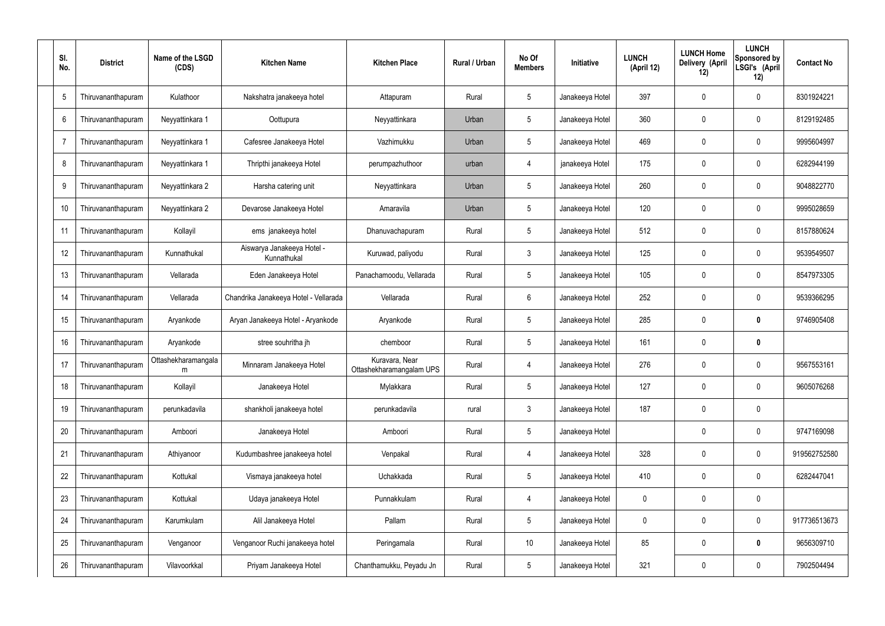| Sl. No. | District | Name of the LSGD (CDS) | Kitchen Name | Kitchen Place | Rural / Urban | No Of Members | Initiative | LUNCH (April 12) | LUNCH Home Delivery (April 12) | LUNCH Sponsored by LSGI's (April 12) | Contact No |
|---|---|---|---|---|---|---|---|---|---|---|---|
| 5 | Thiruvananthapuram | Kulathoor | Nakshatra janakeeya hotel | Attapuram | Rural | 5 | Janakeeya Hotel | 397 | 0 | 0 | 8301924221 |
| 6 | Thiruvananthapuram | Neyyattinkara 1 | Oottupura | Neyyattinkara | Urban | 5 | Janakeeya Hotel | 360 | 0 | 0 | 8129192485 |
| 7 | Thiruvananthapuram | Neyyattinkara 1 | Cafesree Janakeeya Hotel | Vazhimukku | Urban | 5 | Janakeeya Hotel | 469 | 0 | 0 | 9995604997 |
| 8 | Thiruvananthapuram | Neyyattinkara 1 | Thripthi janakeeya Hotel | perumpazhuthoor | urban | 4 | janakeeya Hotel | 175 | 0 | 0 | 6282944199 |
| 9 | Thiruvananthapuram | Neyyattinkara 2 | Harsha catering unit | Neyyattinkara | Urban | 5 | Janakeeya Hotel | 260 | 0 | 0 | 9048822770 |
| 10 | Thiruvananthapuram | Neyyattinkara 2 | Devarose Janakeeya Hotel | Amaravila | Urban | 5 | Janakeeya Hotel | 120 | 0 | 0 | 9995028659 |
| 11 | Thiruvananthapuram | Kollayil | ems janakeeya hotel | Dhanuvachapuram | Rural | 5 | Janakeeya Hotel | 512 | 0 | 0 | 8157880624 |
| 12 | Thiruvananthapuram | Kunnathukal | Aiswarya Janakeeya Hotel - Kunnathukal | Kuruwad, paliyodu | Rural | 3 | Janakeeya Hotel | 125 | 0 | 0 | 9539549507 |
| 13 | Thiruvananthapuram | Vellarada | Eden Janakeeya Hotel | Panachamoodu, Vellarada | Rural | 5 | Janakeeya Hotel | 105 | 0 | 0 | 8547973305 |
| 14 | Thiruvananthapuram | Vellarada | Chandrika Janakeeya Hotel - Vellarada | Vellarada | Rural | 6 | Janakeeya Hotel | 252 | 0 | 0 | 9539366295 |
| 15 | Thiruvananthapuram | Aryankode | Aryan Janakeeya Hotel - Aryankode | Aryankode | Rural | 5 | Janakeeya Hotel | 285 | 0 | **0** | 9746905408 |
| 16 | Thiruvananthapuram | Aryankode | stree souhritha jh | chemboor | Rural | 5 | Janakeeya Hotel | 161 | 0 | **0** | |
| 17 | Thiruvananthapuram | Ottashekharamangalam | Minnaram Janakeeya Hotel | Kuravara, Near Ottashekharamangalam UPS | Rural | 4 | Janakeeya Hotel | 276 | 0 | 0 | 9567553161 |
| 18 | Thiruvananthapuram | Kollayil | Janakeeya Hotel | Mylakkara | Rural | 5 | Janakeeya Hotel | 127 | 0 | 0 | 9605076268 |
| 19 | Thiruvananthapuram | perunkadavila | shankholi janakeeya hotel | perunkadavila | rural | 3 | Janakeeya Hotel | 187 | 0 | 0 | |
| 20 | Thiruvananthapuram | Amboori | Janakeeya Hotel | Amboori | Rural | 5 | Janakeeya Hotel | | 0 | 0 | 9747169098 |
| 21 | Thiruvananthapuram | Athiyanoor | Kudumbashree janakeeya hotel | Venpakal | Rural | 4 | Janakeeya Hotel | 328 | 0 | 0 | 919562752580 |
| 22 | Thiruvananthapuram | Kottukal | Vismaya janakeeya hotel | Uchakkada | Rural | 5 | Janakeeya Hotel | 410 | 0 | 0 | 6282447041 |
| 23 | Thiruvananthapuram | Kottukal | Udaya janakeeya Hotel | Punnakkulam | Rural | 4 | Janakeeya Hotel | 0 | 0 | 0 | |
| 24 | Thiruvananthapuram | Karumkulam | Alil Janakeeya Hotel | Pallam | Rural | 5 | Janakeeya Hotel | 0 | 0 | 0 | 917736513673 |
| 25 | Thiruvananthapuram | Venganoor | Venganoor Ruchi janakeeya hotel | Peringamala | Rural | 10 | Janakeeya Hotel | 85 | 0 | **0** | 9656309710 |
| 26 | Thiruvananthapuram | Vilavoorkkal | Priyam Janakeeya Hotel | Chanthamukku, Peyadu Jn | Rural | 5 | Janakeeya Hotel | 321 | 0 | 0 | 7902504494 |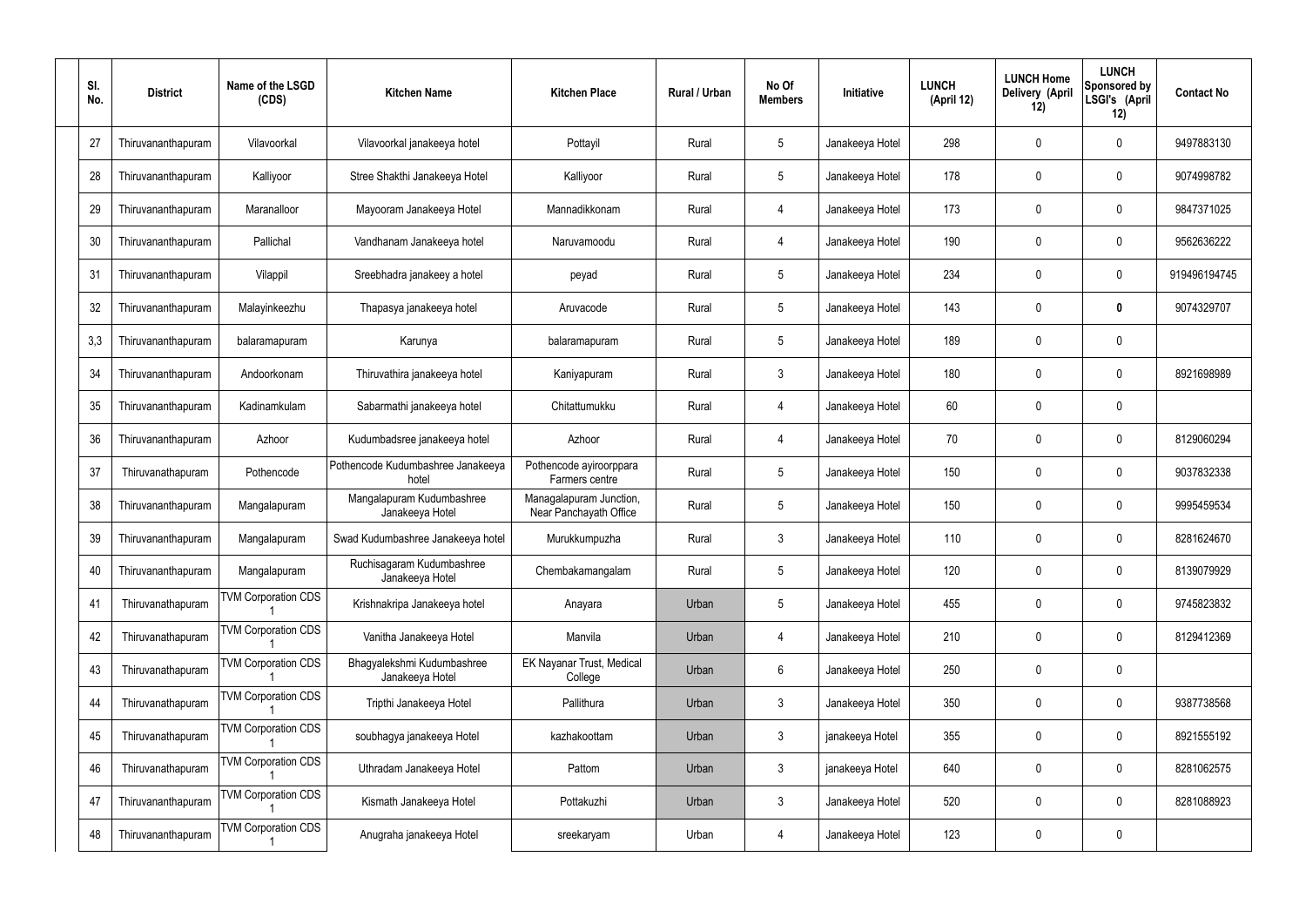| Sl. No. | District | Name of the LSGD (CDS) | Kitchen Name | Kitchen Place | Rural / Urban | No Of Members | Initiative | LUNCH (April 12) | LUNCH Home Delivery (April 12) | LUNCH Sponsored by LSGI's (April 12) | Contact No |
|---|---|---|---|---|---|---|---|---|---|---|---|
| 27 | Thiruvananthapuram | Vilavoorkal | Vilavoorkal janakeeya hotel | Pottayil | Rural | 5 | Janakeeya Hotel | 298 | 0 | 0 | 9497883130 |
| 28 | Thiruvananthapuram | Kalliyoor | Stree Shakthi Janakeeya Hotel | Kalliyoor | Rural | 5 | Janakeeya Hotel | 178 | 0 | 0 | 9074998782 |
| 29 | Thiruvananthapuram | Maranalloor | Mayooram Janakeeya Hotel | Mannadikkonam | Rural | 4 | Janakeeya Hotel | 173 | 0 | 0 | 9847371025 |
| 30 | Thiruvananthapuram | Pallichal | Vandhanam Janakeeya hotel | Naruvamoodu | Rural | 4 | Janakeeya Hotel | 190 | 0 | 0 | 9562636222 |
| 31 | Thiruvananthapuram | Vilappil | Sreebhadra janakeey a hotel | peyad | Rural | 5 | Janakeeya Hotel | 234 | 0 | 0 | 919496194745 |
| 32 | Thiruvananthapuram | Malayinkeezhu | Thapasya janakeeya hotel | Aruvacode | Rural | 5 | Janakeeya Hotel | 143 | 0 | **0** | 9074329707 |
| 3,3 | Thiruvananthapuram | balaramapuram | Karunya | balaramapuram | Rural | 5 | Janakeeya Hotel | 189 | 0 | 0 | |
| 34 | Thiruvananthapuram | Andoorkonam | Thiruvathira janakeeya hotel | Kaniyapuram | Rural | 3 | Janakeeya Hotel | 180 | 0 | 0 | 8921698989 |
| 35 | Thiruvananthapuram | Kadinamkulam | Sabarmathi janakeeya hotel | Chitattumukku | Rural | 4 | Janakeeya Hotel | 60 | 0 | 0 | |
| 36 | Thiruvananthapuram | Azhoor | Kudumbadsree janakeeya hotel | Azhoor | Rural | 4 | Janakeeya Hotel | 70 | 0 | 0 | 8129060294 |
| 37 | Thiruvanathapuram | Pothencode | Pothencode Kudumbashree Janakeeya hotel | Pothencode ayiroorppara Farmers centre | Rural | 5 | Janakeeya Hotel | 150 | 0 | 0 | 9037832338 |
| 38 | Thiruvananthapuram | Mangalapuram | Mangalapuram Kudumbashree Janakeeya Hotel | Managalapuram Junction, Near Panchayath Office | Rural | 5 | Janakeeya Hotel | 150 | 0 | 0 | 9995459534 |
| 39 | Thiruvananthapuram | Mangalapuram | Swad Kudumbashree Janakeeya hotel | Murukkumpuzha | Rural | 3 | Janakeeya Hotel | 110 | 0 | 0 | 8281624670 |
| 40 | Thiruvananthapuram | Mangalapuram | Ruchisagaram Kudumbashree Janakeeya Hotel | Chembakamangalam | Rural | 5 | Janakeeya Hotel | 120 | 0 | 0 | 8139079929 |
| 41 | Thiruvanathapuram | TVM Corporation CDS 1 | Krishnakripa Janakeeya hotel | Anayara | Urban | 5 | Janakeeya Hotel | 455 | 0 | 0 | 9745823832 |
| 42 | Thiruvanathapuram | TVM Corporation CDS 1 | Vanitha Janakeeya Hotel | Manvila | Urban | 4 | Janakeeya Hotel | 210 | 0 | 0 | 8129412369 |
| 43 | Thiruvanathapuram | TVM Corporation CDS 1 | Bhagyalekshmi Kudumbashree Janakeeya Hotel | EK Nayanar Trust, Medical College | Urban | 6 | Janakeeya Hotel | 250 | 0 | 0 | |
| 44 | Thiruvanathapuram | TVM Corporation CDS 1 | Tripthi Janakeeya Hotel | Pallithura | Urban | 3 | Janakeeya Hotel | 350 | 0 | 0 | 9387738568 |
| 45 | Thiruvanathapuram | TVM Corporation CDS 1 | soubhagya janakeeya Hotel | kazhakoottam | Urban | 3 | janakeeya Hotel | 355 | 0 | 0 | 8921555192 |
| 46 | Thiruvanathapuram | TVM Corporation CDS 1 | Uthradam Janakeeya Hotel | Pattom | Urban | 3 | janakeeya Hotel | 640 | 0 | 0 | 8281062575 |
| 47 | Thiruvananthapuram | TVM Corporation CDS 1 | Kismath Janakeeya Hotel | Pottakuzhi | Urban | 3 | Janakeeya Hotel | 520 | 0 | 0 | 8281088923 |
| 48 | Thiruvananthapuram | TVM Corporation CDS 1 | Anugraha janakeeya Hotel | sreekaryam | Urban | 4 | Janakeeya Hotel | 123 | 0 | 0 | |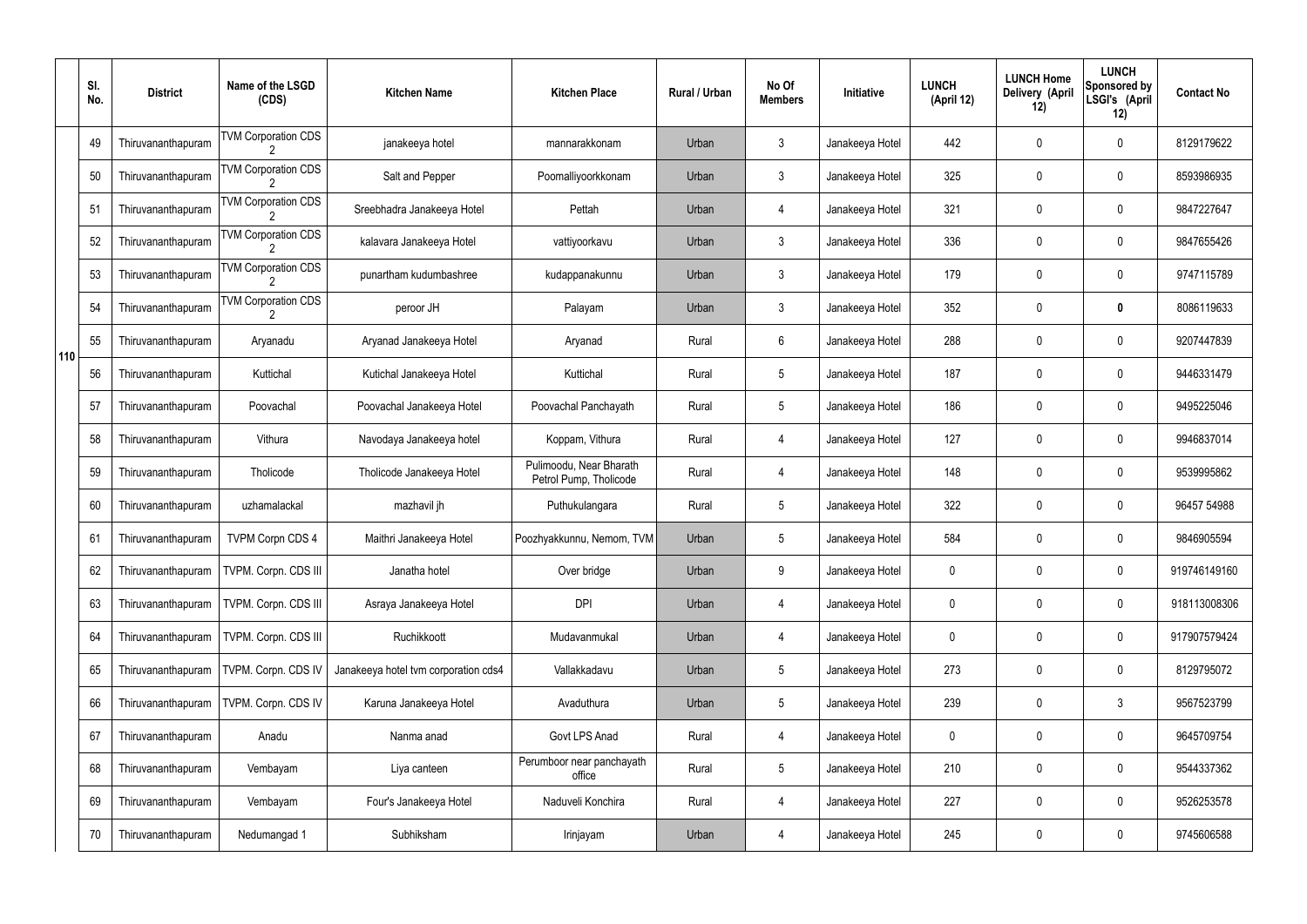|  | Sl. No. | District | Name of the LSGD (CDS) | Kitchen Name | Kitchen Place | Rural / Urban | No Of Members | Initiative | LUNCH (April 12) | LUNCH Home Delivery (April 12) | LUNCH Sponsored by LSGI's (April 12) | Contact No |
|---|---|---|---|---|---|---|---|---|---|---|---|---|
| 110 | 49 | Thiruvananthapuram | TVM Corporation CDS 2 | janakeeya hotel | mannarakkonam | Urban | 3 | Janakeeya Hotel | 442 | 0 | 0 | 8129179622 |
|  | 50 | Thiruvananthapuram | TVM Corporation CDS 2 | Salt and Pepper | Poomalliyoorkkonam | Urban | 3 | Janakeeya Hotel | 325 | 0 | 0 | 8593986935 |
|  | 51 | Thiruvananthapuram | TVM Corporation CDS 2 | Sreebhadra Janakeeya Hotel | Pettah | Urban | 4 | Janakeeya Hotel | 321 | 0 | 0 | 9847227647 |
|  | 52 | Thiruvananthapuram | TVM Corporation CDS 2 | kalavara Janakeeya Hotel | vattiyoorkavu | Urban | 3 | Janakeeya Hotel | 336 | 0 | 0 | 9847655426 |
|  | 53 | Thiruvananthapuram | TVM Corporation CDS 2 | punartham kudumbashree | kudappanakunnu | Urban | 3 | Janakeeya Hotel | 179 | 0 | 0 | 9747115789 |
|  | 54 | Thiruvananthapuram | TVM Corporation CDS 2 | peroor JH | Palayam | Urban | 3 | Janakeeya Hotel | 352 | 0 | **0** | 8086119633 |
|  | 55 | Thiruvananthapuram | Aryanadu | Aryanad Janakeeya Hotel | Aryanad | Rural | 6 | Janakeeya Hotel | 288 | 0 | 0 | 9207447839 |
|  | 56 | Thiruvananthapuram | Kuttichal | Kutichal Janakeeya Hotel | Kuttichal | Rural | 5 | Janakeeya Hotel | 187 | 0 | 0 | 9446331479 |
|  | 57 | Thiruvananthapuram | Poovachal | Poovachal Janakeeya Hotel | Poovachal Panchayath | Rural | 5 | Janakeeya Hotel | 186 | 0 | 0 | 9495225046 |
|  | 58 | Thiruvananthapuram | Vithura | Navodaya Janakeeya hotel | Koppam, Vithura | Rural | 4 | Janakeeya Hotel | 127 | 0 | 0 | 9946837014 |
|  | 59 | Thiruvananthapuram | Tholicode | Tholicode Janakeeya Hotel | Pulimoodu, Near Bharath Petrol Pump, Tholicode | Rural | 4 | Janakeeya Hotel | 148 | 0 | 0 | 9539995862 |
|  | 60 | Thiruvananthapuram | uzhamalackal | mazhavil jh | Puthukulangara | Rural | 5 | Janakeeya Hotel | 322 | 0 | 0 | 96457 54988 |
|  | 61 | Thiruvananthapuram | TVPM Corpn CDS 4 | Maithri Janakeeya Hotel | Poozhyakkunnu, Nemom, TVM | Urban | 5 | Janakeeya Hotel | 584 | 0 | 0 | 9846905594 |
|  | 62 | Thiruvananthapuram | TVPM. Corpn. CDS III | Janatha hotel | Over bridge | Urban | 9 | Janakeeya Hotel | 0 | 0 | 0 | 919746149160 |
|  | 63 | Thiruvananthapuram | TVPM. Corpn. CDS III | Asraya Janakeeya Hotel | DPI | Urban | 4 | Janakeeya Hotel | 0 | 0 | 0 | 918113008306 |
|  | 64 | Thiruvananthapuram | TVPM. Corpn. CDS III | Ruchikkoott | Mudavanmukal | Urban | 4 | Janakeeya Hotel | 0 | 0 | 0 | 917907579424 |
|  | 65 | Thiruvananthapuram | TVPM. Corpn. CDS IV | Janakeeya hotel tvm corporation cds4 | Vallakkadavu | Urban | 5 | Janakeeya Hotel | 273 | 0 | 0 | 8129795072 |
|  | 66 | Thiruvananthapuram | TVPM. Corpn. CDS IV | Karuna Janakeeya Hotel | Avaduthura | Urban | 5 | Janakeeya Hotel | 239 | 0 | 3 | 9567523799 |
|  | 67 | Thiruvananthapuram | Anadu | Nanma anad | Govt LPS Anad | Rural | 4 | Janakeeya Hotel | 0 | 0 | 0 | 9645709754 |
|  | 68 | Thiruvananthapuram | Vembayam | Liya canteen | Perumboor near panchayath office | Rural | 5 | Janakeeya Hotel | 210 | 0 | 0 | 9544337362 |
|  | 69 | Thiruvananthapuram | Vembayam | Four's Janakeeya Hotel | Naduveli Konchira | Rural | 4 | Janakeeya Hotel | 227 | 0 | 0 | 9526253578 |
|  | 70 | Thiruvananthapuram | Nedumangad 1 | Subhiksham | Irinjayam | Urban | 4 | Janakeeya Hotel | 245 | 0 | 0 | 9745606588 |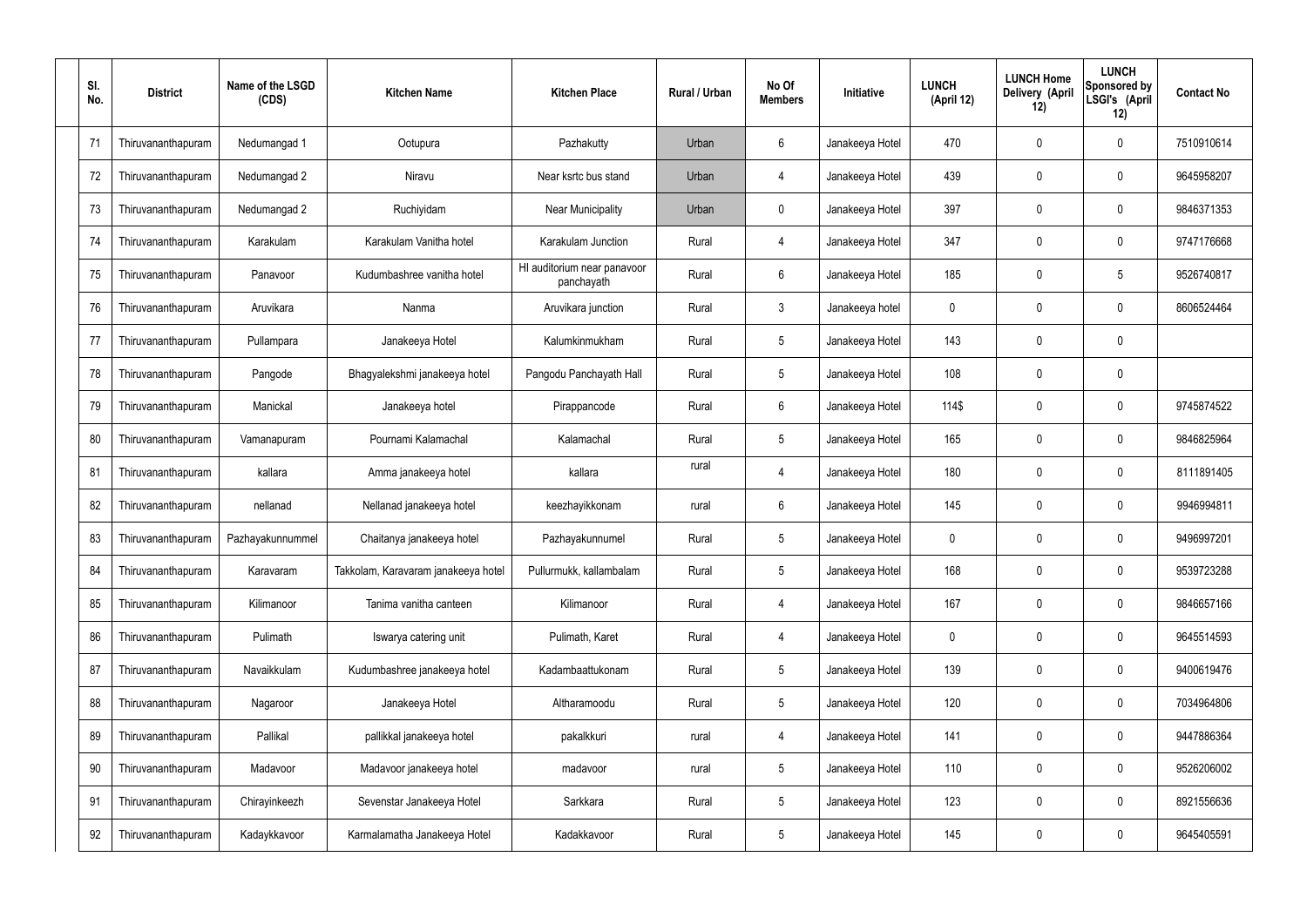| Sl. No. | District | Name of the LSGD (CDS) | Kitchen Name | Kitchen Place | Rural / Urban | No Of Members | Initiative | LUNCH (April 12) | LUNCH Home Delivery (April 12) | LUNCH Sponsored by LSGI's (April 12) | Contact No |
|---|---|---|---|---|---|---|---|---|---|---|---|
| 71 | Thiruvananthapuram | Nedumangad 1 | Ootupura | Pazhakutty | Urban | 6 | Janakeeya Hotel | 470 | 0 | 0 | 7510910614 |
| 72 | Thiruvananthapuram | Nedumangad 2 | Niravu | Near ksrtc bus stand | Urban | 4 | Janakeeya Hotel | 439 | 0 | 0 | 9645958207 |
| 73 | Thiruvananthapuram | Nedumangad 2 | Ruchiyidam | Near Municipality | Urban | 0 | Janakeeya Hotel | 397 | 0 | 0 | 9846371353 |
| 74 | Thiruvananthapuram | Karakulam | Karakulam Vanitha hotel | Karakulam Junction | Rural | 4 | Janakeeya Hotel | 347 | 0 | 0 | 9747176668 |
| 75 | Thiruvananthapuram | Panavoor | Kudumbashree vanitha hotel | HI auditorium near panavoor panchayath | Rural | 6 | Janakeeya Hotel | 185 | 0 | 5 | 9526740817 |
| 76 | Thiruvananthapuram | Aruvikara | Nanma | Aruvikara junction | Rural | 3 | Janakeeya hotel | 0 | 0 | 0 | 8606524464 |
| 77 | Thiruvananthapuram | Pullampara | Janakeeya Hotel | Kalumkinmukham | Rural | 5 | Janakeeya Hotel | 143 | 0 | 0 | |
| 78 | Thiruvananthapuram | Pangode | Bhagyalekshmi janakeeya hotel | Pangodu Panchayath Hall | Rural | 5 | Janakeeya Hotel | 108 | 0 | 0 | |
| 79 | Thiruvananthapuram | Manickal | Janakeeya hotel | Pirappancode | Rural | 6 | Janakeeya Hotel | 114$ | 0 | 0 | 9745874522 |
| 80 | Thiruvananthapuram | Vamanapuram | Pournami Kalamachal | Kalamachal | Rural | 5 | Janakeeya Hotel | 165 | 0 | 0 | 9846825964 |
| 81 | Thiruvananthapuram | kallara | Amma janakeeya hotel | kallara | rural | 4 | Janakeeya Hotel | 180 | 0 | 0 | 8111891405 |
| 82 | Thiruvananthapuram | nellanad | Nellanad janakeeya hotel | keezhayikkonam | rural | 6 | Janakeeya Hotel | 145 | 0 | 0 | 9946994811 |
| 83 | Thiruvananthapuram | Pazhayakunnummel | Chaitanya janakeeya hotel | Pazhayakunnumel | Rural | 5 | Janakeeya Hotel | 0 | 0 | 0 | 9496997201 |
| 84 | Thiruvananthapuram | Karavaram | Takkolam, Karavaram janakeeya hotel | Pullurmukk, kallambalam | Rural | 5 | Janakeeya Hotel | 168 | 0 | 0 | 9539723288 |
| 85 | Thiruvananthapuram | Kilimanoor | Tanima vanitha canteen | Kilimanoor | Rural | 4 | Janakeeya Hotel | 167 | 0 | 0 | 9846657166 |
| 86 | Thiruvananthapuram | Pulimath | Iswarya catering unit | Pulimath, Karet | Rural | 4 | Janakeeya Hotel | 0 | 0 | 0 | 9645514593 |
| 87 | Thiruvananthapuram | Navaikkulam | Kudumbashree janakeeya hotel | Kadambaattukonam | Rural | 5 | Janakeeya Hotel | 139 | 0 | 0 | 9400619476 |
| 88 | Thiruvananthapuram | Nagaroor | Janakeeya Hotel | Altharamoodu | Rural | 5 | Janakeeya Hotel | 120 | 0 | 0 | 7034964806 |
| 89 | Thiruvananthapuram | Pallikal | pallikkal janakeeya hotel | pakalkkuri | rural | 4 | Janakeeya Hotel | 141 | 0 | 0 | 9447886364 |
| 90 | Thiruvananthapuram | Madavoor | Madavoor janakeeya hotel | madavoor | rural | 5 | Janakeeya Hotel | 110 | 0 | 0 | 9526206002 |
| 91 | Thiruvananthapuram | Chirayinkeezh | Sevenstar Janakeeya Hotel | Sarkkara | Rural | 5 | Janakeeya Hotel | 123 | 0 | 0 | 8921556636 |
| 92 | Thiruvananthapuram | Kadaykkavoor | Karmalamatha Janakeeya Hotel | Kadakkavoor | Rural | 5 | Janakeeya Hotel | 145 | 0 | 0 | 9645405591 |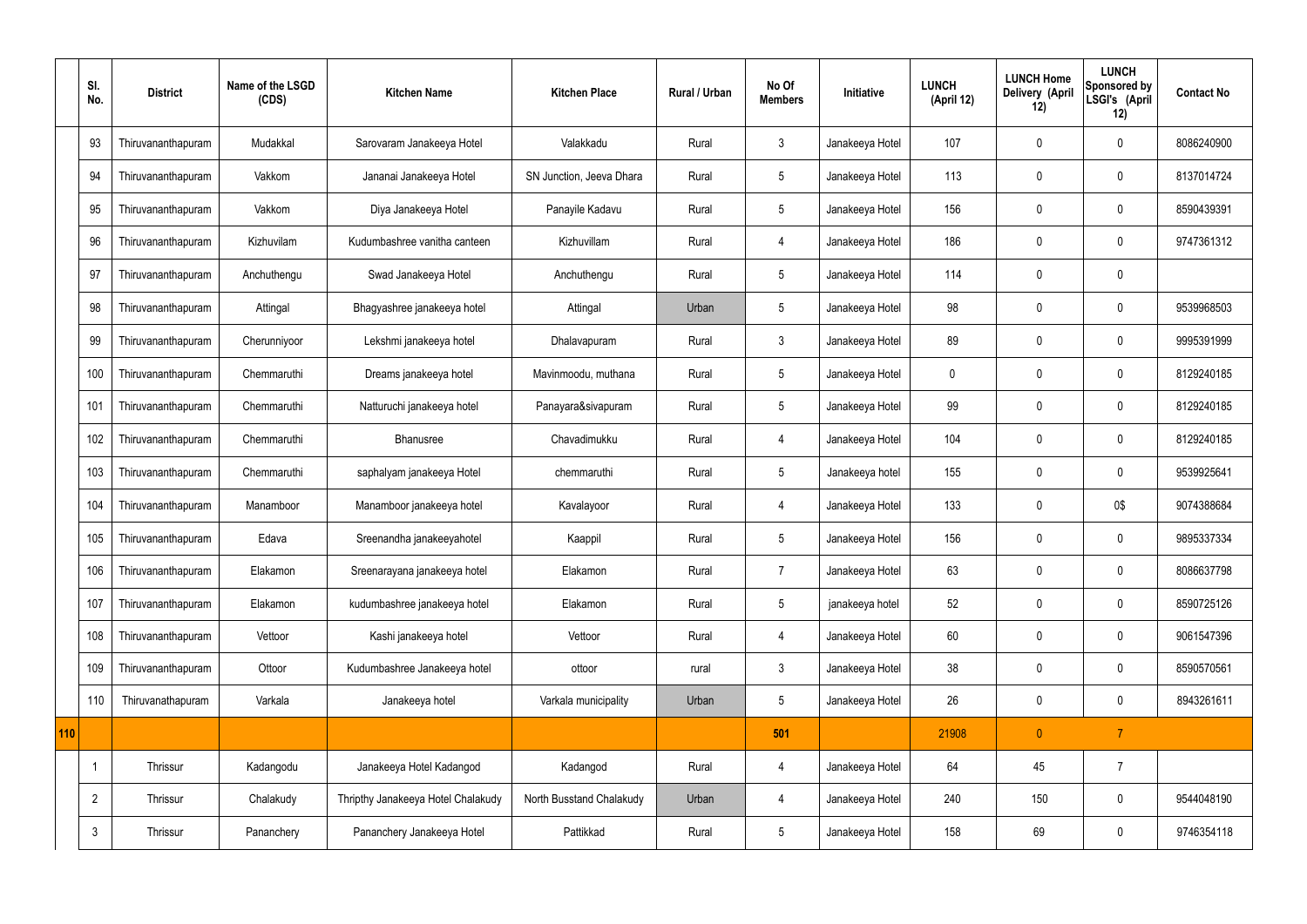|  | Sl. No. | District | Name of the LSGD (CDS) | Kitchen Name | Kitchen Place | Rural / Urban | No Of Members | Initiative | LUNCH (April 12) | LUNCH Home Delivery (April 12) | LUNCH Sponsored by LSGI's (April 12) | Contact No |
|---|---|---|---|---|---|---|---|---|---|---|---|---|
|  | 93 | Thiruvananthapuram | Mudakkal | Sarovaram Janakeeya Hotel | Valakkadu | Rural | 3 | Janakeeya Hotel | 107 | 0 | 0 | 8086240900 |
|  | 94 | Thiruvananthapuram | Vakkom | Jananai Janakeeya Hotel | SN Junction, Jeeva Dhara | Rural | 5 | Janakeeya Hotel | 113 | 0 | 0 | 8137014724 |
|  | 95 | Thiruvananthapuram | Vakkom | Diya Janakeeya Hotel | Panayile Kadavu | Rural | 5 | Janakeeya Hotel | 156 | 0 | 0 | 8590439391 |
|  | 96 | Thiruvananthapuram | Kizhuvilam | Kudumbashree vanitha canteen | Kizhuvillam | Rural | 4 | Janakeeya Hotel | 186 | 0 | 0 | 9747361312 |
|  | 97 | Thiruvananthapuram | Anchuthengu | Swad Janakeeya Hotel | Anchuthengu | Rural | 5 | Janakeeya Hotel | 114 | 0 | 0 |  |
|  | 98 | Thiruvananthapuram | Attingal | Bhagyashree janakeeya hotel | Attingal | Urban | 5 | Janakeeya Hotel | 98 | 0 | 0 | 9539968503 |
|  | 99 | Thiruvananthapuram | Cherunniyoor | Lekshmi janakeeya hotel | Dhalavapuram | Rural | 3 | Janakeeya Hotel | 89 | 0 | 0 | 9995391999 |
|  | 100 | Thiruvananthapuram | Chemmaruthi | Dreams janakeeya hotel | Mavinmoodu, muthana | Rural | 5 | Janakeeya Hotel | 0 | 0 | 0 | 8129240185 |
|  | 101 | Thiruvananthapuram | Chemmaruthi | Natturuchi janakeeya hotel | Panayara&sivapuram | Rural | 5 | Janakeeya Hotel | 99 | 0 | 0 | 8129240185 |
|  | 102 | Thiruvananthapuram | Chemmaruthi | Bhanusree | Chavadimukku | Rural | 4 | Janakeeya Hotel | 104 | 0 | 0 | 8129240185 |
|  | 103 | Thiruvananthapuram | Chemmaruthi | saphalyam janakeeya Hotel | chemmaruthi | Rural | 5 | Janakeeya hotel | 155 | 0 | 0 | 9539925641 |
|  | 104 | Thiruvananthapuram | Manamboor | Manamboor janakeeya hotel | Kavalayoor | Rural | 4 | Janakeeya Hotel | 133 | 0 | 0$ | 9074388684 |
|  | 105 | Thiruvananthapuram | Edava | Sreenandha janakeeyahotel | Kaappil | Rural | 5 | Janakeeya Hotel | 156 | 0 | 0 | 9895337334 |
|  | 106 | Thiruvananthapuram | Elakamon | Sreenarayana janakeeya hotel | Elakamon | Rural | 7 | Janakeeya Hotel | 63 | 0 | 0 | 8086637798 |
|  | 107 | Thiruvananthapuram | Elakamon | kudumbashree janakeeya hotel | Elakamon | Rural | 5 | janakeeya hotel | 52 | 0 | 0 | 8590725126 |
|  | 108 | Thiruvananthapuram | Vettoor | Kashi janakeeya hotel | Vettoor | Rural | 4 | Janakeeya Hotel | 60 | 0 | 0 | 9061547396 |
|  | 109 | Thiruvananthapuram | Ottoor | Kudumbashree Janakeeya hotel | ottoor | rural | 3 | Janakeeya Hotel | 38 | 0 | 0 | 8590570561 |
|  | 110 | Thiruvanathapuram | Varkala | Janakeeya hotel | Varkala municipality | Urban | 5 | Janakeeya Hotel | 26 | 0 | 0 | 8943261611 |
| 110 |  |  |  |  |  |  | 501 |  | 21908 | 0 | 7 |  |
|  | 1 | Thrissur | Kadangodu | Janakeeya Hotel Kadangod | Kadangod | Rural | 4 | Janakeeya Hotel | 64 | 45 | 7 |  |
|  | 2 | Thrissur | Chalakudy | Thripthy Janakeeya Hotel Chalakudy | North Busstand Chalakudy | Urban | 4 | Janakeeya Hotel | 240 | 150 | 0 | 9544048190 |
|  | 3 | Thrissur | Pananchery | Pananchery Janakeeya Hotel | Pattikkad | Rural | 5 | Janakeeya Hotel | 158 | 69 | 0 | 9746354118 |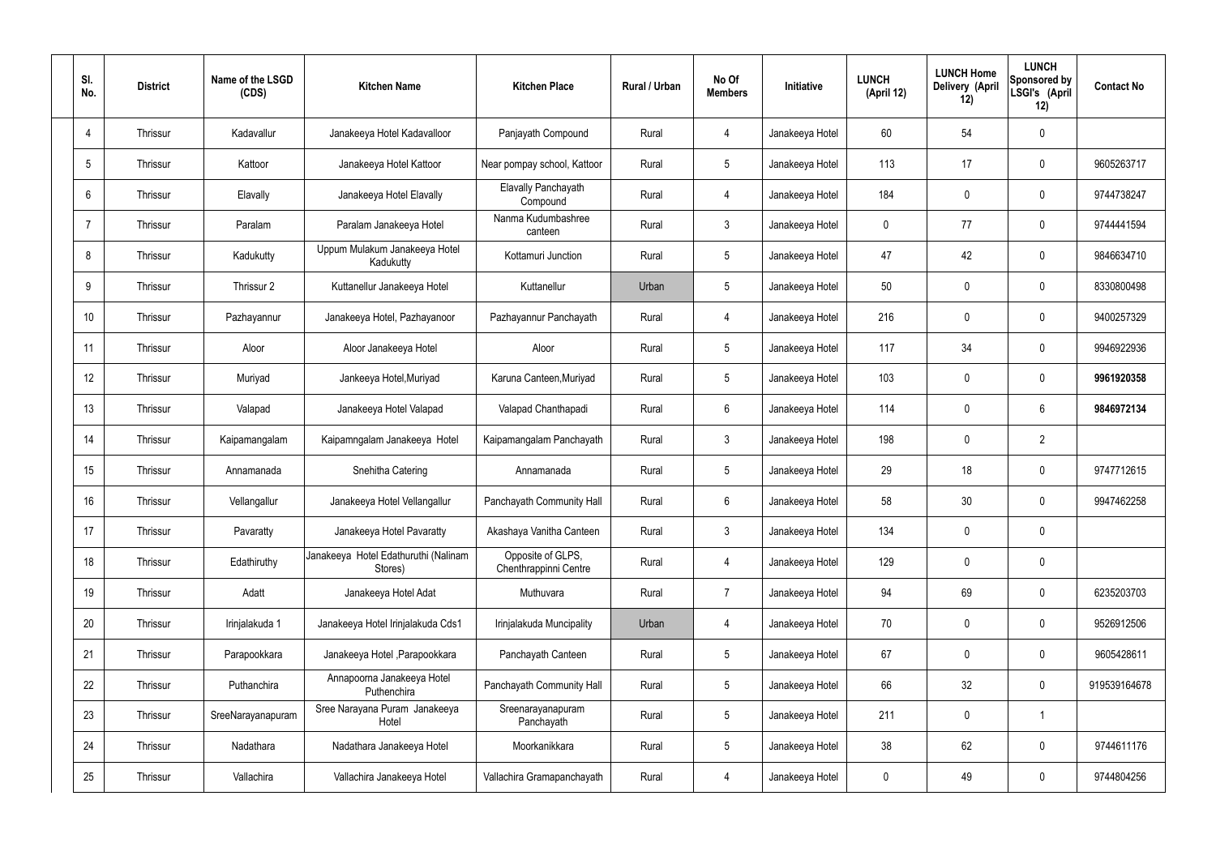| Sl. No. | District | Name of the LSGD (CDS) | Kitchen Name | Kitchen Place | Rural / Urban | No Of Members | Initiative | LUNCH (April 12) | LUNCH Home Delivery (April 12) | LUNCH Sponsored by LSGI's (April 12) | Contact No |
|---|---|---|---|---|---|---|---|---|---|---|---|
| 4 | Thrissur | Kadavallur | Janakeeya Hotel Kadavalloor | Panjayath Compound | Rural | 4 | Janakeeya Hotel | 60 | 54 | 0 | |
| 5 | Thrissur | Kattoor | Janakeeya Hotel Kattoor | Near pompay school, Kattoor | Rural | 5 | Janakeeya Hotel | 113 | 17 | 0 | 9605263717 |
| 6 | Thrissur | Elavally | Janakeeya Hotel Elavally | Elavally Panchayath Compound | Rural | 4 | Janakeeya Hotel | 184 | 0 | 0 | 9744738247 |
| 7 | Thrissur | Paralam | Paralam Janakeeya Hotel | Nanma Kudumbashree canteen | Rural | 3 | Janakeeya Hotel | 0 | 77 | 0 | 9744441594 |
| 8 | Thrissur | Kadukutty | Uppum Mulakum Janakeeya Hotel Kadukutty | Kottamuri Junction | Rural | 5 | Janakeeya Hotel | 47 | 42 | 0 | 9846634710 |
| 9 | Thrissur | Thrissur 2 | Kuttanellur Janakeeya Hotel | Kuttanellur | Urban | 5 | Janakeeya Hotel | 50 | 0 | 0 | 8330800498 |
| 10 | Thrissur | Pazhayannur | Janakeeya Hotel, Pazhayanoor | Pazhayannur Panchayath | Rural | 4 | Janakeeya Hotel | 216 | 0 | 0 | 9400257329 |
| 11 | Thrissur | Aloor | Aloor Janakeeya Hotel | Aloor | Rural | 5 | Janakeeya Hotel | 117 | 34 | 0 | 9946922936 |
| 12 | Thrissur | Muriyad | Jankeeya Hotel,Muriyad | Karuna Canteen,Muriyad | Rural | 5 | Janakeeya Hotel | 103 | 0 | 0 | **9961920358** |
| 13 | Thrissur | Valapad | Janakeeya Hotel Valapad | Valapad Chanthapadi | Rural | 6 | Janakeeya Hotel | 114 | 0 | 6 | **9846972134** |
| 14 | Thrissur | Kaipamangalam | Kaipamngalam Janakeeya Hotel | Kaipamangalam Panchayath | Rural | 3 | Janakeeya Hotel | 198 | 0 | 2 | |
| 15 | Thrissur | Annamanada | Snehitha Catering | Annamanada | Rural | 5 | Janakeeya Hotel | 29 | 18 | 0 | 9747712615 |
| 16 | Thrissur | Vellangallur | Janakeeya Hotel Vellangallur | Panchayath Community Hall | Rural | 6 | Janakeeya Hotel | 58 | 30 | 0 | 9947462258 |
| 17 | Thrissur | Pavaratty | Janakeeya Hotel Pavaratty | Akashaya Vanitha Canteen | Rural | 3 | Janakeeya Hotel | 134 | 0 | 0 | |
| 18 | Thrissur | Edathiruthy | Janakeeya Hotel Edathuruthi (Nalinam Stores) | Opposite of GLPS, Chenthrappinni Centre | Rural | 4 | Janakeeya Hotel | 129 | 0 | 0 | |
| 19 | Thrissur | Adatt | Janakeeya Hotel Adat | Muthuvara | Rural | 7 | Janakeeya Hotel | 94 | 69 | 0 | 6235203703 |
| 20 | Thrissur | Irinjalakuda 1 | Janakeeya Hotel Irinjalakuda Cds1 | Irinjalakuda Muncipality | Urban | 4 | Janakeeya Hotel | 70 | 0 | 0 | 9526912506 |
| 21 | Thrissur | Parapookkara | Janakeeya Hotel ,Parapookkara | Panchayath Canteen | Rural | 5 | Janakeeya Hotel | 67 | 0 | 0 | 9605428611 |
| 22 | Thrissur | Puthanchira | Annapoorna Janakeeya Hotel Puthenchira | Panchayath Community Hall | Rural | 5 | Janakeeya Hotel | 66 | 32 | 0 | 919539164678 |
| 23 | Thrissur | SreeNarayanapuram | Sree Narayana Puram Janakeeya Hotel | Sreenarayanapuram Panchayath | Rural | 5 | Janakeeya Hotel | 211 | 0 | 1 | |
| 24 | Thrissur | Nadathara | Nadathara Janakeeya Hotel | Moorkanikkara | Rural | 5 | Janakeeya Hotel | 38 | 62 | 0 | 9744611176 |
| 25 | Thrissur | Vallachira | Vallachira Janakeeya Hotel | Vallachira Gramapanchayath | Rural | 4 | Janakeeya Hotel | 0 | 49 | 0 | 9744804256 |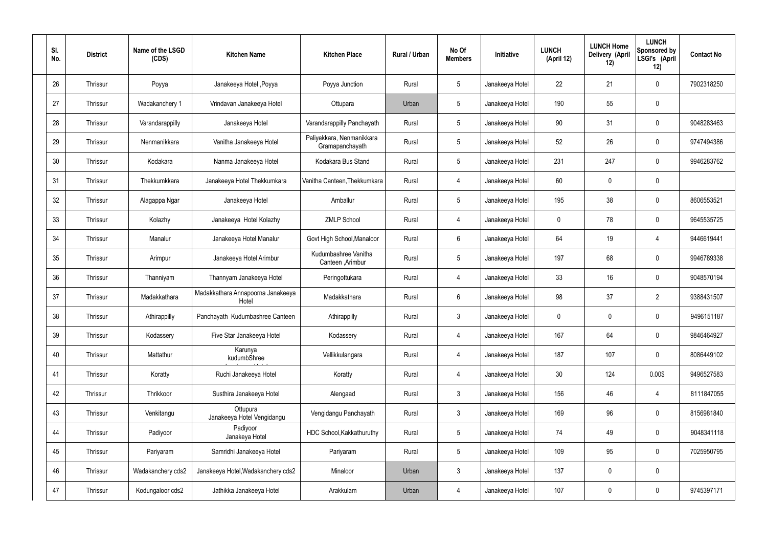| Sl. No. | District | Name of the LSGD (CDS) | Kitchen Name | Kitchen Place | Rural / Urban | No Of Members | Initiative | LUNCH (April 12) | LUNCH Home Delivery (April 12) | LUNCH Sponsored by LSGI's (April 12) | Contact No |
|---|---|---|---|---|---|---|---|---|---|---|---|
| 26 | Thrissur | Poyya | Janakeeya Hotel ,Poyya | Poyya Junction | Rural | 5 | Janakeeya Hotel | 22 | 21 | 0 | 7902318250 |
| 27 | Thrissur | Wadakanchery 1 | Vrindavan Janakeeya Hotel | Ottupara | Urban | 5 | Janakeeya Hotel | 190 | 55 | 0 | |
| 28 | Thrissur | Varandarappilly | Janakeeya Hotel | Varandarappilly Panchayath | Rural | 5 | Janakeeya Hotel | 90 | 31 | 0 | 9048283463 |
| 29 | Thrissur | Nenmanikkara | Vanitha Janakeeya Hotel | Paliyekkara, Nenmanikkara Gramapanchayath | Rural | 5 | Janakeeya Hotel | 52 | 26 | 0 | 9747494386 |
| 30 | Thrissur | Kodakara | Nanma Janakeeya Hotel | Kodakara Bus Stand | Rural | 5 | Janakeeya Hotel | 231 | 247 | 0 | 9946283762 |
| 31 | Thrissur | Thekkumkkara | Janakeeya Hotel Thekkumkara | Vanitha Canteen,Thekkumkara | Rural | 4 | Janakeeya Hotel | 60 | 0 | 0 | |
| 32 | Thrissur | Alagappa Ngar | Janakeeya Hotel | Amballur | Rural | 5 | Janakeeya Hotel | 195 | 38 | 0 | 8606553521 |
| 33 | Thrissur | Kolazhy | Janakeeya Hotel Kolazhy | ZMLP School | Rural | 4 | Janakeeya Hotel | 0 | 78 | 0 | 9645535725 |
| 34 | Thrissur | Manalur | Janakeeya Hotel Manalur | Govt High School,Manaloor | Rural | 6 | Janakeeya Hotel | 64 | 19 | 4 | 9446619441 |
| 35 | Thrissur | Arimpur | Janakeeya Hotel Arimbur | Kudumbashree Vanitha Canteen ,Arimbur | Rural | 5 | Janakeeya Hotel | 197 | 68 | 0 | 9946789338 |
| 36 | Thrissur | Thanniyam | Thannyam Janakeeya Hotel | Peringottukara | Rural | 4 | Janakeeya Hotel | 33 | 16 | 0 | 9048570194 |
| 37 | Thrissur | Madakkathara | Madakkathara Annapoorna Janakeeya Hotel | Madakkathara | Rural | 6 | Janakeeya Hotel | 98 | 37 | 2 | 9388431507 |
| 38 | Thrissur | Athirappilly | Panchayath Kudumbashree Canteen | Athirappilly | Rural | 3 | Janakeeya Hotel | 0 | 0 | 0 | 9496151187 |
| 39 | Thrissur | Kodassery | Five Star Janakeeya Hotel | Kodassery | Rural | 4 | Janakeeya Hotel | 167 | 64 | 0 | 9846464927 |
| 40 | Thrissur | Mattathur | Karunya kudumbShree | Vellikkulangara | Rural | 4 | Janakeeya Hotel | 187 | 107 | 0 | 8086449102 |
| 41 | Thrissur | Koratty | Ruchi Janakeeya Hotel | Koratty | Rural | 4 | Janakeeya Hotel | 30 | 124 | 0.00$ | 9496527583 |
| 42 | Thrissur | Thrikkoor | Susthira Janakeeya Hotel | Alengaad | Rural | 3 | Janakeeya Hotel | 156 | 46 | 4 | 8111847055 |
| 43 | Thrissur | Venkitangu | Ottupura Janakeeya Hotel Vengidangu | Vengidangu Panchayath | Rural | 3 | Janakeeya Hotel | 169 | 96 | 0 | 8156981840 |
| 44 | Thrissur | Padiyoor | Padiyoor Janakeya Hotel | HDC School,Kakkathuruthy | Rural | 5 | Janakeeya Hotel | 74 | 49 | 0 | 9048341118 |
| 45 | Thrissur | Pariyaram | Samridhi Janakeeya Hotel | Pariyaram | Rural | 5 | Janakeeya Hotel | 109 | 95 | 0 | 7025950795 |
| 46 | Thrissur | Wadakanchery cds2 | Janakeeya Hotel,Wadakanchery cds2 | Minaloor | Urban | 3 | Janakeeya Hotel | 137 | 0 | 0 | |
| 47 | Thrissur | Kodungaloor cds2 | Jathikka Janakeeya Hotel | Arakkulam | Urban | 4 | Janakeeya Hotel | 107 | 0 | 0 | 9745397171 |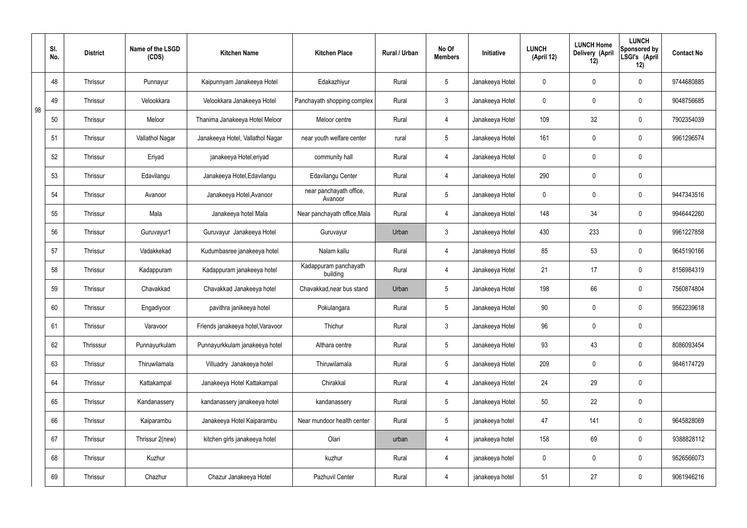| | Sl. No. | District | Name of the LSGD (CDS) | Kitchen Name | Kitchen Place | Rural / Urban | No Of Members | Initiative | LUNCH (April 12) | LUNCH Home Delivery (April 12) | LUNCH Sponsored by LSGI's (April 12) | Contact No |
|---|---|---|---|---|---|---|---|---|---|---|---|---|
| 98 | 48 | Thrissur | Punnayur | Kaipunnyam Janakeeya Hotel | Edakazhiyur | Rural | 5 | Janakeeya Hotel | 0 | 0 | 0 | 9744680885 |
| | 49 | Thrissur | Velookkara | Velookkara Janakeeya Hotel | Panchayath shopping complex | Rural | 3 | Janakeeya Hotel | 0 | 0 | 0 | 9048756685 |
| | 50 | Thrissur | Meloor | Thanima Janakeeya Hotel Meloor | Meloor centre | Rural | 4 | Janakeeya Hotel | 109 | 32 | 0 | 7902354039 |
| | 51 | Thrissur | Vallathol Nagar | Janakeeya Hotel, Vallathol Nagar | near youth welfare center | rural | 5 | Janakeeya Hotel | 161 | 0 | 0 | 9961296574 |
| | 52 | Thrissur | Eriyad | janakeeya Hotel,eriyad | community hall | Rural | 4 | Janakeeya Hotel | 0 | 0 | 0 | |
| | 53 | Thrissur | Edavilangu | Janakeeya Hotel,Edavilangu | Edavilangu Center | Rural | 4 | Janakeeya Hotel | 290 | 0 | 0 | |
| | 54 | Thrissur | Avanoor | Janakeeya Hotel,Avanoor | near panchayath office, Avanoor | Rural | 5 | Janakeeya Hotel | 0 | 0 | 0 | 9447343516 |
| | 55 | Thrissur | Mala | Janakeeya hotel Mala | Near panchayath office,Mala | Rural | 4 | Janakeeya Hotel | 148 | 34 | 0 | 9946442260 |
| | 56 | Thrissur | Guruvayur1 | Guruvayur Janakeeya Hotel | Guruvayur | Urban | 3 | Janakeeya Hotel | 430 | 233 | 0 | 9961227858 |
| | 57 | Thrissur | Vadakkekad | Kudumbasree janakeeya hotel | Nalam kallu | Rural | 4 | Janakeeya Hotel | 85 | 53 | 0 | 9645190166 |
| | 58 | Thrissur | Kadappuram | Kadappuram janakeeya hotel | Kadappuram panchayath building | Rural | 4 | Janakeeya Hotel | 21 | 17 | 0 | 8156984319 |
| | 59 | Thrissur | Chavakkad | Chavakkad Janakeeya hotel | Chavakkad,near bus stand | Urban | 5 | Janakeeya Hotel | 198 | 66 | 0 | 7560874804 |
| | 60 | Thrissur | Engadiyoor | pavithra janikeeya hotel | Pokulangara | Rural | 5 | Janakeeya Hotel | 90 | 0 | 0 | 9562239618 |
| | 61 | Thrissur | Varavoor | Friends janakeeya hotel,Varavoor | Thichur | Rural | 3 | Janakeeya Hotel | 96 | 0 | 0 | |
| | 62 | Thrisssur | Punnayurkulam | Punnayurkkulam janakeeya hotel | Althara centre | Rural | 5 | Janakeeya Hotel | 93 | 43 | 0 | 8086093454 |
| | 63 | Thrissur | Thiruwilamala | Villuadry Janakeeya hotel | Thiruwilamala | Rural | 5 | Janakeeya Hotel | 209 | 0 | 0 | 9846174729 |
| | 64 | Thrissur | Kattakampal | Janakeeya Hotel Kattakampal | Chirakkal | Rural | 4 | Janakeeya Hotel | 24 | 29 | 0 | |
| | 65 | Thrissur | Kandanassery | kandanassery janakeeya hotel | kandanassery | Rural | 5 | Janakeeya Hotel | 50 | 22 | 0 | |
| | 66 | Thrissur | Kaiparambu | Janakeeya Hotel Kaiparambu | Near mundoor health center | Rural | 5 | janakeeya hotel | 47 | 141 | 0 | 9645828069 |
| | 67 | Thrissur | Thrissur 2(new) | kitchen girls janakeeya hotel | Olari | urban | 4 | janakeeya hotel | 158 | 69 | 0 | 9388828112 |
| | 68 | Thrissur | Kuzhur | | kuzhur | Rural | 4 | janakeeya hotel | 0 | 0 | 0 | 9526566073 |
| | 69 | Thrissur | Chazhur | Chazur Janakeeya Hotel | Pazhuvil Center | Rural | 4 | janakeeya hotel | 51 | 27 | 0 | 9061946216 |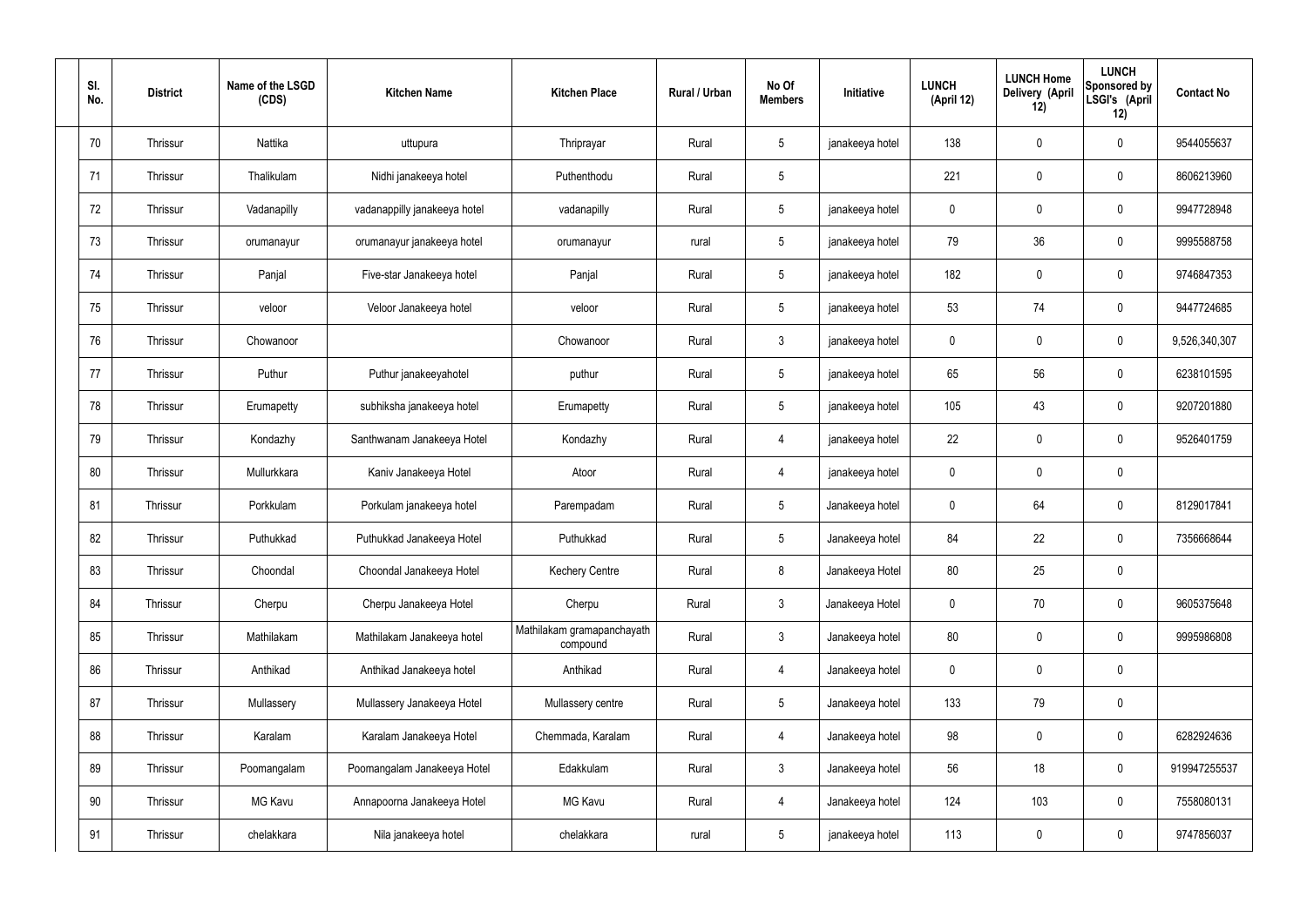| Sl. No. | District | Name of the LSGD (CDS) | Kitchen Name | Kitchen Place | Rural / Urban | No Of Members | Initiative | LUNCH (April 12) | LUNCH Home Delivery (April 12) | LUNCH Sponsored by LSGI's (April 12) | Contact No |
|---|---|---|---|---|---|---|---|---|---|---|---|
| 70 | Thrissur | Nattika | uttupura | Thriprayar | Rural | 5 | janakeeya hotel | 138 | 0 | 0 | 9544055637 |
| 71 | Thrissur | Thalikulam | Nidhi janakeeya hotel | Puthenthodu | Rural | 5 | | 221 | 0 | 0 | 8606213960 |
| 72 | Thrissur | Vadanapilly | vadanappilly janakeeya hotel | vadanapilly | Rural | 5 | janakeeya hotel | 0 | 0 | 0 | 9947728948 |
| 73 | Thrissur | orumanayur | orumanayur janakeeya hotel | orumanayur | rural | 5 | janakeeya hotel | 79 | 36 | 0 | 9995588758 |
| 74 | Thrissur | Panjal | Five-star Janakeeya hotel | Panjal | Rural | 5 | janakeeya hotel | 182 | 0 | 0 | 9746847353 |
| 75 | Thrissur | veloor | Veloor Janakeeya hotel | veloor | Rural | 5 | janakeeya hotel | 53 | 74 | 0 | 9447724685 |
| 76 | Thrissur | Chowanoor | | Chowanoor | Rural | 3 | janakeeya hotel | 0 | 0 | 0 | 9,526,340,307 |
| 77 | Thrissur | Puthur | Puthur janakeeyahotel | puthur | Rural | 5 | janakeeya hotel | 65 | 56 | 0 | 6238101595 |
| 78 | Thrissur | Erumapetty | subhiksha janakeeya hotel | Erumapetty | Rural | 5 | janakeeya hotel | 105 | 43 | 0 | 9207201880 |
| 79 | Thrissur | Kondazhy | Santhwanam Janakeeya Hotel | Kondazhy | Rural | 4 | janakeeya hotel | 22 | 0 | 0 | 9526401759 |
| 80 | Thrissur | Mullurkkara | Kaniv Janakeeya Hotel | Atoor | Rural | 4 | janakeeya hotel | 0 | 0 | 0 | |
| 81 | Thrissur | Porkkulam | Porkulam janakeeya hotel | Parempadam | Rural | 5 | Janakeeya hotel | 0 | 64 | 0 | 8129017841 |
| 82 | Thrissur | Puthukkad | Puthukkad Janakeeya Hotel | Puthukkad | Rural | 5 | Janakeeya hotel | 84 | 22 | 0 | 7356668644 |
| 83 | Thrissur | Choondal | Choondal Janakeeya Hotel | Kechery Centre | Rural | 8 | Janakeeya Hotel | 80 | 25 | 0 | |
| 84 | Thrissur | Cherpu | Cherpu Janakeeya Hotel | Cherpu | Rural | 3 | Janakeeya Hotel | 0 | 70 | 0 | 9605375648 |
| 85 | Thrissur | Mathilakam | Mathilakam Janakeeya hotel | Mathilakam gramapanchayath compound | Rural | 3 | Janakeeya hotel | 80 | 0 | 0 | 9995986808 |
| 86 | Thrissur | Anthikad | Anthikad Janakeeya hotel | Anthikad | Rural | 4 | Janakeeya hotel | 0 | 0 | 0 | |
| 87 | Thrissur | Mullassery | Mullassery Janakeeya Hotel | Mullassery centre | Rural | 5 | Janakeeya hotel | 133 | 79 | 0 | |
| 88 | Thrissur | Karalam | Karalam Janakeeya Hotel | Chemmada, Karalam | Rural | 4 | Janakeeya hotel | 98 | 0 | 0 | 6282924636 |
| 89 | Thrissur | Poomangalam | Poomangalam Janakeeya Hotel | Edakkulam | Rural | 3 | Janakeeya hotel | 56 | 18 | 0 | 919947255537 |
| 90 | Thrissur | MG Kavu | Annapoorna Janakeeya Hotel | MG Kavu | Rural | 4 | Janakeeya hotel | 124 | 103 | 0 | 7558080131 |
| 91 | Thrissur | chelakkara | Nila janakeeya hotel | chelakkara | rural | 5 | janakeeya hotel | 113 | 0 | 0 | 9747856037 |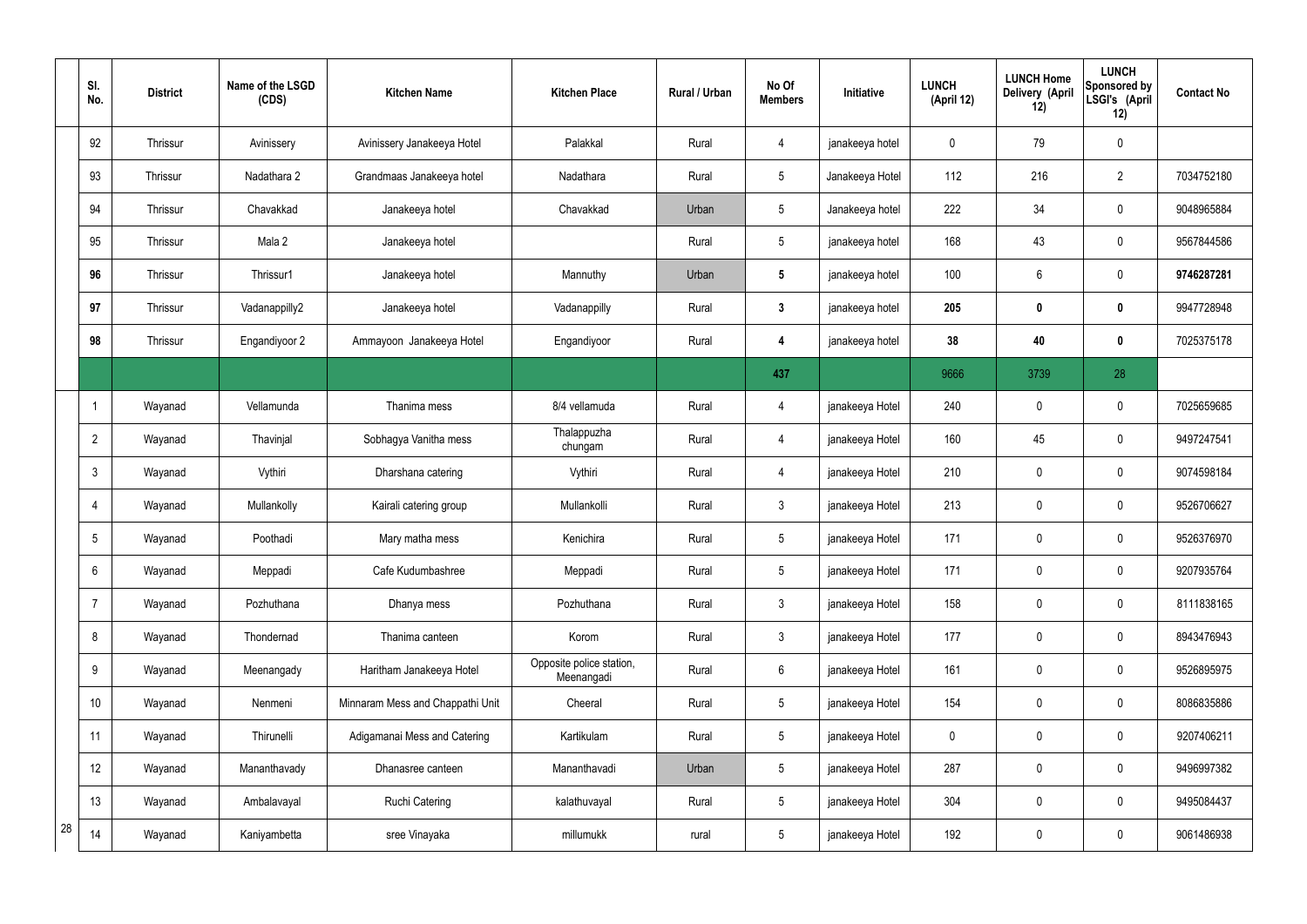| | Sl. No. | District | Name of the LSGD (CDS) | Kitchen Name | Kitchen Place | Rural / Urban | No Of Members | Initiative | LUNCH (April 12) | LUNCH Home Delivery (April 12) | LUNCH Sponsored by LSGI's (April 12) | Contact No |
|---|---|---|---|---|---|---|---|---|---|---|---|---|
| | 92 | Thrissur | Avinissery | Avinissery Janakeeya Hotel | Palakkal | Rural | 4 | janakeeya hotel | 0 | 79 | 0 | |
| | 93 | Thrissur | Nadathara 2 | Grandmaas Janakeeya hotel | Nadathara | Rural | 5 | Janakeeya Hotel | 112 | 216 | 2 | 7034752180 |
| | 94 | Thrissur | Chavakkad | Janakeeya hotel | Chavakkad | Urban | 5 | Janakeeya hotel | 222 | 34 | 0 | 9048965884 |
| | 95 | Thrissur | Mala 2 | Janakeeya hotel | | Rural | 5 | janakeeya hotel | 168 | 43 | 0 | 9567844586 |
| | **96** | Thrissur | Thrissur1 | Janakeeya hotel | Mannuthy | Urban | **5** | janakeeya hotel | 100 | 6 | 0 | **9746287281** |
| | **97** | Thrissur | Vadanappilly2 | Janakeeya hotel | Vadanappilly | Rural | **3** | janakeeya hotel | **205** | **0** | **0** | 9947728948 |
| | **98** | Thrissur | Engandiyoor 2 | Ammayoon Janakeeya Hotel | Engandiyoor | Rural | **4** | janakeeya hotel | **38** | **40** | **0** | 7025375178 |
| | | | | | | | **437** | | 9666 | 3739 | 28 | |
| | 1 | Wayanad | Vellamunda | Thanima mess | 8/4 vellamuda | Rural | 4 | janakeeya Hotel | 240 | 0 | 0 | 7025659685 |
| | 2 | Wayanad | Thavinjal | Sobhagya Vanitha mess | Thalappuzha chungam | Rural | 4 | janakeeya Hotel | 160 | 45 | 0 | 9497247541 |
| | 3 | Wayanad | Vythiri | Dharshana catering | Vythiri | Rural | 4 | janakeeya Hotel | 210 | 0 | 0 | 9074598184 |
| | 4 | Wayanad | Mullankolly | Kairali catering group | Mullankolli | Rural | 3 | janakeeya Hotel | 213 | 0 | 0 | 9526706627 |
| | 5 | Wayanad | Poothadi | Mary matha mess | Kenichira | Rural | 5 | janakeeya Hotel | 171 | 0 | 0 | 9526376970 |
| | 6 | Wayanad | Meppadi | Cafe Kudumbashree | Meppadi | Rural | 5 | janakeeya Hotel | 171 | 0 | 0 | 9207935764 |
| | 7 | Wayanad | Pozhuthana | Dhanya mess | Pozhuthana | Rural | 3 | janakeeya Hotel | 158 | 0 | 0 | 8111838165 |
| | 8 | Wayanad | Thondernad | Thanima canteen | Korom | Rural | 3 | janakeeya Hotel | 177 | 0 | 0 | 8943476943 |
| | 9 | Wayanad | Meenangady | Haritham Janakeeya Hotel | Opposite police station, Meenangadi | Rural | 6 | janakeeya Hotel | 161 | 0 | 0 | 9526895975 |
| | 10 | Wayanad | Nenmeni | Minnaram Mess and Chappathi Unit | Cheeral | Rural | 5 | janakeeya Hotel | 154 | 0 | 0 | 8086835886 |
| | 11 | Wayanad | Thirunelli | Adigamanai Mess and Catering | Kartikulam | Rural | 5 | janakeeya Hotel | 0 | 0 | 0 | 9207406211 |
| | 12 | Wayanad | Mananthavady | Dhanasree canteen | Mananthavadi | Urban | 5 | janakeeya Hotel | 287 | 0 | 0 | 9496997382 |
| | 13 | Wayanad | Ambalavayal | Ruchi Catering | kalathuvayal | Rural | 5 | janakeeya Hotel | 304 | 0 | 0 | 9495084437 |
| 28 | 14 | Wayanad | Kaniyambetta | sree Vinayaka | millumukk | rural | 5 | janakeeya Hotel | 192 | 0 | 0 | 9061486938 |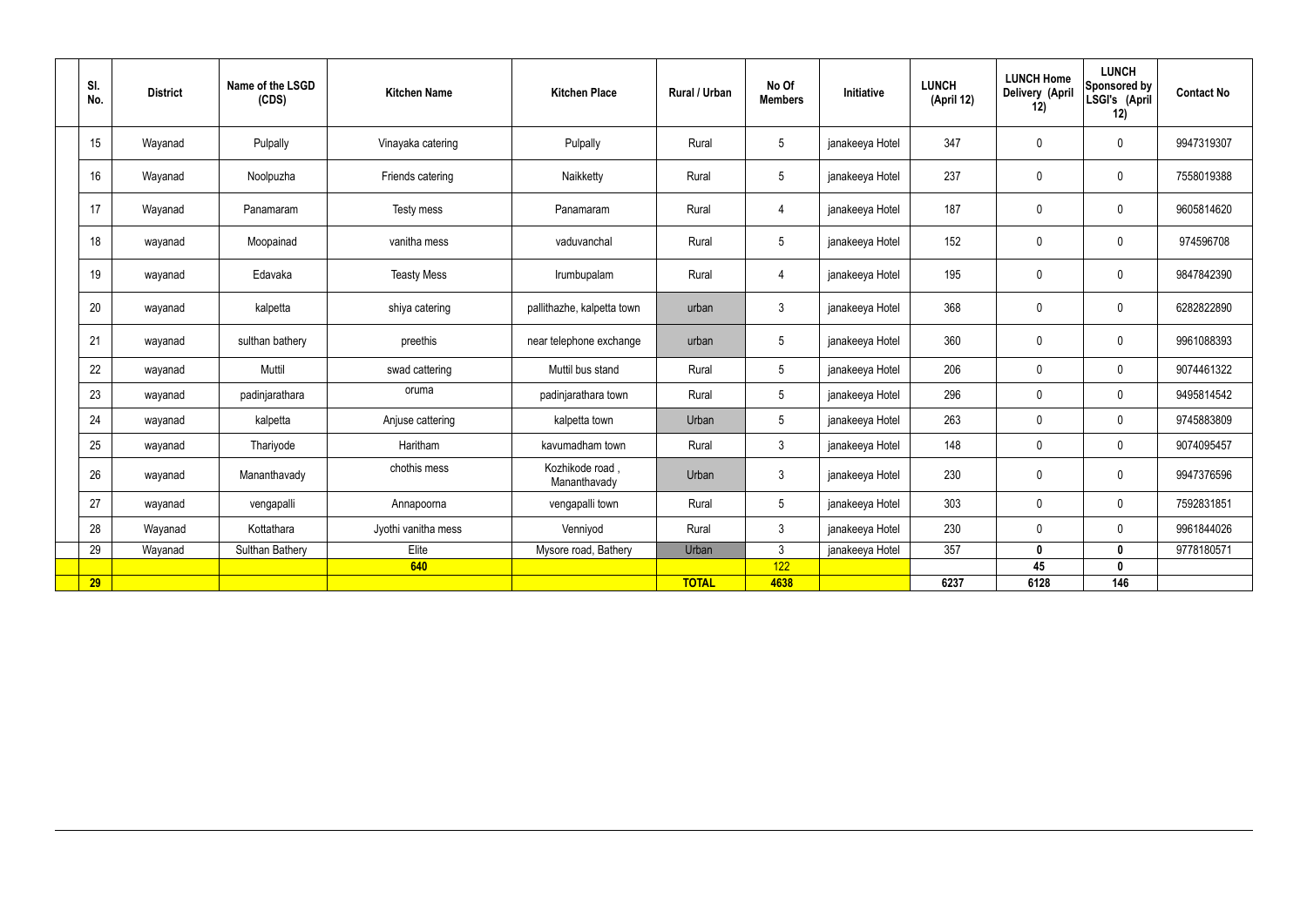| Sl. No. | District | Name of the LSGD (CDS) | Kitchen Name | Kitchen Place | Rural / Urban | No Of Members | Initiative | LUNCH (April 12) | LUNCH Home Delivery (April 12) | LUNCH Sponsored by LSGI's (April 12) | Contact No |
|---|---|---|---|---|---|---|---|---|---|---|---|
| 15 | Wayanad | Pulpally | Vinayaka catering | Pulpally | Rural | 5 | janakeeya Hotel | 347 | 0 | 0 | 9947319307 |
| 16 | Wayanad | Noolpuzha | Friends catering | Naikketty | Rural | 5 | janakeeya Hotel | 237 | 0 | 0 | 7558019388 |
| 17 | Wayanad | Panamaram | Testy mess | Panamaram | Rural | 4 | janakeeya Hotel | 187 | 0 | 0 | 9605814620 |
| 18 | wayanad | Moopainad | vanitha mess | vaduvanchal | Rural | 5 | janakeeya Hotel | 152 | 0 | 0 | 974596708 |
| 19 | wayanad | Edavaka | Teasty Mess | Irumbupalam | Rural | 4 | janakeeya Hotel | 195 | 0 | 0 | 9847842390 |
| 20 | wayanad | kalpetta | shiya catering | pallithazhe, kalpetta town | urban | 3 | janakeeya Hotel | 368 | 0 | 0 | 6282822890 |
| 21 | wayanad | sulthan bathery | preethis | near telephone exchange | urban | 5 | janakeeya Hotel | 360 | 0 | 0 | 9961088393 |
| 22 | wayanad | Muttil | swad cattering | Muttil bus stand | Rural | 5 | janakeeya Hotel | 206 | 0 | 0 | 9074461322 |
| 23 | wayanad | padinjarathara | oruma | padinjarathara town | Rural | 5 | janakeeya Hotel | 296 | 0 | 0 | 9495814542 |
| 24 | wayanad | kalpetta | Anjuse cattering | kalpetta town | Urban | 5 | janakeeya Hotel | 263 | 0 | 0 | 9745883809 |
| 25 | wayanad | Thariyode | Haritham | kavumadham town | Rural | 3 | janakeeya Hotel | 148 | 0 | 0 | 9074095457 |
| 26 | wayanad | Mananthavady | chothis mess | Kozhikode road , Mananthavady | Urban | 3 | janakeeya Hotel | 230 | 0 | 0 | 9947376596 |
| 27 | wayanad | vengapalli | Annapoorna | vengapalli town | Rural | 5 | janakeeya Hotel | 303 | 0 | 0 | 7592831851 |
| 28 | Wayanad | Kottathara | Jyothi vanitha mess | Venniyod | Rural | 3 | janakeeya Hotel | 230 | 0 | 0 | 9961844026 |
| 29 | Wayanad | Sulthan Bathery | Elite | Mysore road, Bathery | Urban | 3 | janakeeya Hotel | 357 | **0** | **0** | 9778180571 |
| | | | **640** | | | 122 | | | **45** | **0** | |
| **29** | | | | | **TOTAL** | **4638** | | **6237** | **6128** | **146** | |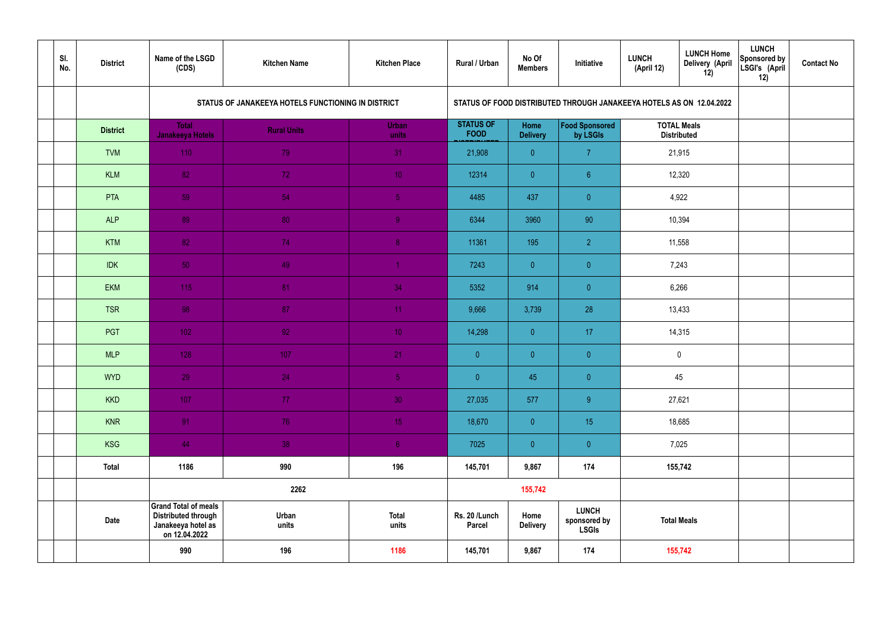| Sl. No. | District | Name of the LSGD (CDS) | Kitchen Name | Kitchen Place | Rural / Urban | No Of Members | Initiative | LUNCH (April 12) | LUNCH Home Delivery (April 12) | LUNCH Sponsored by LSGI's (April 12) | Contact No |
|---|---|---|---|---|---|---|---|---|---|---|---|
| | | STATUS OF JANAKEEYA HOTELS FUNCTIONING IN DISTRICT | | | STATUS OF FOOD DISTRIBUTED THROUGH JANAKEEYA HOTELS AS ON 12.04.2022 | | | | | | |
| | District | Total Janakeeya Hotels | Rural Units | Urban units | STATUS OF FOOD DISTRIBUTED | Home Delivery | Food Sponsored by LSGIs | TOTAL Meals Distributed | | | |
| | TVM | 110 | 79 | 31 | 21,908 | 0 | 7 | 21,915 | | | |
| | KLM | 82 | 72 | 10 | 12314 | 0 | 6 | 12,320 | | | |
| | PTA | 59 | 54 | 5 | 4485 | 437 | 0 | 4,922 | | | |
| | ALP | 89 | 80 | 9 | 6344 | 3960 | 90 | 10,394 | | | |
| | KTM | 82 | 74 | 8 | 11361 | 195 | 2 | 11,558 | | | |
| | IDK | 50 | 49 | 1 | 7243 | 0 | 0 | 7,243 | | | |
| | EKM | 115 | 81 | 34 | 5352 | 914 | 0 | 6,266 | | | |
| | TSR | 98 | 87 | 11 | 9,666 | 3,739 | 28 | 13,433 | | | |
| | PGT | 102 | 92 | 10 | 14,298 | 0 | 17 | 14,315 | | | |
| | MLP | 128 | 107 | 21 | 0 | 0 | 0 | 0 | | | |
| | WYD | 29 | 24 | 5 | 0 | 45 | 0 | 45 | | | |
| | KKD | 107 | 77 | 30 | 27,035 | 577 | 9 | 27,621 | | | |
| | KNR | 91 | 76 | 15 | 18,670 | 0 | 15 | 18,685 | | | |
| | KSG | 44 | 38 | 6 | 7025 | 0 | 0 | 7,025 | | | |
| | Total | 1186 | 990 | 196 | 145,701 | 9,867 | 174 | 155,742 | | | |
| | | | 2262 | | | 155,742 | | | | | |
| | Date | Grand Total of meals Distributed through Janakeeya hotel as on 12.04.2022 | Urban units | Total units | Rs. 20 /Lunch Parcel | Home Delivery | LUNCH sponsored by LSGIs | Total Meals | | | |
| | | 990 | 196 | 1186 | 145,701 | 9,867 | 174 | 155,742 | | | |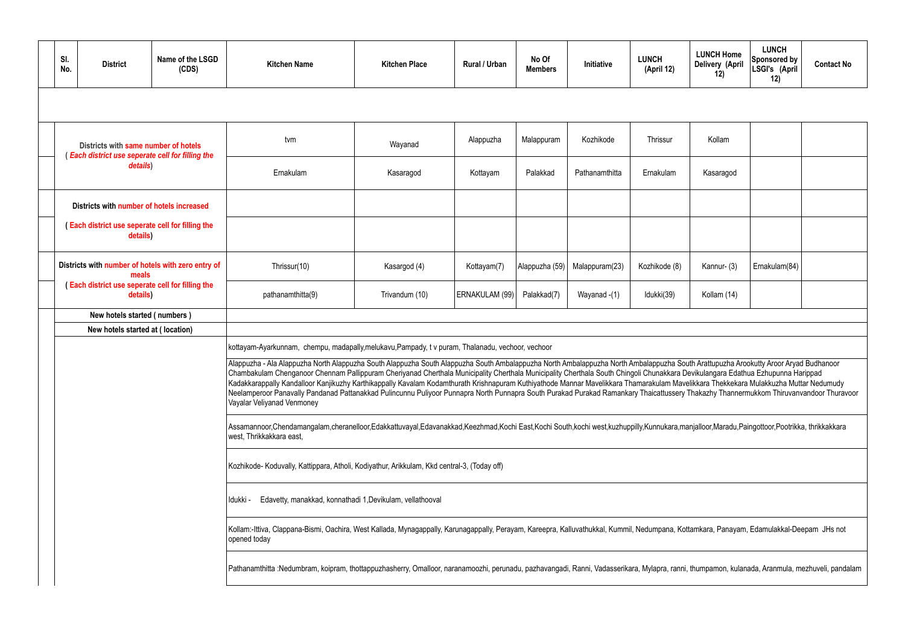| Sl. No. | District | Name of the LSGD (CDS) | Kitchen Name | Kitchen Place | Rural / Urban | No Of Members | Initiative | LUNCH (April 12) | LUNCH Home Delivery (April 12) | LUNCH Sponsored by LSGI's (April 12) | Contact No |
|---|---|---|---|---|---|---|---|---|---|---|---|
| | | | | | | | | | | | |
| Districts with same number of hotels ( *Each district use seperate cell for filling the details*) | | | tvm | Wayanad | Alappuzha | Malappuram | Kozhikode | Thrissur | Kollam | | |
| | | | Ernakulam | Kasaragod | Kottayam | Palakkad | Pathanamthitta | Ernakulam | Kasaragod | | |
| Districts with number of hotels increased | | | | | | | | | | | |
| ( Each district use seperate cell for filling the details) | | | | | | | | | | | |
| Districts with number of hotels with zero entry of meals ( Each district use seperate cell for filling the details) | | | Thrissur(10) | Kasargod (4) | Kottayam(7) | Alappuzha (59) | Malappuram(23) | Kozhikode (8) | Kannur- (3) | Ernakulam(84) | |
| | | | pathanamthitta(9) | Trivandum (10) | ERNAKULAM (99) | Palakkad(7) | Wayanad -(1) | Idukki(39) | Kollam (14) | | |
| New hotels started ( numbers ) | | | | | | | | | | | |
| New hotels started at ( location) | | | | | | | | | | | |

kottayam-Ayarkunnam, chempu, madapally,melukavu,Pampady, t v puram, Thalanadu, vechoor, vechoor

Alappuzha - Ala Alappuzha North Alappuzha South Alappuzha South Alappuzha South Ambalappuzha North Ambalappuzha North Ambalappuzha South Arattupuzha Arookutty Aroor Aryad Budhanoor Chambakulam Chenganoor Chennam Pallippuram Cheriyanad Cherthala Municipality Cherthala Municipality Cherthala South Chingoli Chunakkara Devikulangara Edathua Ezhupunna Harippad Kadakkarappally Kandalloor Kanjikuzhy Karthikappally Kavalam Kodamthurath Krishnapuram Kuthiyathode Mannar Mavelikkara Thamarakulam Mavelikkara Thekkekara Mulakkuzha Muttar Nedumudy Neelamperoor Panavally Pandanad Pattanakkad Pulincunnu Puliyoor Punnapra North Punnapra South Purakad Purakad Ramankary Thaicattussery Thakazhy Thannermukkom Thiruvanvandoor Thuravoor Vayalar Veliyanad Venmoney

Assamannoor,Chendamangalam,cheranelloor,Edakkattuvayal,Edavanakkad,Keezhmad,Kochi East,Kochi South,kochi west,kuzhuppilly,Kunnukara,manjalloor,Maradu,Paingottoor,Pootrikka, thrikkakkara west, Thrikkakkara east,

Kozhikode- Koduvally, Kattippara, Atholi, Kodiyathur, Arikkulam, Kkd central-3, (Today off)

Idukki - Edavetty, manakkad, konnathadi 1,Devikulam, vellathooval

Kollam:-Ittiva, Clappana-Bismi, Oachira, West Kallada, Mynagappally, Karunagappally, Perayam, Kareepra, Kalluvathukkal, Kummil, Nedumpana, Kottamkara, Panayam, Edamulakkal-Deepam JHs not opened today

Pathanamthitta :Nedumbram, koipram, thottappuzhasherry, Omalloor, naranamoozhi, perunadu, pazhavangadi, Ranni, Vadasserikara, Mylapra, ranni, thumpamon, kulanada, Aranmula, mezhuveli, pandalam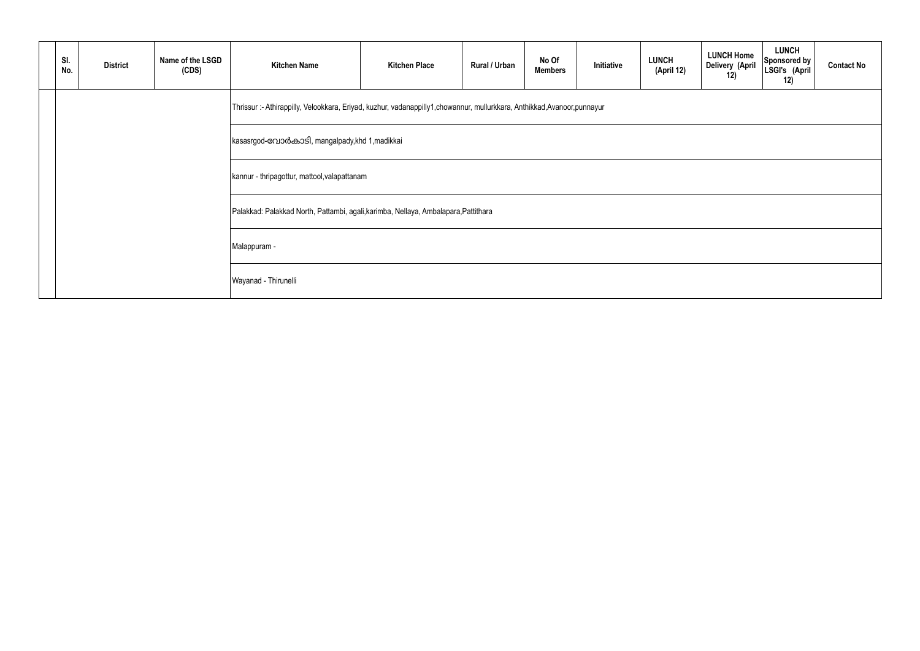| | Sl. No. | District | Name of the LSGD (CDS) | Kitchen Name | Kitchen Place | Rural / Urban | No Of Members | Initiative | LUNCH (April 12) | LUNCH Home Delivery (April 12) | LUNCH Sponsored by LSGI's (April 12) | Contact No |
|---|---|---|---|---|---|---|---|---|---|---|---|---|
| | | | | Thrissur :- Athirappilly, Velookkara, Eriyad, kuzhur, vadanappilly1,chowannur, mullurkkara, Anthikkad,Avanoor,punnayur | | | | | | | | |
| | | | | kasasrgod-വോർകാടി, mangalpady,khd 1,madikkai | | | | | | | | |
| | | | | kannur - thripagottur, mattool,valapattanam | | | | | | | | |
| | | | | Palakkad: Palakkad North, Pattambi, agali,karimba, Nellaya, Ambalapara,Pattithara | | | | | | | | |
| | | | | Malappuram - | | | | | | | | |
| | | | | Wayanad - Thirunelli | | | | | | | | |